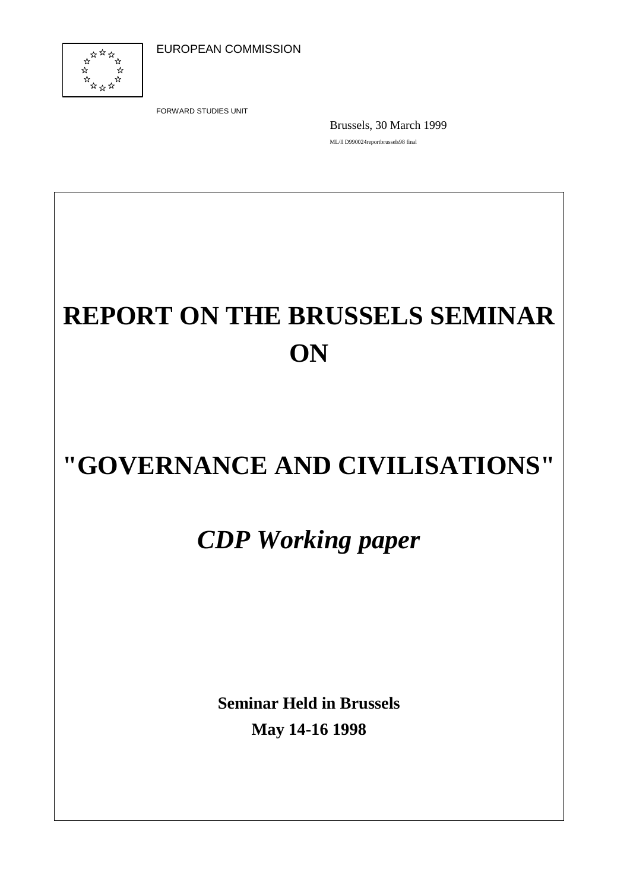EUROPEAN COMMISSION

FORWARD STUDIES UNIT

Brussels, 30 March 1999

ML/ll D990024reportbrussels98 final

# REPORT ON THE BRUSSELS SEMINAR ON

# "GOVERNANCE AND CIVILISATIONS"

## *CDP Working paper*

**Seminar Held in Brussels**

**May 14-16 1998**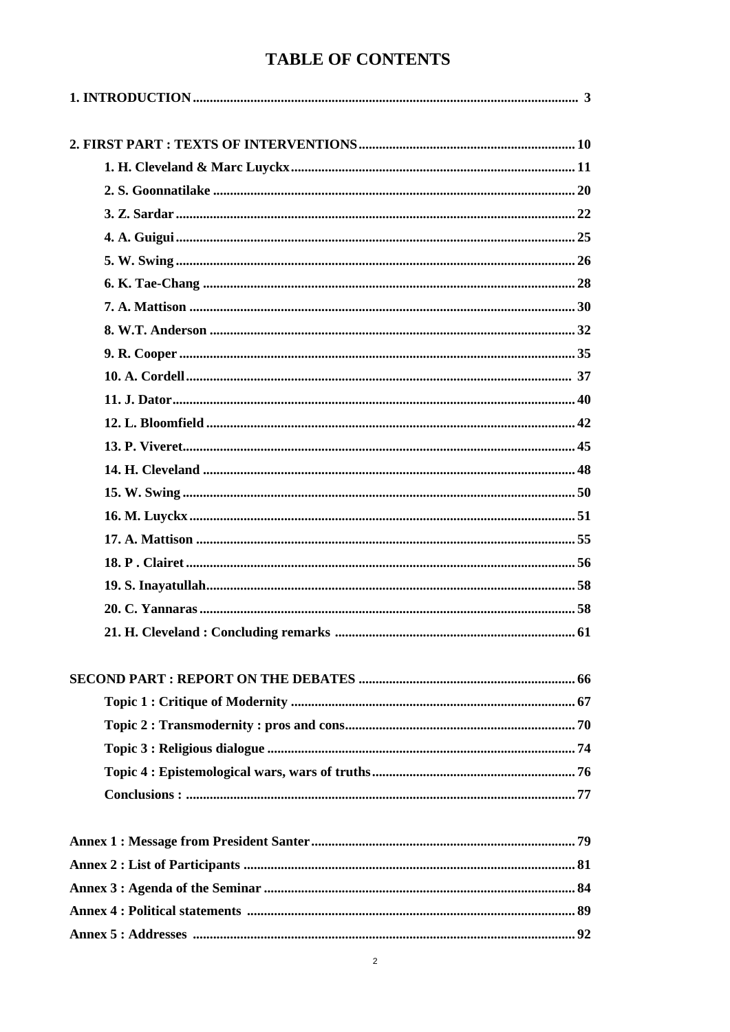# TABLE OF CONTENTS

**1. INTRODUCTION** ........ 3

**2. FIRST PART : TEXTS OF INTERVENTIONS** ........ 10

- **1. H. Cleveland & Marc Luyckx** ........ 11
- **2. S. Goonnatilake** ........ 20
- **3. Z. Sardar** ........ 22
- **4. A. Guigui** ........ 25
- **5. W. Swing** ........ 26
- **6. K. Tae-Chang** ........ 28
- **7. A. Mattison** ........ 30
- **8. W.T. Anderson** ........ 32
- **9. R. Cooper** ........ 35
- **10. A. Cordell** ........ 37
- **11. J. Dator** ........ 40
- **12. L. Bloomfield** ........ 42
- **13. P. Viveret** ........ 45
- **14. H. Cleveland** ........ 48
- **15. W. Swing** ........ 50
- **16. M. Luyckx** ........ 51
- **17. A. Mattison** ........ 55
- **18. P . Clairet** ........ 56
- **19. S. Inayatullah** ........ 58
- **20. C. Yannaras** ........ 58
- **21. H. Cleveland : Concluding remarks** ........ 61

**SECOND PART : REPORT ON THE DEBATES** ........ 66

- **Topic 1 : Critique of Modernity** ........ 67
- **Topic 2 : Transmodernity : pros and cons** ........ 70
- **Topic 3 : Religious dialogue** ........ 74
- **Topic 4 : Epistemological wars, wars of truths** ........ 76
- **Conclusions :** ........ 77

**Annex 1 : Message from President Santer** ........ 79

**Annex 2 : List of Participants** ........ 81

**Annex 3 : Agenda of the Seminar** ........ 84

**Annex 4 : Political statements** ........ 89

**Annex 5 : Addresses** ........ 92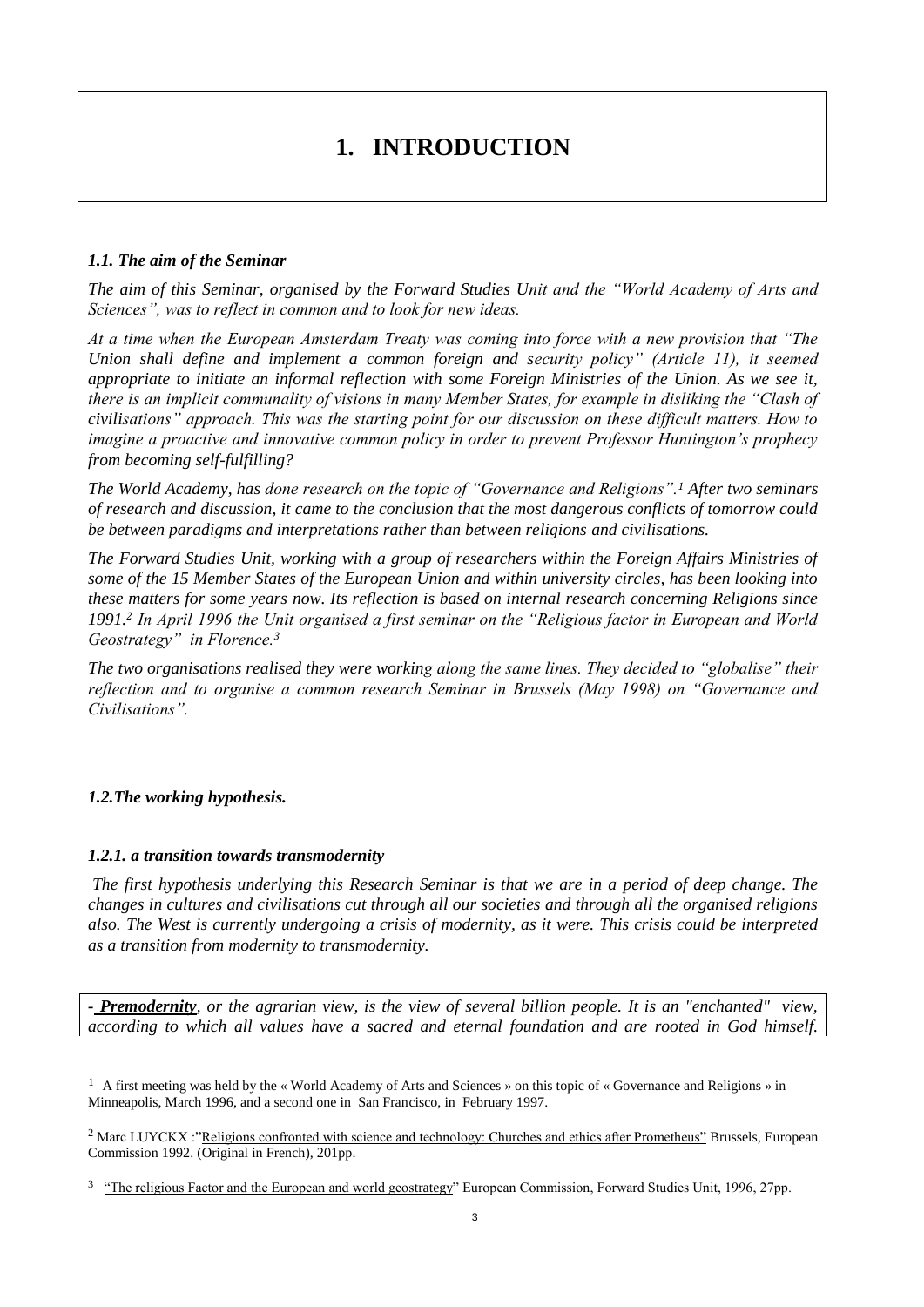# 1. INTRODUCTION

### *1.1. The aim of the Seminar*

*The aim of this Seminar, organised by the Forward Studies Unit and the "World Academy of Arts and Sciences", was to reflect in common and to look for new ideas.*

*At a time when the European Amsterdam Treaty was coming into force with a new provision that "The Union shall define and implement a common foreign and security policy" (Article 11), it seemed appropriate to initiate an informal reflection with some Foreign Ministries of the Union. As we see it, there is an implicit communality of visions in many Member States, for example in disliking the "Clash of civilisations" approach. This was the starting point for our discussion on these difficult matters. How to imagine a proactive and innovative common policy in order to prevent Professor Huntington's prophecy from becoming self-fulfilling?*

*The World Academy, has done research on the topic of "Governance and Religions".[1] After two seminars of research and discussion, it came to the conclusion that the most dangerous conflicts of tomorrow could be between paradigms and interpretations rather than between religions and civilisations.*

*The Forward Studies Unit, working with a group of researchers within the Foreign Affairs Ministries of some of the 15 Member States of the European Union and within university circles, has been looking into these matters for some years now. Its reflection is based on internal research concerning Religions since 1991.[2] In April 1996 the Unit organised a first seminar on the "Religious factor in European and World Geostrategy" in Florence.[3]*

*The two organisations realised they were working along the same lines. They decided to "globalise" their reflection and to organise a common research Seminar in Brussels (May 1998) on "Governance and Civilisations".*

### *1.2.The working hypothesis.*

#### *1.2.1. a transition towards transmodernity*

*The first hypothesis underlying this Research Seminar is that we are in a period of deep change. The changes in cultures and civilisations cut through all our societies and through all the organised religions also. The West is currently undergoing a crisis of modernity, as it were. This crisis could be interpreted as a transition from modernity to transmodernity.*

*- **Premodernity**, or the agrarian view, is the view of several billion people. It is an "enchanted" view, according to which all values have a sacred and eternal foundation and are rooted in God himself.*

---

[1] A first meeting was held by the « World Academy of Arts and Sciences » on this topic of « Governance and Religions » in Minneapolis, March 1996, and a second one in San Francisco, in February 1997.

[2] Marc LUYCKX :"Religions confronted with science and technology: Churches and ethics after Prometheus" Brussels, European Commission 1992. (Original in French), 201pp.

[3] "The religious Factor and the European and world geostrategy" European Commission, Forward Studies Unit, 1996, 27pp.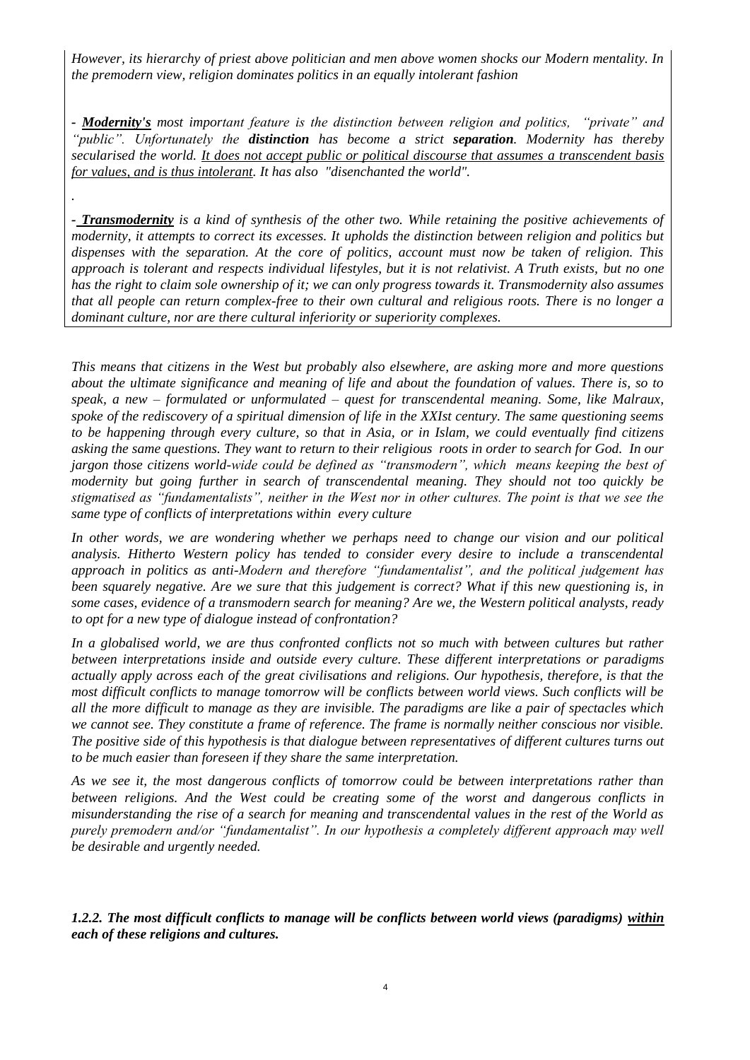*However, its hierarchy of priest above politician and men above women shocks our Modern mentality. In the premodern view, religion dominates politics in an equally intolerant fashion*

*- **Modernity's** most important feature is the distinction between religion and politics, "private" and "public". Unfortunately the **distinction** has become a strict **separation**. Modernity has thereby secularised the world. <u>It does not accept public or political discourse that assumes a transcendent basis for values, and is thus intolerant</u>. It has also "disenchanted the world".*

.

*- **Transmodernity** is a kind of synthesis of the other two. While retaining the positive achievements of modernity, it attempts to correct its excesses. It upholds the distinction between religion and politics but dispenses with the separation. At the core of politics, account must now be taken of religion. This approach is tolerant and respects individual lifestyles, but it is not relativist. A Truth exists, but no one has the right to claim sole ownership of it; we can only progress towards it. Transmodernity also assumes that all people can return complex-free to their own cultural and religious roots. There is no longer a dominant culture, nor are there cultural inferiority or superiority complexes.*

*This means that citizens in the West but probably also elsewhere, are asking more and more questions about the ultimate significance and meaning of life and about the foundation of values. There is, so to speak, a new – formulated or unformulated – quest for transcendental meaning. Some, like Malraux, spoke of the rediscovery of a spiritual dimension of life in the XXIst century. The same questioning seems to be happening through every culture, so that in Asia, or in Islam, we could eventually find citizens asking the same questions. They want to return to their religious roots in order to search for God. In our jargon those citizens world-wide could be defined as "transmodern", which means keeping the best of modernity but going further in search of transcendental meaning. They should not too quickly be stigmatised as "fundamentalists", neither in the West nor in other cultures. The point is that we see the same type of conflicts of interpretations within every culture*

*In other words, we are wondering whether we perhaps need to change our vision and our political analysis. Hitherto Western policy has tended to consider every desire to include a transcendental approach in politics as anti-Modern and therefore "fundamentalist", and the political judgement has been squarely negative. Are we sure that this judgement is correct? What if this new questioning is, in some cases, evidence of a transmodern search for meaning? Are we, the Western political analysts, ready to opt for a new type of dialogue instead of confrontation?*

*In a globalised world, we are thus confronted conflicts not so much with between cultures but rather between interpretations inside and outside every culture. These different interpretations or paradigms actually apply across each of the great civilisations and religions. Our hypothesis, therefore, is that the most difficult conflicts to manage tomorrow will be conflicts between world views. Such conflicts will be all the more difficult to manage as they are invisible. The paradigms are like a pair of spectacles which we cannot see. They constitute a frame of reference. The frame is normally neither conscious nor visible. The positive side of this hypothesis is that dialogue between representatives of different cultures turns out to be much easier than foreseen if they share the same interpretation.*

*As we see it, the most dangerous conflicts of tomorrow could be between interpretations rather than between religions. And the West could be creating some of the worst and dangerous conflicts in misunderstanding the rise of a search for meaning and transcendental values in the rest of the World as purely premodern and/or "fundamentalist". In our hypothesis a completely different approach may well be desirable and urgently needed.*

### *1.2.2. The most difficult conflicts to manage will be conflicts between world views (paradigms) <u>within</u> each of these religions and cultures.*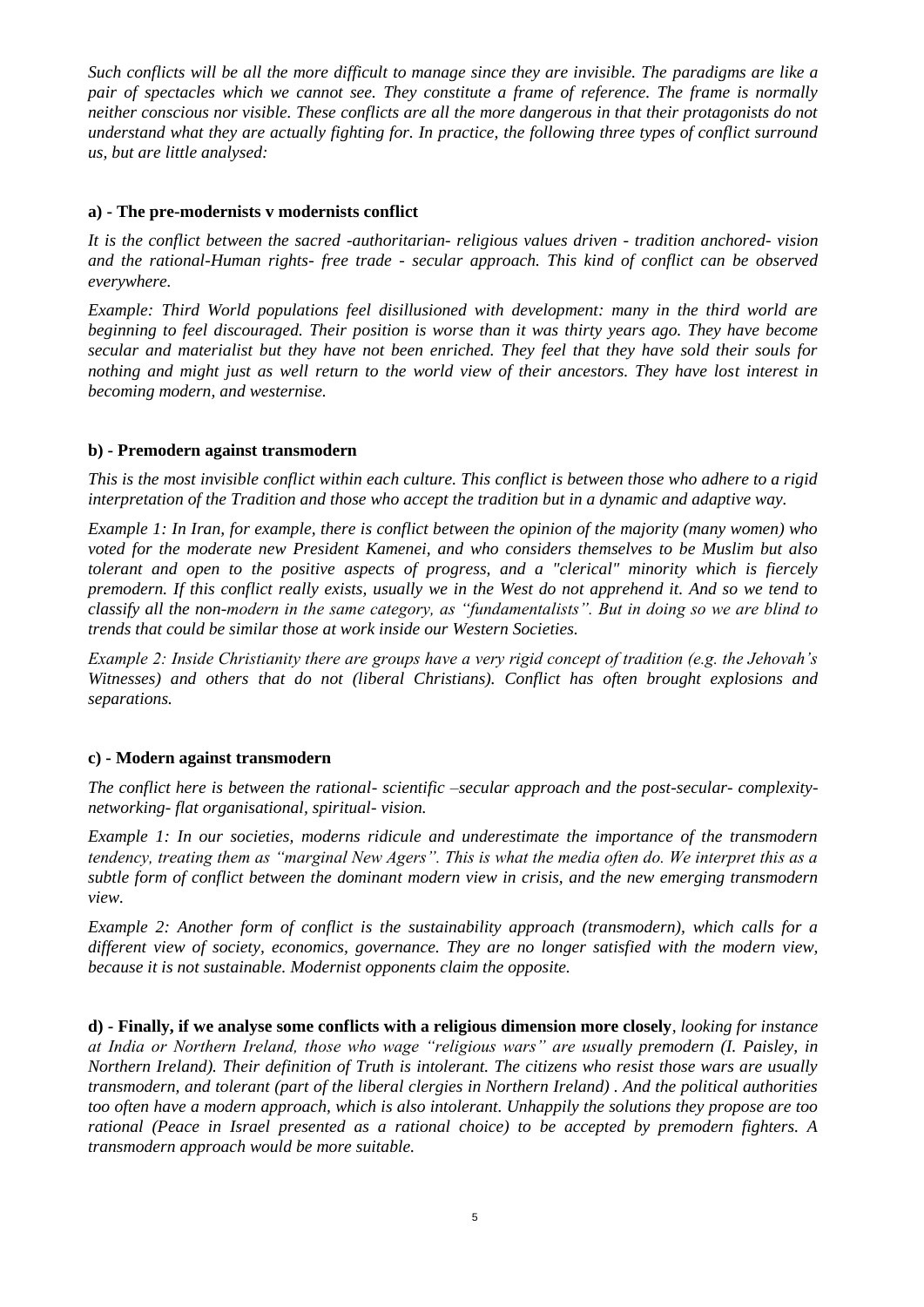*Such conflicts will be all the more difficult to manage since they are invisible. The paradigms are like a pair of spectacles which we cannot see. They constitute a frame of reference. The frame is normally neither conscious nor visible. These conflicts are all the more dangerous in that their protagonists do not understand what they are actually fighting for. In practice, the following three types of conflict surround us, but are little analysed:*

**a) - The pre-modernists v modernists conflict**

*It is the conflict between the sacred -authoritarian- religious values driven - tradition anchored- vision and the rational-Human rights- free trade - secular approach. This kind of conflict can be observed everywhere.*

*Example: Third World populations feel disillusioned with development: many in the third world are beginning to feel discouraged. Their position is worse than it was thirty years ago. They have become secular and materialist but they have not been enriched. They feel that they have sold their souls for nothing and might just as well return to the world view of their ancestors. They have lost interest in becoming modern, and westernise.*

**b) - Premodern against transmodern**

*This is the most invisible conflict within each culture. This conflict is between those who adhere to a rigid interpretation of the Tradition and those who accept the tradition but in a dynamic and adaptive way.*

*Example 1: In Iran, for example, there is conflict between the opinion of the majority (many women) who voted for the moderate new President Kamenei, and who considers themselves to be Muslim but also tolerant and open to the positive aspects of progress, and a "clerical" minority which is fiercely premodern. If this conflict really exists, usually we in the West do not apprehend it. And so we tend to classify all the non-modern in the same category, as "fundamentalists". But in doing so we are blind to trends that could be similar those at work inside our Western Societies.*

*Example 2: Inside Christianity there are groups have a very rigid concept of tradition (e.g. the Jehovah's Witnesses) and others that do not (liberal Christians). Conflict has often brought explosions and separations.*

**c) - Modern against transmodern**

*The conflict here is between the rational- scientific –secular approach and the post-secular- complexity-networking- flat organisational, spiritual- vision.*

*Example 1: In our societies, moderns ridicule and underestimate the importance of the transmodern tendency, treating them as "marginal New Agers". This is what the media often do. We interpret this as a subtle form of conflict between the dominant modern view in crisis, and the new emerging transmodern view.*

*Example 2: Another form of conflict is the sustainability approach (transmodern), which calls for a different view of society, economics, governance. They are no longer satisfied with the modern view, because it is not sustainable. Modernist opponents claim the opposite.*

**d) - Finally, if we analyse some conflicts with a religious dimension more closely**, *looking for instance at India or Northern Ireland, those who wage "religious wars" are usually premodern (I. Paisley, in Northern Ireland). Their definition of Truth is intolerant. The citizens who resist those wars are usually transmodern, and tolerant (part of the liberal clergies in Northern Ireland) . And the political authorities too often have a modern approach, which is also intolerant. Unhappily the solutions they propose are too rational (Peace in Israel presented as a rational choice) to be accepted by premodern fighters. A transmodern approach would be more suitable.*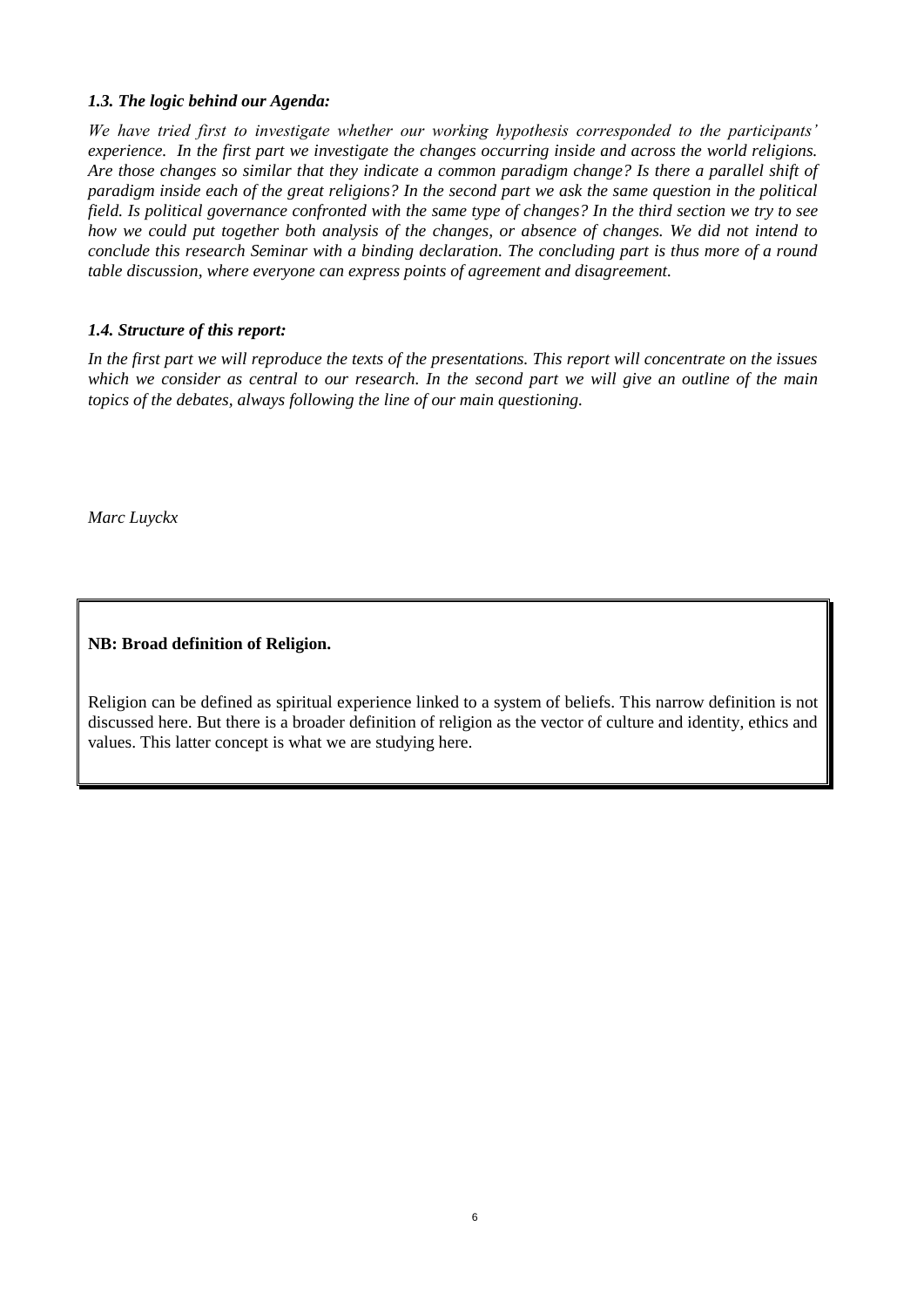### *1.3. The logic behind our Agenda:*

*We have tried first to investigate whether our working hypothesis corresponded to the participants' experience. In the first part we investigate the changes occurring inside and across the world religions. Are those changes so similar that they indicate a common paradigm change? Is there a parallel shift of paradigm inside each of the great religions? In the second part we ask the same question in the political field. Is political governance confronted with the same type of changes? In the third section we try to see how we could put together both analysis of the changes, or absence of changes. We did not intend to conclude this research Seminar with a binding declaration. The concluding part is thus more of a round table discussion, where everyone can express points of agreement and disagreement.*

### *1.4. Structure of this report:*

*In the first part we will reproduce the texts of the presentations. This report will concentrate on the issues which we consider as central to our research. In the second part we will give an outline of the main topics of the debates, always following the line of our main questioning.*

*Marc Luyckx*

**NB: Broad definition of Religion.**

Religion can be defined as spiritual experience linked to a system of beliefs. This narrow definition is not discussed here. But there is a broader definition of religion as the vector of culture and identity, ethics and values. This latter concept is what we are studying here.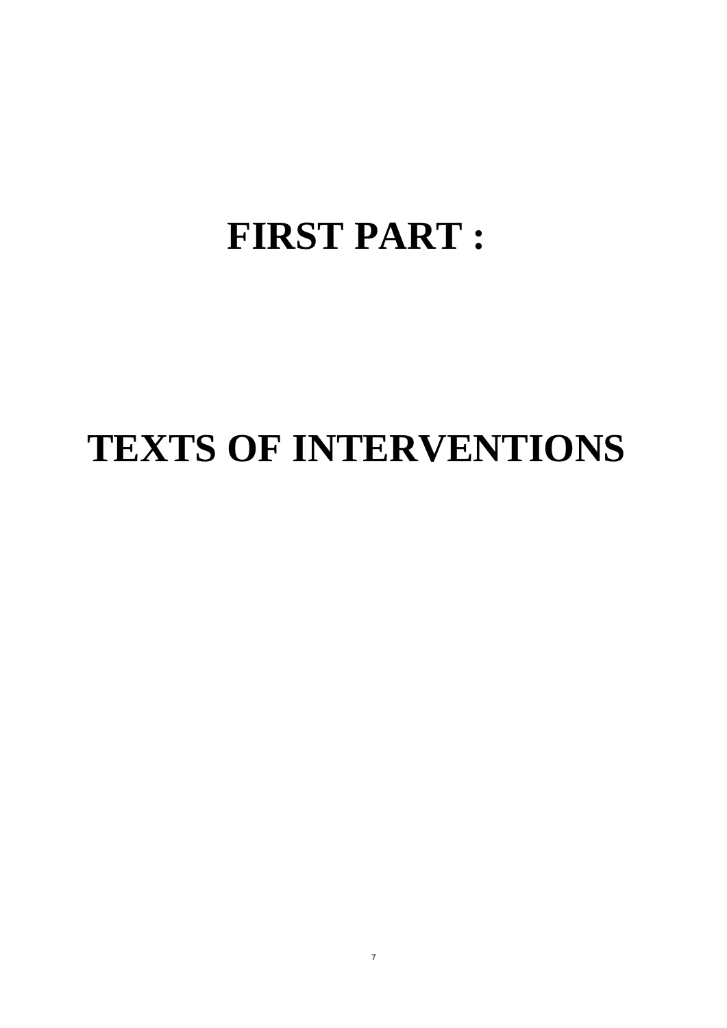# FIRST PART :

# TEXTS OF INTERVENTIONS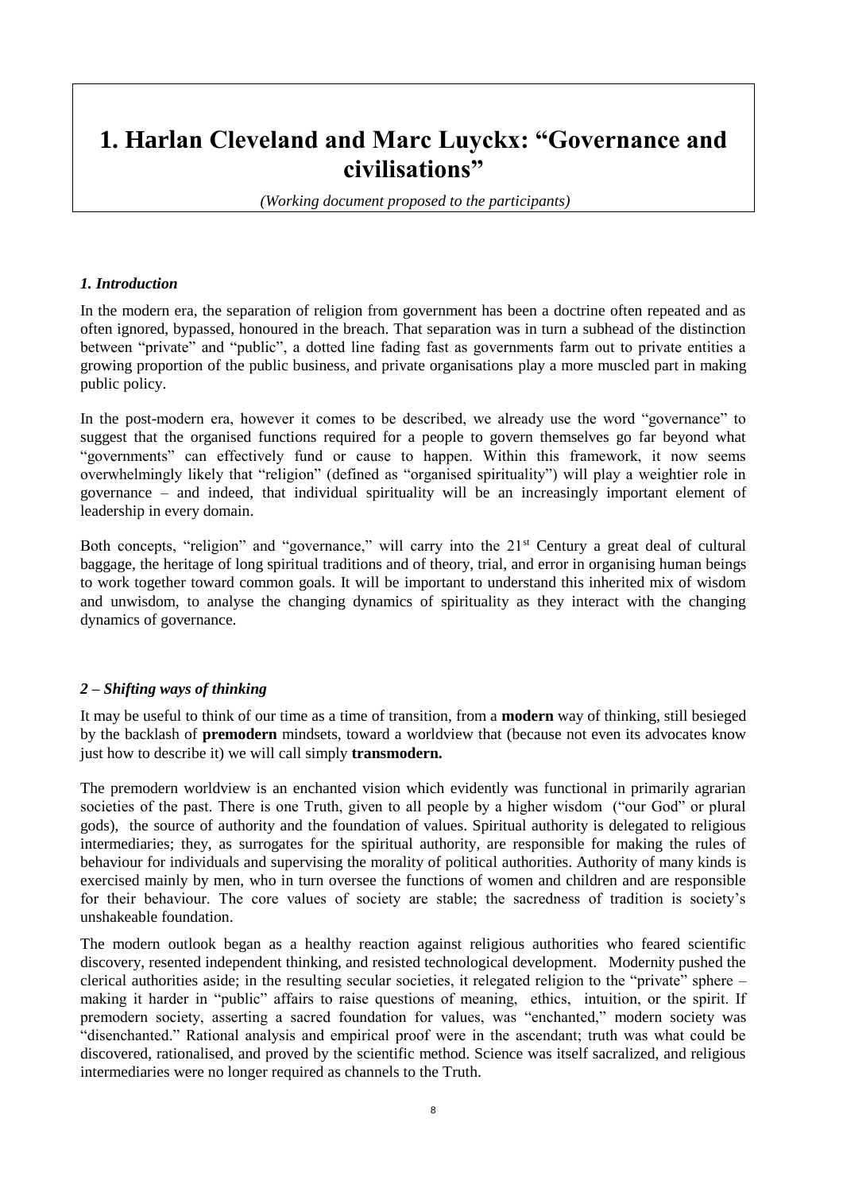# 1. Harlan Cleveland and Marc Luyckx: "Governance and civilisations"

*(Working document proposed to the participants)*

### *1. Introduction*

In the modern era, the separation of religion from government has been a doctrine often repeated and as often ignored, bypassed, honoured in the breach. That separation was in turn a subhead of the distinction between "private" and "public", a dotted line fading fast as governments farm out to private entities a growing proportion of the public business, and private organisations play a more muscled part in making public policy.

In the post-modern era, however it comes to be described, we already use the word "governance" to suggest that the organised functions required for a people to govern themselves go far beyond what "governments" can effectively fund or cause to happen. Within this framework, it now seems overwhelmingly likely that "religion" (defined as "organised spirituality") will play a weightier role in governance – and indeed, that individual spirituality will be an increasingly important element of leadership in every domain.

Both concepts, "religion" and "governance," will carry into the 21st Century a great deal of cultural baggage, the heritage of long spiritual traditions and of theory, trial, and error in organising human beings to work together toward common goals. It will be important to understand this inherited mix of wisdom and unwisdom, to analyse the changing dynamics of spirituality as they interact with the changing dynamics of governance.

### *2 – Shifting ways of thinking*

It may be useful to think of our time as a time of transition, from a **modern** way of thinking, still besieged by the backlash of **premodern** mindsets, toward a worldview that (because not even its advocates know just how to describe it) we will call simply **transmodern.**

The premodern worldview is an enchanted vision which evidently was functional in primarily agrarian societies of the past. There is one Truth, given to all people by a higher wisdom ("our God" or plural gods), the source of authority and the foundation of values. Spiritual authority is delegated to religious intermediaries; they, as surrogates for the spiritual authority, are responsible for making the rules of behaviour for individuals and supervising the morality of political authorities. Authority of many kinds is exercised mainly by men, who in turn oversee the functions of women and children and are responsible for their behaviour. The core values of society are stable; the sacredness of tradition is society's unshakeable foundation.

The modern outlook began as a healthy reaction against religious authorities who feared scientific discovery, resented independent thinking, and resisted technological development. Modernity pushed the clerical authorities aside; in the resulting secular societies, it relegated religion to the "private" sphere – making it harder in "public" affairs to raise questions of meaning, ethics, intuition, or the spirit. If premodern society, asserting a sacred foundation for values, was "enchanted," modern society was "disenchanted." Rational analysis and empirical proof were in the ascendant; truth was what could be discovered, rationalised, and proved by the scientific method. Science was itself sacralized, and religious intermediaries were no longer required as channels to the Truth.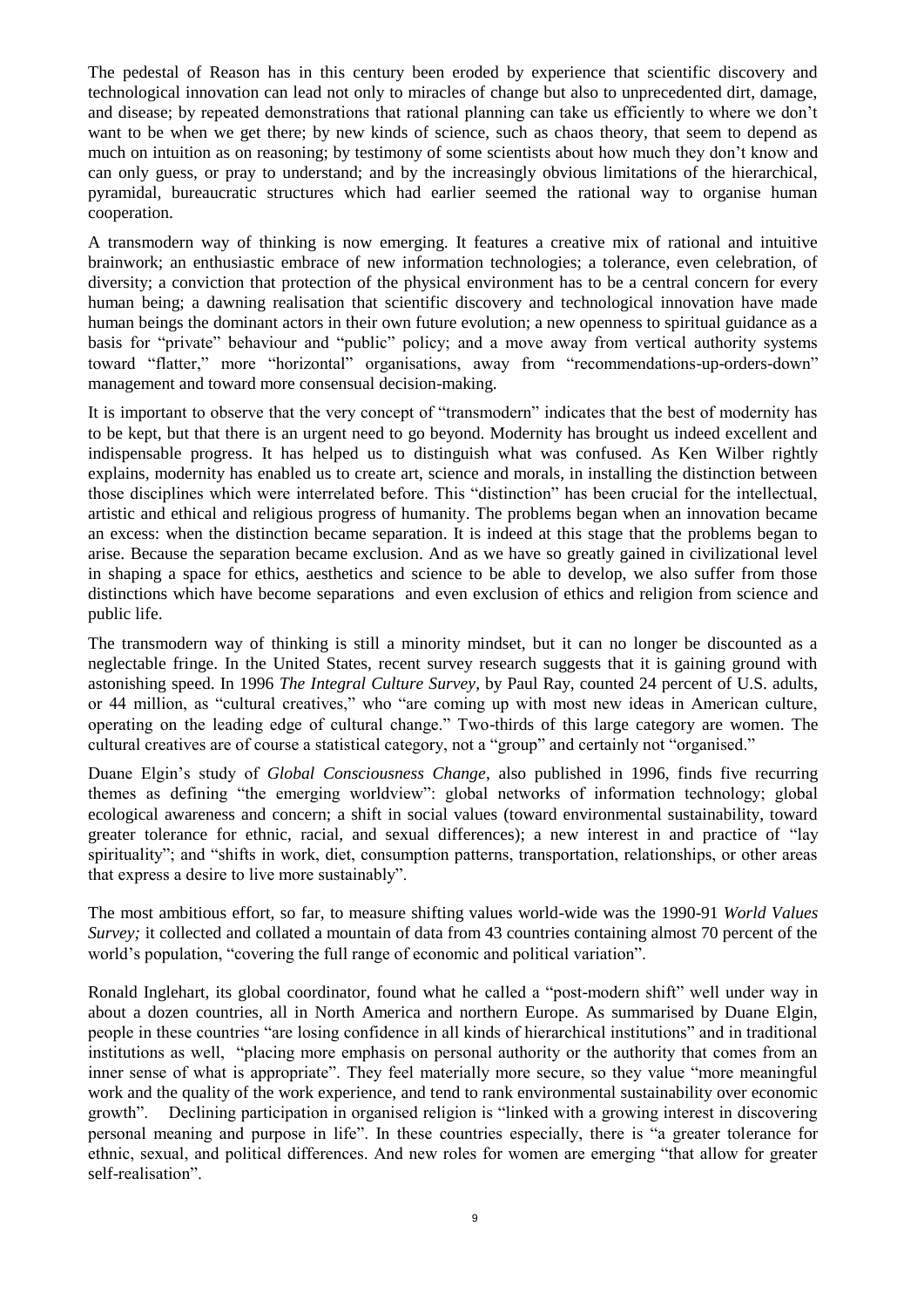The pedestal of Reason has in this century been eroded by experience that scientific discovery and technological innovation can lead not only to miracles of change but also to unprecedented dirt, damage, and disease; by repeated demonstrations that rational planning can take us efficiently to where we don't want to be when we get there; by new kinds of science, such as chaos theory, that seem to depend as much on intuition as on reasoning; by testimony of some scientists about how much they don't know and can only guess, or pray to understand; and by the increasingly obvious limitations of the hierarchical, pyramidal, bureaucratic structures which had earlier seemed the rational way to organise human cooperation.

A transmodern way of thinking is now emerging. It features a creative mix of rational and intuitive brainwork; an enthusiastic embrace of new information technologies; a tolerance, even celebration, of diversity; a conviction that protection of the physical environment has to be a central concern for every human being; a dawning realisation that scientific discovery and technological innovation have made human beings the dominant actors in their own future evolution; a new openness to spiritual guidance as a basis for "private" behaviour and "public" policy; and a move away from vertical authority systems toward "flatter," more "horizontal" organisations, away from "recommendations-up-orders-down" management and toward more consensual decision-making.

It is important to observe that the very concept of "transmodern" indicates that the best of modernity has to be kept, but that there is an urgent need to go beyond. Modernity has brought us indeed excellent and indispensable progress. It has helped us to distinguish what was confused. As Ken Wilber rightly explains, modernity has enabled us to create art, science and morals, in installing the distinction between those disciplines which were interrelated before. This "distinction" has been crucial for the intellectual, artistic and ethical and religious progress of humanity. The problems began when an innovation became an excess: when the distinction became separation. It is indeed at this stage that the problems began to arise. Because the separation became exclusion. And as we have so greatly gained in civilizational level in shaping a space for ethics, aesthetics and science to be able to develop, we also suffer from those distinctions which have become separations and even exclusion of ethics and religion from science and public life.

The transmodern way of thinking is still a minority mindset, but it can no longer be discounted as a neglectable fringe. In the United States, recent survey research suggests that it is gaining ground with astonishing speed. In 1996 *The Integral Culture Survey*, by Paul Ray, counted 24 percent of U.S. adults, or 44 million, as "cultural creatives," who "are coming up with most new ideas in American culture, operating on the leading edge of cultural change." Two-thirds of this large category are women. The cultural creatives are of course a statistical category, not a "group" and certainly not "organised."

Duane Elgin's study of *Global Consciousness Change,* also published in 1996, finds five recurring themes as defining "the emerging worldview": global networks of information technology; global ecological awareness and concern; a shift in social values (toward environmental sustainability, toward greater tolerance for ethnic, racial, and sexual differences); a new interest in and practice of "lay spirituality"; and "shifts in work, diet, consumption patterns, transportation, relationships, or other areas that express a desire to live more sustainably".

The most ambitious effort, so far, to measure shifting values world-wide was the 1990-91 *World Values Survey;* it collected and collated a mountain of data from 43 countries containing almost 70 percent of the world's population, "covering the full range of economic and political variation".

Ronald Inglehart, its global coordinator, found what he called a "post-modern shift" well under way in about a dozen countries, all in North America and northern Europe. As summarised by Duane Elgin, people in these countries "are losing confidence in all kinds of hierarchical institutions" and in traditional institutions as well, "placing more emphasis on personal authority or the authority that comes from an inner sense of what is appropriate". They feel materially more secure, so they value "more meaningful work and the quality of the work experience, and tend to rank environmental sustainability over economic growth". Declining participation in organised religion is "linked with a growing interest in discovering personal meaning and purpose in life". In these countries especially, there is "a greater tolerance for ethnic, sexual, and political differences. And new roles for women are emerging "that allow for greater self-realisation".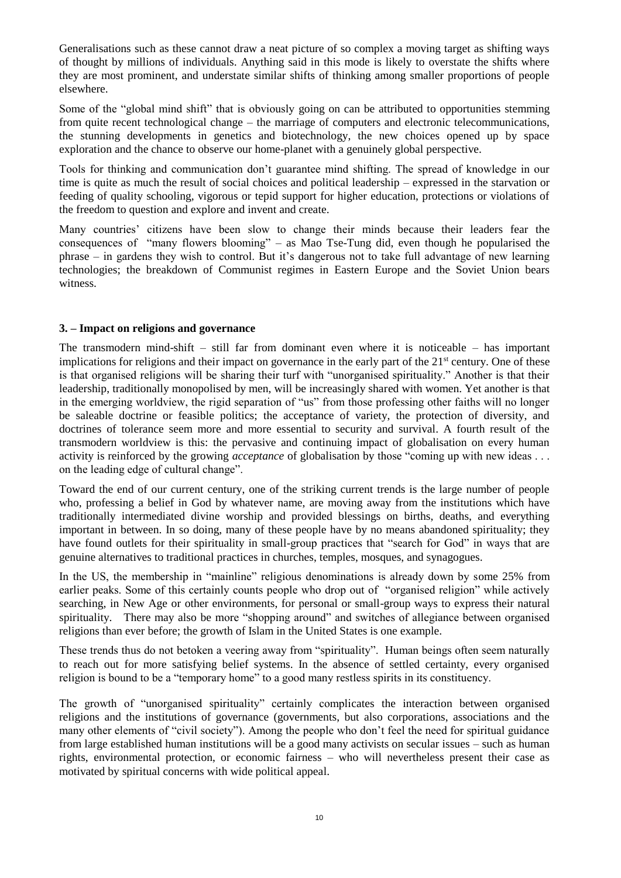Generalisations such as these cannot draw a neat picture of so complex a moving target as shifting ways of thought by millions of individuals. Anything said in this mode is likely to overstate the shifts where they are most prominent, and understate similar shifts of thinking among smaller proportions of people elsewhere.

Some of the "global mind shift" that is obviously going on can be attributed to opportunities stemming from quite recent technological change – the marriage of computers and electronic telecommunications, the stunning developments in genetics and biotechnology, the new choices opened up by space exploration and the chance to observe our home-planet with a genuinely global perspective.

Tools for thinking and communication don't guarantee mind shifting. The spread of knowledge in our time is quite as much the result of social choices and political leadership – expressed in the starvation or feeding of quality schooling, vigorous or tepid support for higher education, protections or violations of the freedom to question and explore and invent and create.

Many countries' citizens have been slow to change their minds because their leaders fear the consequences of "many flowers blooming" – as Mao Tse-Tung did, even though he popularised the phrase – in gardens they wish to control. But it's dangerous not to take full advantage of new learning technologies; the breakdown of Communist regimes in Eastern Europe and the Soviet Union bears witness.

### 3. – Impact on religions and governance

The transmodern mind-shift – still far from dominant even where it is noticeable – has important implications for religions and their impact on governance in the early part of the 21st century. One of these is that organised religions will be sharing their turf with "unorganised spirituality." Another is that their leadership, traditionally monopolised by men, will be increasingly shared with women. Yet another is that in the emerging worldview, the rigid separation of "us" from those professing other faiths will no longer be saleable doctrine or feasible politics; the acceptance of variety, the protection of diversity, and doctrines of tolerance seem more and more essential to security and survival. A fourth result of the transmodern worldview is this: the pervasive and continuing impact of globalisation on every human activity is reinforced by the growing *acceptance* of globalisation by those "coming up with new ideas . . . on the leading edge of cultural change".

Toward the end of our current century, one of the striking current trends is the large number of people who, professing a belief in God by whatever name, are moving away from the institutions which have traditionally intermediated divine worship and provided blessings on births, deaths, and everything important in between. In so doing, many of these people have by no means abandoned spirituality; they have found outlets for their spirituality in small-group practices that "search for God" in ways that are genuine alternatives to traditional practices in churches, temples, mosques, and synagogues.

In the US, the membership in "mainline" religious denominations is already down by some 25% from earlier peaks. Some of this certainly counts people who drop out of "organised religion" while actively searching, in New Age or other environments, for personal or small-group ways to express their natural spirituality. There may also be more "shopping around" and switches of allegiance between organised religions than ever before; the growth of Islam in the United States is one example.

These trends thus do not betoken a veering away from "spirituality". Human beings often seem naturally to reach out for more satisfying belief systems. In the absence of settled certainty, every organised religion is bound to be a "temporary home" to a good many restless spirits in its constituency.

The growth of "unorganised spirituality" certainly complicates the interaction between organised religions and the institutions of governance (governments, but also corporations, associations and the many other elements of "civil society"). Among the people who don't feel the need for spiritual guidance from large established human institutions will be a good many activists on secular issues – such as human rights, environmental protection, or economic fairness – who will nevertheless present their case as motivated by spiritual concerns with wide political appeal.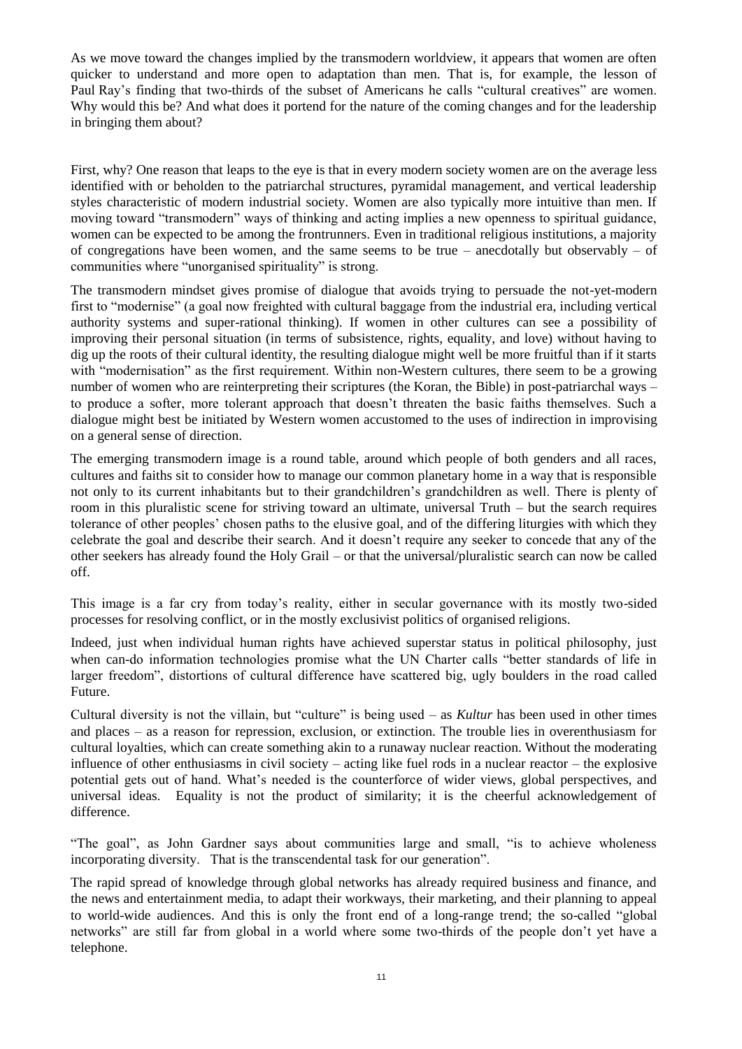As we move toward the changes implied by the transmodern worldview, it appears that women are often quicker to understand and more open to adaptation than men. That is, for example, the lesson of Paul Ray's finding that two-thirds of the subset of Americans he calls "cultural creatives" are women. Why would this be? And what does it portend for the nature of the coming changes and for the leadership in bringing them about?

First, why? One reason that leaps to the eye is that in every modern society women are on the average less identified with or beholden to the patriarchal structures, pyramidal management, and vertical leadership styles characteristic of modern industrial society. Women are also typically more intuitive than men. If moving toward "transmodern" ways of thinking and acting implies a new openness to spiritual guidance, women can be expected to be among the frontrunners. Even in traditional religious institutions, a majority of congregations have been women, and the same seems to be true – anecdotally but observably – of communities where "unorganised spirituality" is strong.

The transmodern mindset gives promise of dialogue that avoids trying to persuade the not-yet-modern first to "modernise" (a goal now freighted with cultural baggage from the industrial era, including vertical authority systems and super-rational thinking). If women in other cultures can see a possibility of improving their personal situation (in terms of subsistence, rights, equality, and love) without having to dig up the roots of their cultural identity, the resulting dialogue might well be more fruitful than if it starts with "modernisation" as the first requirement. Within non-Western cultures, there seem to be a growing number of women who are reinterpreting their scriptures (the Koran, the Bible) in post-patriarchal ways – to produce a softer, more tolerant approach that doesn't threaten the basic faiths themselves. Such a dialogue might best be initiated by Western women accustomed to the uses of indirection in improvising on a general sense of direction.

The emerging transmodern image is a round table, around which people of both genders and all races, cultures and faiths sit to consider how to manage our common planetary home in a way that is responsible not only to its current inhabitants but to their grandchildren's grandchildren as well. There is plenty of room in this pluralistic scene for striving toward an ultimate, universal Truth – but the search requires tolerance of other peoples' chosen paths to the elusive goal, and of the differing liturgies with which they celebrate the goal and describe their search. And it doesn't require any seeker to concede that any of the other seekers has already found the Holy Grail – or that the universal/pluralistic search can now be called off.

This image is a far cry from today's reality, either in secular governance with its mostly two-sided processes for resolving conflict, or in the mostly exclusivist politics of organised religions.

Indeed, just when individual human rights have achieved superstar status in political philosophy, just when can-do information technologies promise what the UN Charter calls "better standards of life in larger freedom", distortions of cultural difference have scattered big, ugly boulders in the road called Future.

Cultural diversity is not the villain, but "culture" is being used – as *Kultur* has been used in other times and places – as a reason for repression, exclusion, or extinction. The trouble lies in overenthusiasm for cultural loyalties, which can create something akin to a runaway nuclear reaction. Without the moderating influence of other enthusiasms in civil society – acting like fuel rods in a nuclear reactor – the explosive potential gets out of hand. What's needed is the counterforce of wider views, global perspectives, and universal ideas. Equality is not the product of similarity; it is the cheerful acknowledgement of difference.

"The goal", as John Gardner says about communities large and small, "is to achieve wholeness incorporating diversity. That is the transcendental task for our generation".

The rapid spread of knowledge through global networks has already required business and finance, and the news and entertainment media, to adapt their workways, their marketing, and their planning to appeal to world-wide audiences. And this is only the front end of a long-range trend; the so-called "global networks" are still far from global in a world where some two-thirds of the people don't yet have a telephone.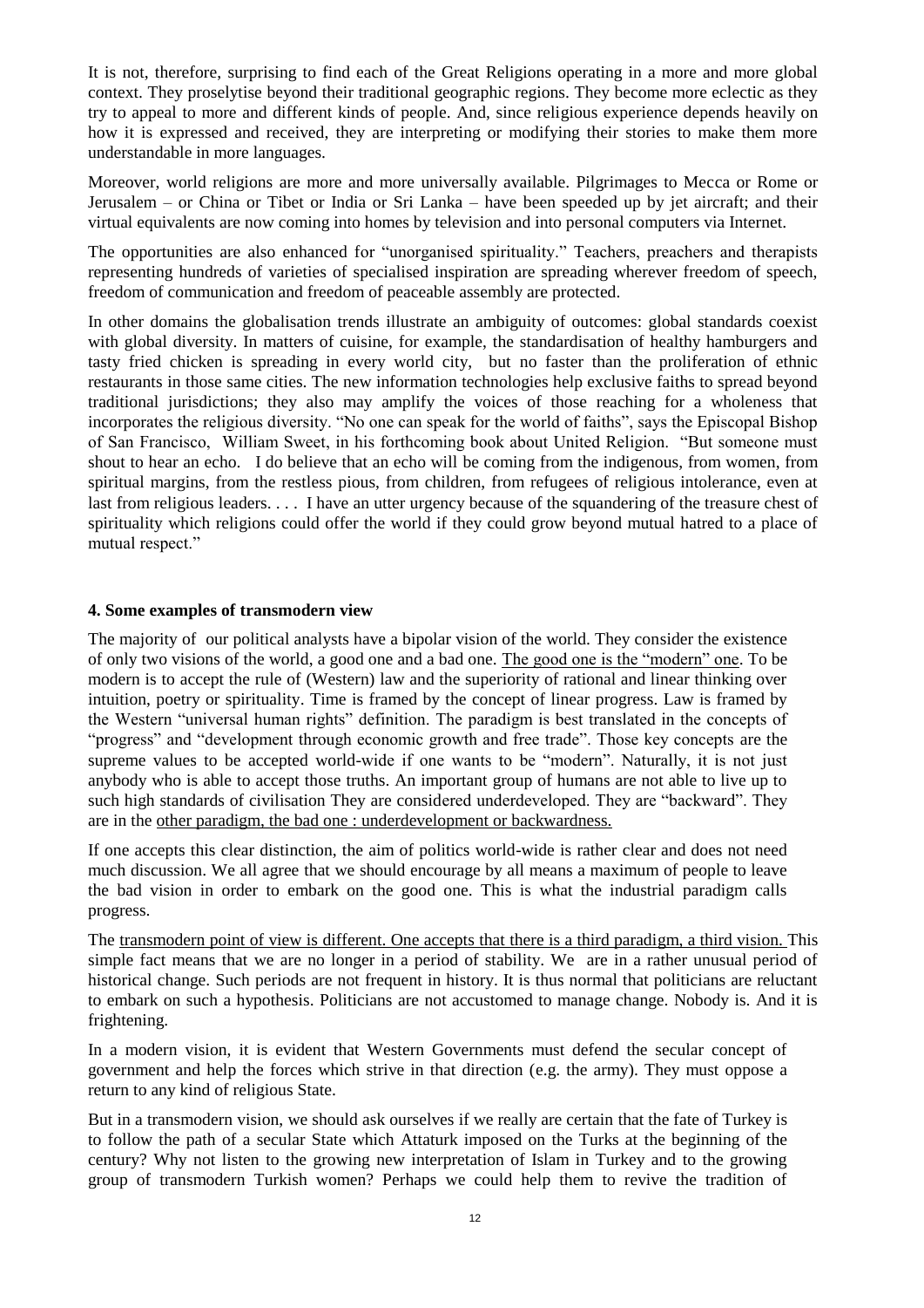It is not, therefore, surprising to find each of the Great Religions operating in a more and more global context. They proselytise beyond their traditional geographic regions. They become more eclectic as they try to appeal to more and different kinds of people. And, since religious experience depends heavily on how it is expressed and received, they are interpreting or modifying their stories to make them more understandable in more languages.

Moreover, world religions are more and more universally available. Pilgrimages to Mecca or Rome or Jerusalem – or China or Tibet or India or Sri Lanka – have been speeded up by jet aircraft; and their virtual equivalents are now coming into homes by television and into personal computers via Internet.

The opportunities are also enhanced for "unorganised spirituality." Teachers, preachers and therapists representing hundreds of varieties of specialised inspiration are spreading wherever freedom of speech, freedom of communication and freedom of peaceable assembly are protected.

In other domains the globalisation trends illustrate an ambiguity of outcomes: global standards coexist with global diversity. In matters of cuisine, for example, the standardisation of healthy hamburgers and tasty fried chicken is spreading in every world city, but no faster than the proliferation of ethnic restaurants in those same cities. The new information technologies help exclusive faiths to spread beyond traditional jurisdictions; they also may amplify the voices of those reaching for a wholeness that incorporates the religious diversity. "No one can speak for the world of faiths", says the Episcopal Bishop of San Francisco, William Sweet, in his forthcoming book about United Religion. "But someone must shout to hear an echo. I do believe that an echo will be coming from the indigenous, from women, from spiritual margins, from the restless pious, from children, from refugees of religious intolerance, even at last from religious leaders. . . . I have an utter urgency because of the squandering of the treasure chest of spirituality which religions could offer the world if they could grow beyond mutual hatred to a place of mutual respect."

#### 4. Some examples of transmodern view

The majority of our political analysts have a bipolar vision of the world. They consider the existence of only two visions of the world, a good one and a bad one. The good one is the "modern" one. To be modern is to accept the rule of (Western) law and the superiority of rational and linear thinking over intuition, poetry or spirituality. Time is framed by the concept of linear progress. Law is framed by the Western "universal human rights" definition. The paradigm is best translated in the concepts of "progress" and "development through economic growth and free trade". Those key concepts are the supreme values to be accepted world-wide if one wants to be "modern". Naturally, it is not just anybody who is able to accept those truths. An important group of humans are not able to live up to such high standards of civilisation They are considered underdeveloped. They are "backward". They are in the other paradigm, the bad one : underdevelopment or backwardness.

If one accepts this clear distinction, the aim of politics world-wide is rather clear and does not need much discussion. We all agree that we should encourage by all means a maximum of people to leave the bad vision in order to embark on the good one. This is what the industrial paradigm calls progress.

The transmodern point of view is different. One accepts that there is a third paradigm, a third vision. This simple fact means that we are no longer in a period of stability. We are in a rather unusual period of historical change. Such periods are not frequent in history. It is thus normal that politicians are reluctant to embark on such a hypothesis. Politicians are not accustomed to manage change. Nobody is. And it is frightening.

In a modern vision, it is evident that Western Governments must defend the secular concept of government and help the forces which strive in that direction (e.g. the army). They must oppose a return to any kind of religious State.

But in a transmodern vision, we should ask ourselves if we really are certain that the fate of Turkey is to follow the path of a secular State which Attaturk imposed on the Turks at the beginning of the century? Why not listen to the growing new interpretation of Islam in Turkey and to the growing group of transmodern Turkish women? Perhaps we could help them to revive the tradition of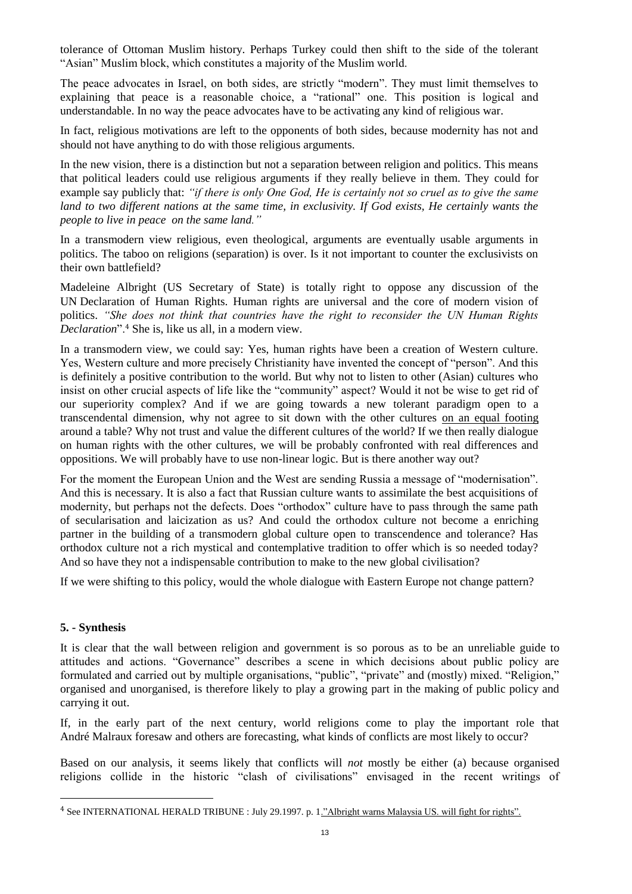tolerance of Ottoman Muslim history. Perhaps Turkey could then shift to the side of the tolerant "Asian" Muslim block, which constitutes a majority of the Muslim world.

The peace advocates in Israel, on both sides, are strictly "modern". They must limit themselves to explaining that peace is a reasonable choice, a "rational" one. This position is logical and understandable. In no way the peace advocates have to be activating any kind of religious war.

In fact, religious motivations are left to the opponents of both sides, because modernity has not and should not have anything to do with those religious arguments.

In the new vision, there is a distinction but not a separation between religion and politics. This means that political leaders could use religious arguments if they really believe in them. They could for example say publicly that: *"if there is only One God, He is certainly not so cruel as to give the same land to two different nations at the same time, in exclusivity. If God exists, He certainly wants the people to live in peace on the same land."*

In a transmodern view religious, even theological, arguments are eventually usable arguments in politics. The taboo on religions (separation) is over. Is it not important to counter the exclusivists on their own battlefield?

Madeleine Albright (US Secretary of State) is totally right to oppose any discussion of the UN Declaration of Human Rights. Human rights are universal and the core of modern vision of politics. *"She does not think that countries have the right to reconsider the UN Human Rights Declaration*".[4] She is, like us all, in a modern view.

In a transmodern view, we could say: Yes, human rights have been a creation of Western culture. Yes, Western culture and more precisely Christianity have invented the concept of "person". And this is definitely a positive contribution to the world. But why not to listen to other (Asian) cultures who insist on other crucial aspects of life like the "community" aspect? Would it not be wise to get rid of our superiority complex? And if we are going towards a new tolerant paradigm open to a transcendental dimension, why not agree to sit down with the other cultures on an equal footing around a table? Why not trust and value the different cultures of the world? If we then really dialogue on human rights with the other cultures, we will be probably confronted with real differences and oppositions. We will probably have to use non-linear logic. But is there another way out?

For the moment the European Union and the West are sending Russia a message of "modernisation". And this is necessary. It is also a fact that Russian culture wants to assimilate the best acquisitions of modernity, but perhaps not the defects. Does "orthodox" culture have to pass through the same path of secularisation and laicization as us? And could the orthodox culture not become a enriching partner in the building of a transmodern global culture open to transcendence and tolerance? Has orthodox culture not a rich mystical and contemplative tradition to offer which is so needed today? And so have they not a indispensable contribution to make to the new global civilisation?

If we were shifting to this policy, would the whole dialogue with Eastern Europe not change pattern?

## 5. - Synthesis

It is clear that the wall between religion and government is so porous as to be an unreliable guide to attitudes and actions. "Governance" describes a scene in which decisions about public policy are formulated and carried out by multiple organisations, "public", "private" and (mostly) mixed. "Religion," organised and unorganised, is therefore likely to play a growing part in the making of public policy and carrying it out.

If, in the early part of the next century, world religions come to play the important role that André Malraux foresaw and others are forecasting, what kinds of conflicts are most likely to occur?

Based on our analysis, it seems likely that conflicts will *not* mostly be either (a) because organised religions collide in the historic "clash of civilisations" envisaged in the recent writings of

---

[4] See INTERNATIONAL HERALD TRIBUNE : July 29.1997. p. 1."Albright warns Malaysia US. will fight for rights".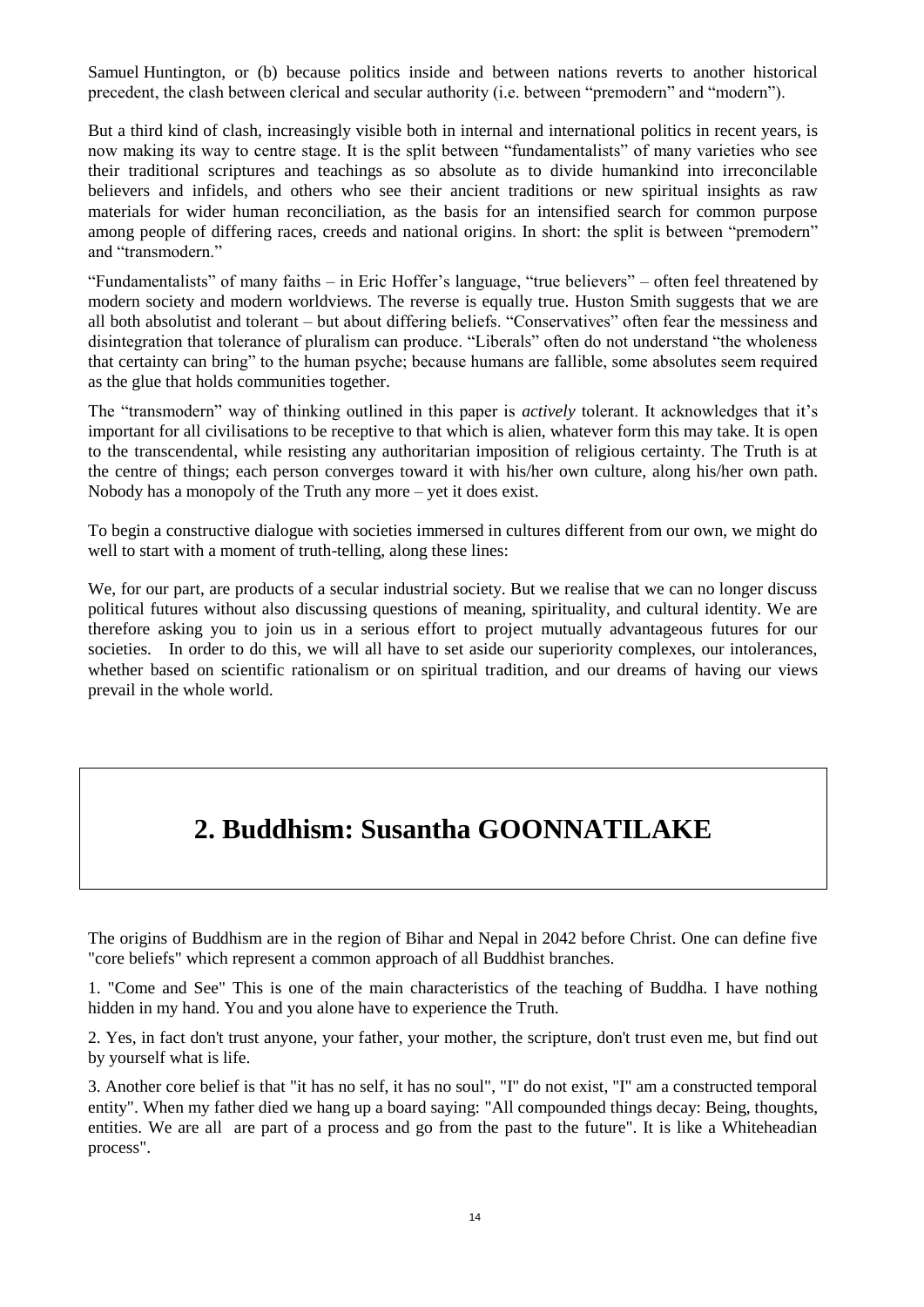Samuel Huntington, or (b) because politics inside and between nations reverts to another historical precedent, the clash between clerical and secular authority (i.e. between "premodern" and "modern").

But a third kind of clash, increasingly visible both in internal and international politics in recent years, is now making its way to centre stage. It is the split between "fundamentalists" of many varieties who see their traditional scriptures and teachings as so absolute as to divide humankind into irreconcilable believers and infidels, and others who see their ancient traditions or new spiritual insights as raw materials for wider human reconciliation, as the basis for an intensified search for common purpose among people of differing races, creeds and national origins. In short: the split is between "premodern" and "transmodern."

"Fundamentalists" of many faiths – in Eric Hoffer's language, "true believers" – often feel threatened by modern society and modern worldviews. The reverse is equally true. Huston Smith suggests that we are all both absolutist and tolerant – but about differing beliefs. "Conservatives" often fear the messiness and disintegration that tolerance of pluralism can produce. "Liberals" often do not understand "the wholeness that certainty can bring" to the human psyche; because humans are fallible, some absolutes seem required as the glue that holds communities together.

The "transmodern" way of thinking outlined in this paper is *actively* tolerant. It acknowledges that it's important for all civilisations to be receptive to that which is alien, whatever form this may take. It is open to the transcendental, while resisting any authoritarian imposition of religious certainty. The Truth is at the centre of things; each person converges toward it with his/her own culture, along his/her own path. Nobody has a monopoly of the Truth any more – yet it does exist.

To begin a constructive dialogue with societies immersed in cultures different from our own, we might do well to start with a moment of truth-telling, along these lines:

We, for our part, are products of a secular industrial society. But we realise that we can no longer discuss political futures without also discussing questions of meaning, spirituality, and cultural identity. We are therefore asking you to join us in a serious effort to project mutually advantageous futures for our societies. In order to do this, we will all have to set aside our superiority complexes, our intolerances, whether based on scientific rationalism or on spiritual tradition, and our dreams of having our views prevail in the whole world.

# 2. Buddhism: Susantha GOONNATILAKE

The origins of Buddhism are in the region of Bihar and Nepal in 2042 before Christ. One can define five "core beliefs" which represent a common approach of all Buddhist branches.

1. "Come and See" This is one of the main characteristics of the teaching of Buddha. I have nothing hidden in my hand. You and you alone have to experience the Truth.

2. Yes, in fact don't trust anyone, your father, your mother, the scripture, don't trust even me, but find out by yourself what is life.

3. Another core belief is that "it has no self, it has no soul", "I" do not exist, "I" am a constructed temporal entity". When my father died we hang up a board saying: "All compounded things decay: Being, thoughts, entities. We are all are part of a process and go from the past to the future". It is like a Whiteheadian process".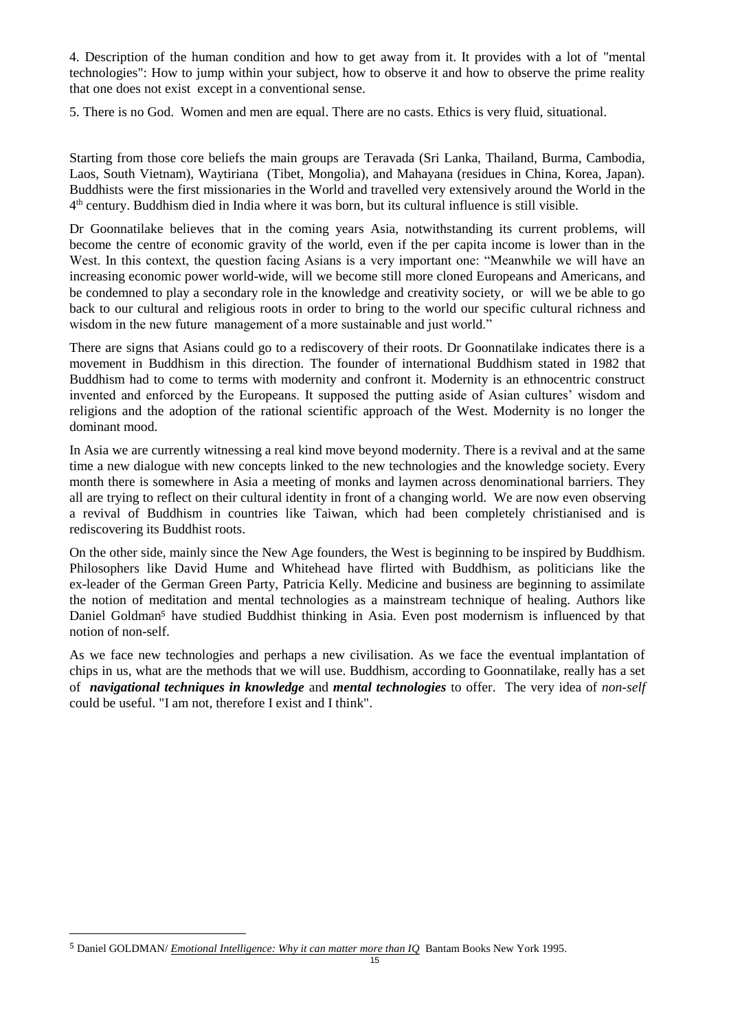4. Description of the human condition and how to get away from it. It provides with a lot of "mental technologies": How to jump within your subject, how to observe it and how to observe the prime reality that one does not exist except in a conventional sense.

5. There is no God. Women and men are equal. There are no casts. Ethics is very fluid, situational.

Starting from those core beliefs the main groups are Teravada (Sri Lanka, Thailand, Burma, Cambodia, Laos, South Vietnam), Waytiriana (Tibet, Mongolia), and Mahayana (residues in China, Korea, Japan). Buddhists were the first missionaries in the World and travelled very extensively around the World in the 4th century. Buddhism died in India where it was born, but its cultural influence is still visible.

Dr Goonnatilake believes that in the coming years Asia, notwithstanding its current problems, will become the centre of economic gravity of the world, even if the per capita income is lower than in the West. In this context, the question facing Asians is a very important one: "Meanwhile we will have an increasing economic power world-wide, will we become still more cloned Europeans and Americans, and be condemned to play a secondary role in the knowledge and creativity society, or will we be able to go back to our cultural and religious roots in order to bring to the world our specific cultural richness and wisdom in the new future management of a more sustainable and just world."

There are signs that Asians could go to a rediscovery of their roots. Dr Goonnatilake indicates there is a movement in Buddhism in this direction. The founder of international Buddhism stated in 1982 that Buddhism had to come to terms with modernity and confront it. Modernity is an ethnocentric construct invented and enforced by the Europeans. It supposed the putting aside of Asian cultures' wisdom and religions and the adoption of the rational scientific approach of the West. Modernity is no longer the dominant mood.

In Asia we are currently witnessing a real kind move beyond modernity. There is a revival and at the same time a new dialogue with new concepts linked to the new technologies and the knowledge society. Every month there is somewhere in Asia a meeting of monks and laymen across denominational barriers. They all are trying to reflect on their cultural identity in front of a changing world. We are now even observing a revival of Buddhism in countries like Taiwan, which had been completely christianised and is rediscovering its Buddhist roots.

On the other side, mainly since the New Age founders, the West is beginning to be inspired by Buddhism. Philosophers like David Hume and Whitehead have flirted with Buddhism, as politicians like the ex-leader of the German Green Party, Patricia Kelly. Medicine and business are beginning to assimilate the notion of meditation and mental technologies as a mainstream technique of healing. Authors like Daniel Goldman[5] have studied Buddhist thinking in Asia. Even post modernism is influenced by that notion of non-self.

As we face new technologies and perhaps a new civilisation. As we face the eventual implantation of chips in us, what are the methods that we will use. Buddhism, according to Goonnatilake, really has a set of ***navigational techniques in knowledge*** and ***mental technologies*** to offer. The very idea of *non-self* could be useful. "I am not, therefore I exist and I think".

---

[5] Daniel GOLDMAN/ *Emotional Intelligence: Why it can matter more than IQ* Bantam Books New York 1995.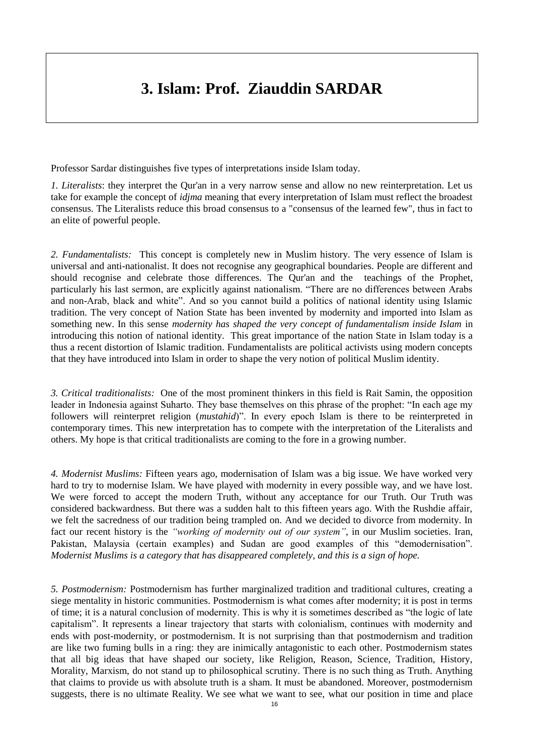# 3. Islam: Prof. Ziauddin SARDAR

Professor Sardar distinguishes five types of interpretations inside Islam today.

*1. Literalists*: they interpret the Qur'an in a very narrow sense and allow no new reinterpretation. Let us take for example the concept of *idjma* meaning that every interpretation of Islam must reflect the broadest consensus. The Literalists reduce this broad consensus to a "consensus of the learned few", thus in fact to an elite of powerful people.

*2. Fundamentalists:* This concept is completely new in Muslim history. The very essence of Islam is universal and anti-nationalist. It does not recognise any geographical boundaries. People are different and should recognise and celebrate those differences. The Qur'an and the teachings of the Prophet, particularly his last sermon, are explicitly against nationalism. "There are no differences between Arabs and non-Arab, black and white". And so you cannot build a politics of national identity using Islamic tradition. The very concept of Nation State has been invented by modernity and imported into Islam as something new. In this sense *modernity has shaped the very concept of fundamentalism inside Islam* in introducing this notion of national identity. This great importance of the nation State in Islam today is a thus a recent distortion of Islamic tradition. Fundamentalists are political activists using modern concepts that they have introduced into Islam in order to shape the very notion of political Muslim identity.

*3. Critical traditionalists:* One of the most prominent thinkers in this field is Rait Samin, the opposition leader in Indonesia against Suharto. They base themselves on this phrase of the prophet: "In each age my followers will reinterpret religion (*mustahid*)". In every epoch Islam is there to be reinterpreted in contemporary times. This new interpretation has to compete with the interpretation of the Literalists and others. My hope is that critical traditionalists are coming to the fore in a growing number.

*4. Modernist Muslims:* Fifteen years ago, modernisation of Islam was a big issue. We have worked very hard to try to modernise Islam. We have played with modernity in every possible way, and we have lost. We were forced to accept the modern Truth, without any acceptance for our Truth. Our Truth was considered backwardness. But there was a sudden halt to this fifteen years ago. With the Rushdie affair, we felt the sacredness of our tradition being trampled on. And we decided to divorce from modernity. In fact our recent history is the *"working of modernity out of our system"*, in our Muslim societies. Iran, Pakistan, Malaysia (certain examples) and Sudan are good examples of this "demodernisation". *Modernist Muslims is a category that has disappeared completely, and this is a sign of hope.*

*5. Postmodernism:* Postmodernism has further marginalized tradition and traditional cultures, creating a siege mentality in historic communities. Postmodernism is what comes after modernity; it is post in terms of time; it is a natural conclusion of modernity. This is why it is sometimes described as "the logic of late capitalism". It represents a linear trajectory that starts with colonialism, continues with modernity and ends with post-modernity, or postmodernism. It is not surprising than that postmodernism and tradition are like two fuming bulls in a ring: they are inimically antagonistic to each other. Postmodernism states that all big ideas that have shaped our society, like Religion, Reason, Science, Tradition, History, Morality, Marxism, do not stand up to philosophical scrutiny. There is no such thing as Truth. Anything that claims to provide us with absolute truth is a sham. It must be abandoned. Moreover, postmodernism suggests, there is no ultimate Reality. We see what we want to see, what our position in time and place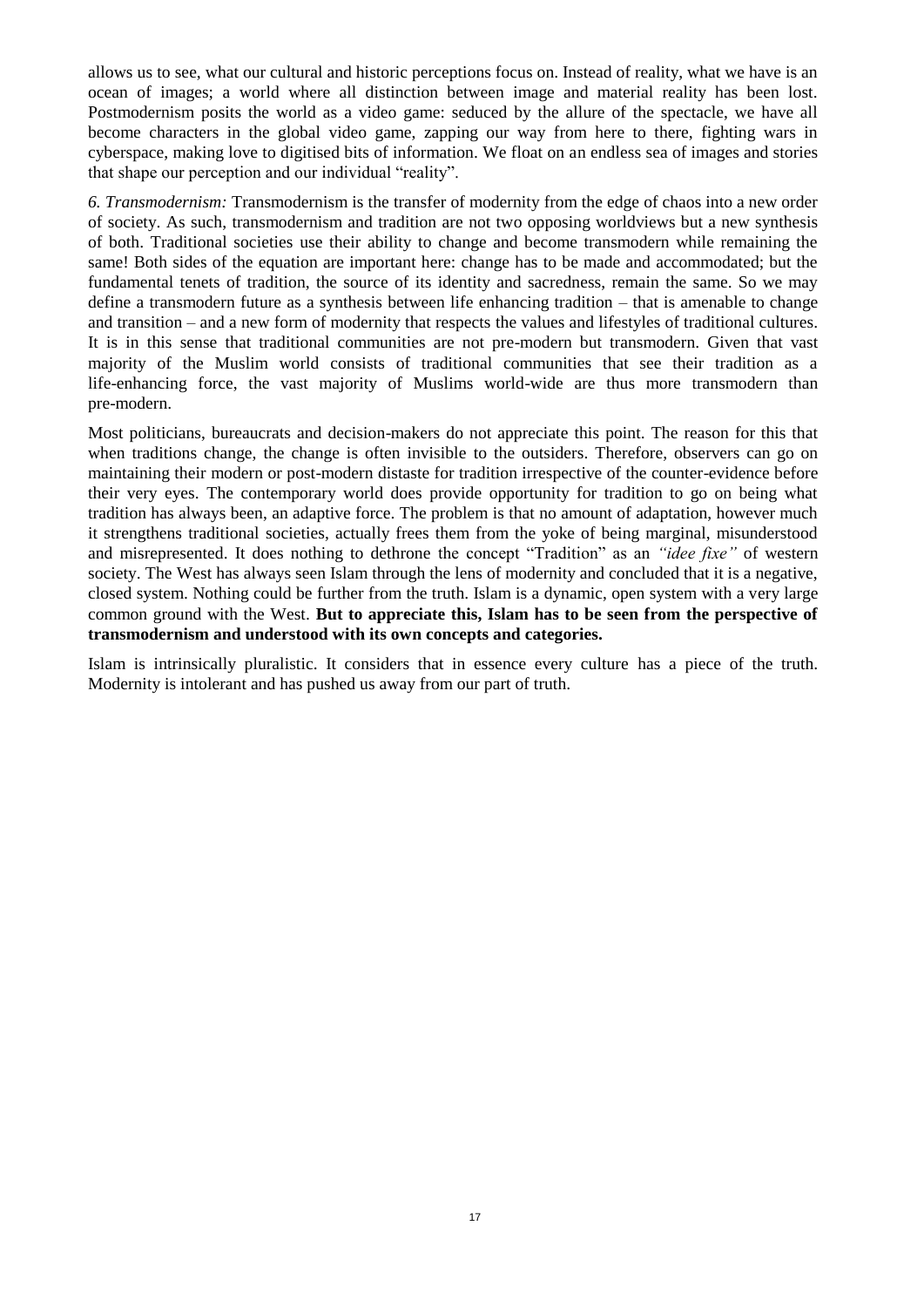allows us to see, what our cultural and historic perceptions focus on. Instead of reality, what we have is an ocean of images; a world where all distinction between image and material reality has been lost. Postmodernism posits the world as a video game: seduced by the allure of the spectacle, we have all become characters in the global video game, zapping our way from here to there, fighting wars in cyberspace, making love to digitised bits of information. We float on an endless sea of images and stories that shape our perception and our individual "reality".

*6. Transmodernism:* Transmodernism is the transfer of modernity from the edge of chaos into a new order of society. As such, transmodernism and tradition are not two opposing worldviews but a new synthesis of both. Traditional societies use their ability to change and become transmodern while remaining the same! Both sides of the equation are important here: change has to be made and accommodated; but the fundamental tenets of tradition, the source of its identity and sacredness, remain the same. So we may define a transmodern future as a synthesis between life enhancing tradition – that is amenable to change and transition – and a new form of modernity that respects the values and lifestyles of traditional cultures. It is in this sense that traditional communities are not pre-modern but transmodern. Given that vast majority of the Muslim world consists of traditional communities that see their tradition as a life-enhancing force, the vast majority of Muslims world-wide are thus more transmodern than pre-modern.

Most politicians, bureaucrats and decision-makers do not appreciate this point. The reason for this that when traditions change, the change is often invisible to the outsiders. Therefore, observers can go on maintaining their modern or post-modern distaste for tradition irrespective of the counter-evidence before their very eyes. The contemporary world does provide opportunity for tradition to go on being what tradition has always been, an adaptive force. The problem is that no amount of adaptation, however much it strengthens traditional societies, actually frees them from the yoke of being marginal, misunderstood and misrepresented. It does nothing to dethrone the concept "Tradition" as an *"idee fixe"* of western society. The West has always seen Islam through the lens of modernity and concluded that it is a negative, closed system. Nothing could be further from the truth. Islam is a dynamic, open system with a very large common ground with the West. **But to appreciate this, Islam has to be seen from the perspective of transmodernism and understood with its own concepts and categories.**

Islam is intrinsically pluralistic. It considers that in essence every culture has a piece of the truth. Modernity is intolerant and has pushed us away from our part of truth.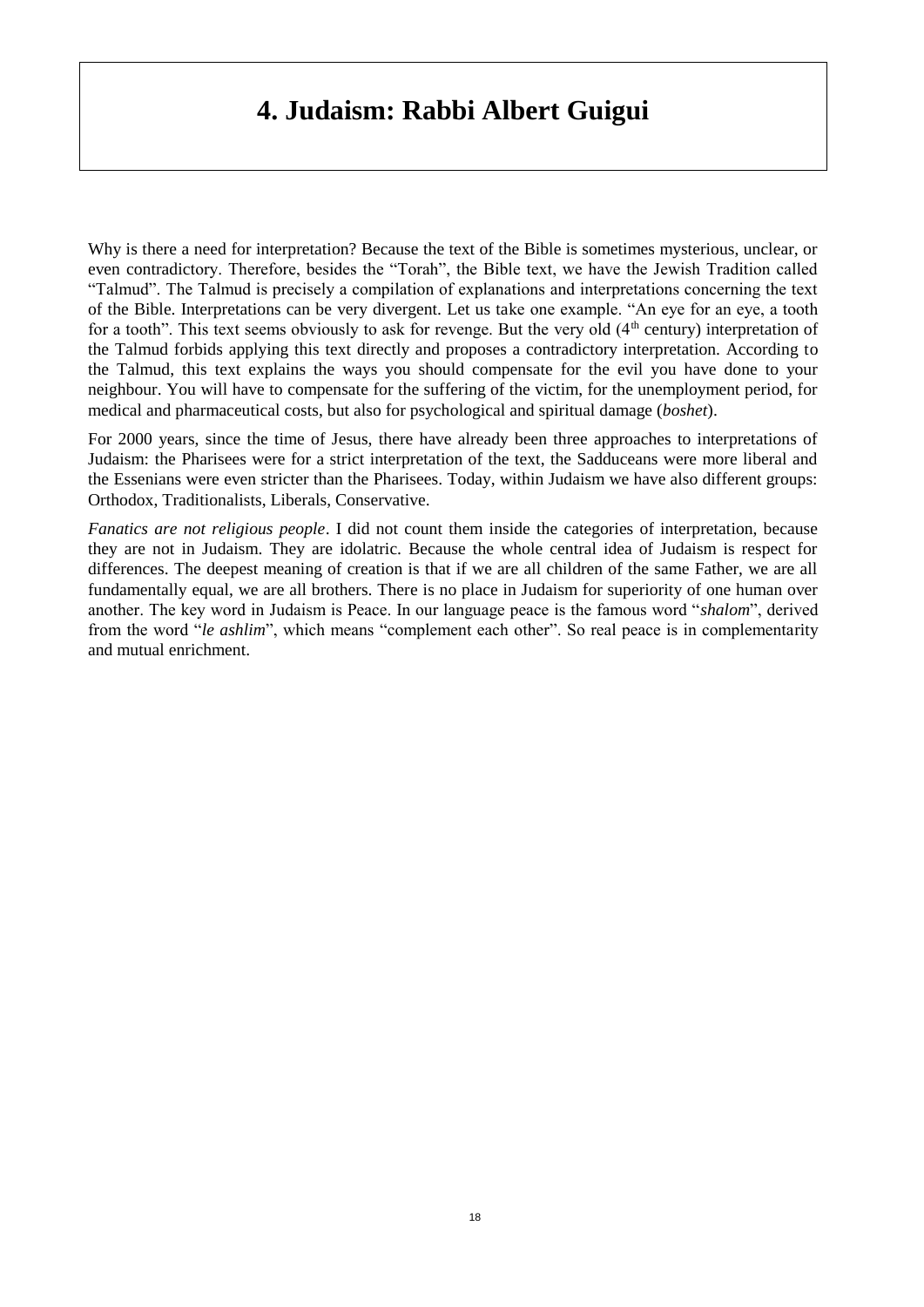# 4. Judaism: Rabbi Albert Guigui

Why is there a need for interpretation? Because the text of the Bible is sometimes mysterious, unclear, or even contradictory. Therefore, besides the "Torah", the Bible text, we have the Jewish Tradition called "Talmud". The Talmud is precisely a compilation of explanations and interpretations concerning the text of the Bible. Interpretations can be very divergent. Let us take one example. "An eye for an eye, a tooth for a tooth". This text seems obviously to ask for revenge. But the very old (4th century) interpretation of the Talmud forbids applying this text directly and proposes a contradictory interpretation. According to the Talmud, this text explains the ways you should compensate for the evil you have done to your neighbour. You will have to compensate for the suffering of the victim, for the unemployment period, for medical and pharmaceutical costs, but also for psychological and spiritual damage (*boshet*).

For 2000 years, since the time of Jesus, there have already been three approaches to interpretations of Judaism: the Pharisees were for a strict interpretation of the text, the Sadduceans were more liberal and the Essenians were even stricter than the Pharisees. Today, within Judaism we have also different groups: Orthodox, Traditionalists, Liberals, Conservative.

*Fanatics are not religious people*. I did not count them inside the categories of interpretation, because they are not in Judaism. They are idolatric. Because the whole central idea of Judaism is respect for differences. The deepest meaning of creation is that if we are all children of the same Father, we are all fundamentally equal, we are all brothers. There is no place in Judaism for superiority of one human over another. The key word in Judaism is Peace. In our language peace is the famous word "*shalom*", derived from the word "*le ashlim*", which means "complement each other". So real peace is in complementarity and mutual enrichment.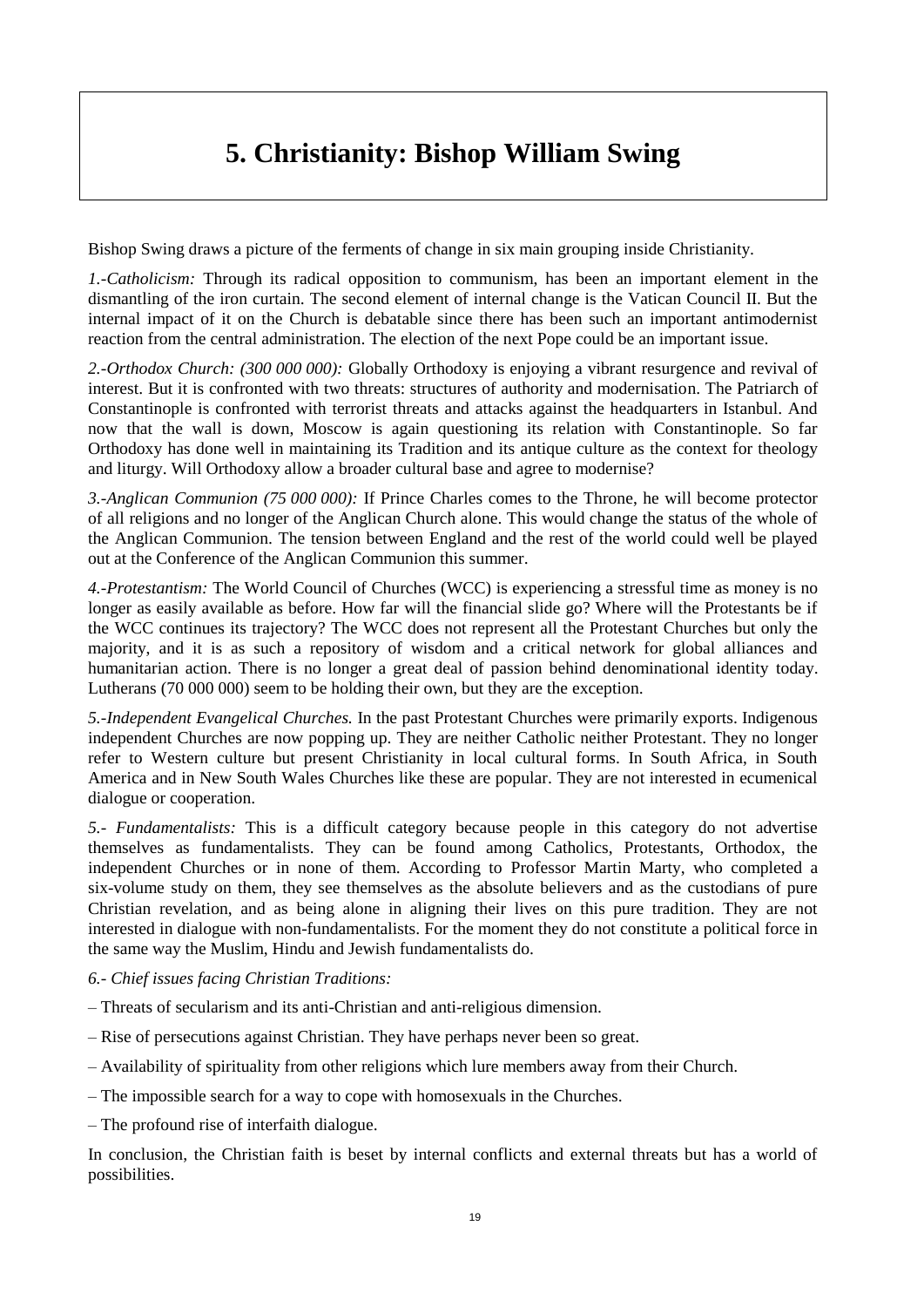# 5. Christianity: Bishop William Swing

Bishop Swing draws a picture of the ferments of change in six main grouping inside Christianity.

*1.-Catholicism:* Through its radical opposition to communism, has been an important element in the dismantling of the iron curtain. The second element of internal change is the Vatican Council II. But the internal impact of it on the Church is debatable since there has been such an important antimodernist reaction from the central administration. The election of the next Pope could be an important issue.

*2.-Orthodox Church: (300 000 000):* Globally Orthodoxy is enjoying a vibrant resurgence and revival of interest. But it is confronted with two threats: structures of authority and modernisation. The Patriarch of Constantinople is confronted with terrorist threats and attacks against the headquarters in Istanbul. And now that the wall is down, Moscow is again questioning its relation with Constantinople. So far Orthodoxy has done well in maintaining its Tradition and its antique culture as the context for theology and liturgy. Will Orthodoxy allow a broader cultural base and agree to modernise?

*3.-Anglican Communion (75 000 000):* If Prince Charles comes to the Throne, he will become protector of all religions and no longer of the Anglican Church alone. This would change the status of the whole of the Anglican Communion. The tension between England and the rest of the world could well be played out at the Conference of the Anglican Communion this summer.

*4.-Protestantism:* The World Council of Churches (WCC) is experiencing a stressful time as money is no longer as easily available as before. How far will the financial slide go? Where will the Protestants be if the WCC continues its trajectory? The WCC does not represent all the Protestant Churches but only the majority, and it is as such a repository of wisdom and a critical network for global alliances and humanitarian action. There is no longer a great deal of passion behind denominational identity today. Lutherans (70 000 000) seem to be holding their own, but they are the exception.

*5.-Independent Evangelical Churches.* In the past Protestant Churches were primarily exports. Indigenous independent Churches are now popping up. They are neither Catholic neither Protestant. They no longer refer to Western culture but present Christianity in local cultural forms. In South Africa, in South America and in New South Wales Churches like these are popular. They are not interested in ecumenical dialogue or cooperation.

*5.- Fundamentalists:* This is a difficult category because people in this category do not advertise themselves as fundamentalists. They can be found among Catholics, Protestants, Orthodox, the independent Churches or in none of them. According to Professor Martin Marty, who completed a six-volume study on them, they see themselves as the absolute believers and as the custodians of pure Christian revelation, and as being alone in aligning their lives on this pure tradition. They are not interested in dialogue with non-fundamentalists. For the moment they do not constitute a political force in the same way the Muslim, Hindu and Jewish fundamentalists do.

*6.- Chief issues facing Christian Traditions:*

– Threats of secularism and its anti-Christian and anti-religious dimension.

– Rise of persecutions against Christian. They have perhaps never been so great.

– Availability of spirituality from other religions which lure members away from their Church.

– The impossible search for a way to cope with homosexuals in the Churches.

– The profound rise of interfaith dialogue.

In conclusion, the Christian faith is beset by internal conflicts and external threats but has a world of possibilities.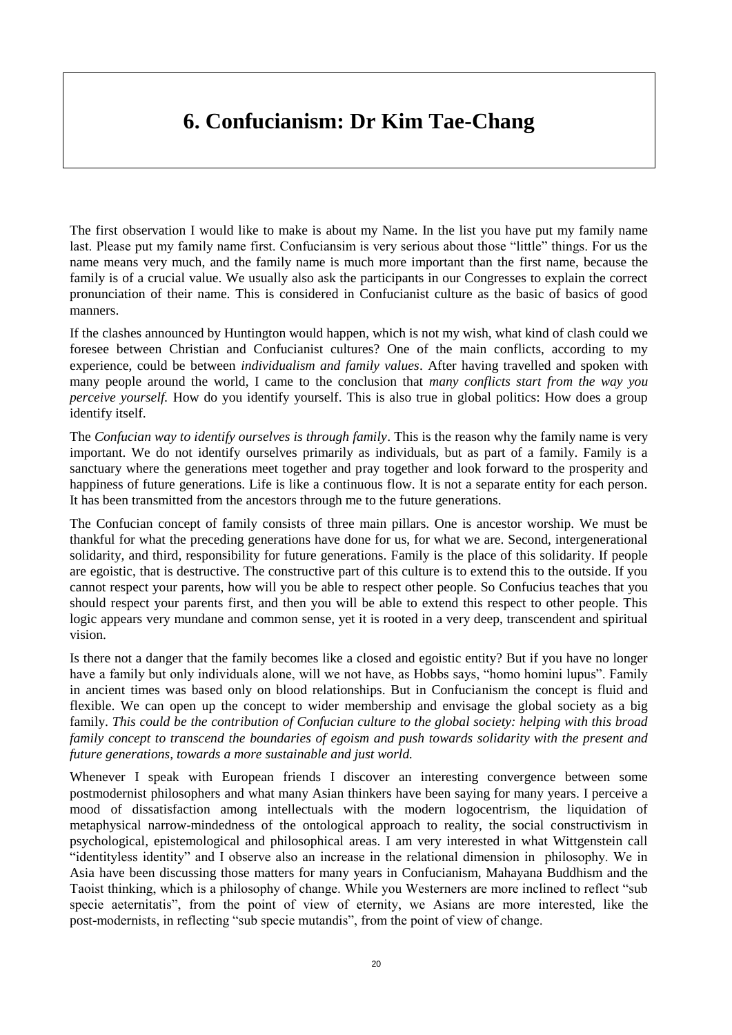# 6. Confucianism: Dr Kim Tae-Chang

The first observation I would like to make is about my Name. In the list you have put my family name last. Please put my family name first. Confuciansim is very serious about those "little" things. For us the name means very much, and the family name is much more important than the first name, because the family is of a crucial value. We usually also ask the participants in our Congresses to explain the correct pronunciation of their name. This is considered in Confucianist culture as the basic of basics of good manners.

If the clashes announced by Huntington would happen, which is not my wish, what kind of clash could we foresee between Christian and Confucianist cultures? One of the main conflicts, according to my experience, could be between *individualism and family values*. After having travelled and spoken with many people around the world, I came to the conclusion that *many conflicts start from the way you perceive yourself.* How do you identify yourself. This is also true in global politics: How does a group identify itself.

The *Confucian way to identify ourselves is through family*. This is the reason why the family name is very important. We do not identify ourselves primarily as individuals, but as part of a family. Family is a sanctuary where the generations meet together and pray together and look forward to the prosperity and happiness of future generations. Life is like a continuous flow. It is not a separate entity for each person. It has been transmitted from the ancestors through me to the future generations.

The Confucian concept of family consists of three main pillars. One is ancestor worship. We must be thankful for what the preceding generations have done for us, for what we are. Second, intergenerational solidarity, and third, responsibility for future generations. Family is the place of this solidarity. If people are egoistic, that is destructive. The constructive part of this culture is to extend this to the outside. If you cannot respect your parents, how will you be able to respect other people. So Confucius teaches that you should respect your parents first, and then you will be able to extend this respect to other people. This logic appears very mundane and common sense, yet it is rooted in a very deep, transcendent and spiritual vision.

Is there not a danger that the family becomes like a closed and egoistic entity? But if you have no longer have a family but only individuals alone, will we not have, as Hobbs says, "homo homini lupus". Family in ancient times was based only on blood relationships. But in Confucianism the concept is fluid and flexible. We can open up the concept to wider membership and envisage the global society as a big family. *This could be the contribution of Confucian culture to the global society: helping with this broad family concept to transcend the boundaries of egoism and push towards solidarity with the present and future generations, towards a more sustainable and just world.*

Whenever I speak with European friends I discover an interesting convergence between some postmodernist philosophers and what many Asian thinkers have been saying for many years. I perceive a mood of dissatisfaction among intellectuals with the modern logocentrism, the liquidation of metaphysical narrow-mindedness of the ontological approach to reality, the social constructivism in psychological, epistemological and philosophical areas. I am very interested in what Wittgenstein call "identityless identity" and I observe also an increase in the relational dimension in philosophy. We in Asia have been discussing those matters for many years in Confucianism, Mahayana Buddhism and the Taoist thinking, which is a philosophy of change. While you Westerners are more inclined to reflect "sub specie aeternitatis", from the point of view of eternity, we Asians are more interested, like the post-modernists, in reflecting "sub specie mutandis", from the point of view of change.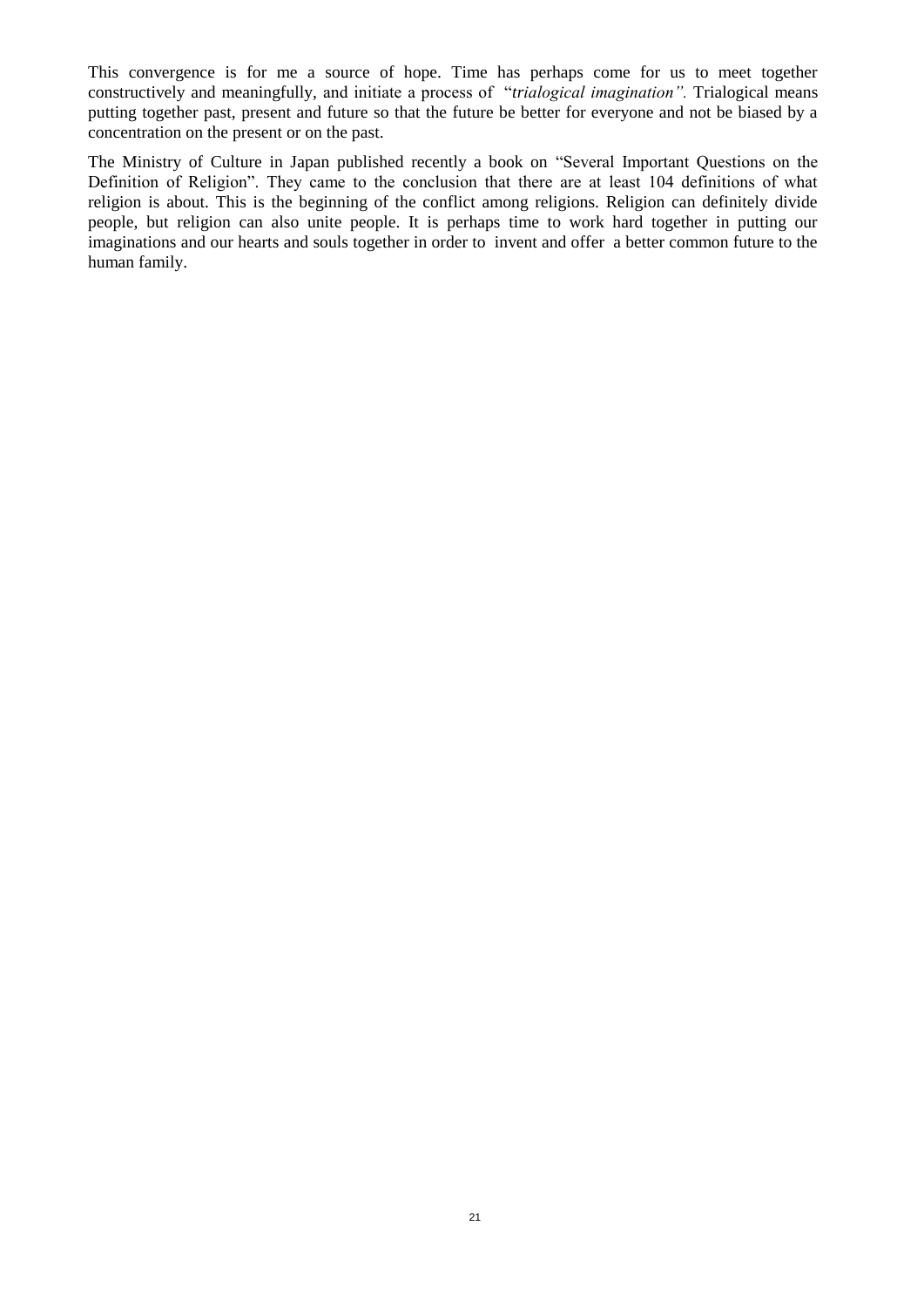This convergence is for me a source of hope. Time has perhaps come for us to meet together constructively and meaningfully, and initiate a process of "*trialogical imagination".* Trialogical means putting together past, present and future so that the future be better for everyone and not be biased by a concentration on the present or on the past.

The Ministry of Culture in Japan published recently a book on "Several Important Questions on the Definition of Religion". They came to the conclusion that there are at least 104 definitions of what religion is about. This is the beginning of the conflict among religions. Religion can definitely divide people, but religion can also unite people. It is perhaps time to work hard together in putting our imaginations and our hearts and souls together in order to invent and offer a better common future to the human family.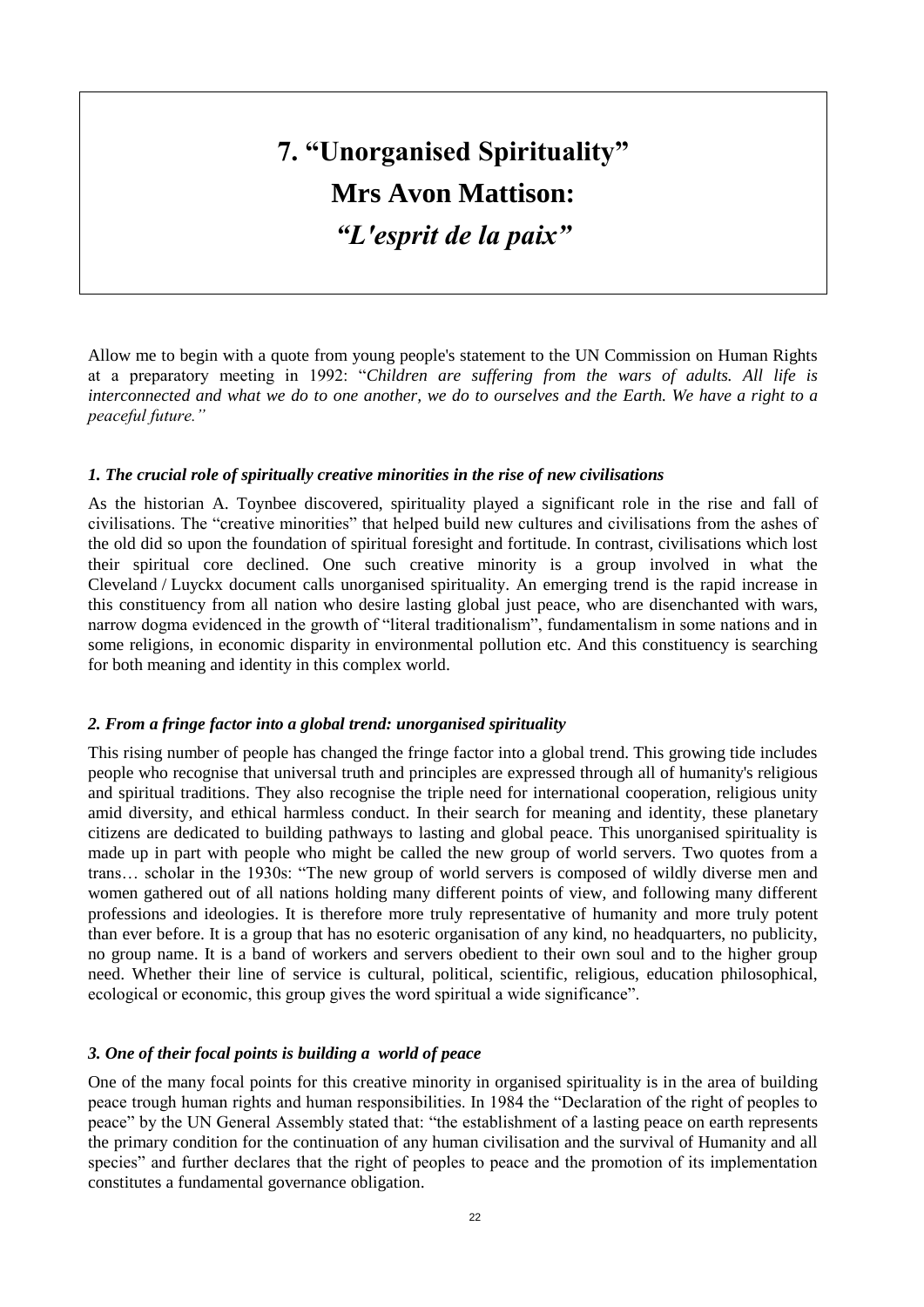# 7. "Unorganised Spirituality"

# Mrs Avon Mattison:

# *"L'esprit de la paix"*

Allow me to begin with a quote from young people's statement to the UN Commission on Human Rights at a preparatory meeting in 1992: "*Children are suffering from the wars of adults. All life is interconnected and what we do to one another, we do to ourselves and the Earth. We have a right to a peaceful future."*

### *1. The crucial role of spiritually creative minorities in the rise of new civilisations*

As the historian A. Toynbee discovered, spirituality played a significant role in the rise and fall of civilisations. The "creative minorities" that helped build new cultures and civilisations from the ashes of the old did so upon the foundation of spiritual foresight and fortitude. In contrast, civilisations which lost their spiritual core declined. One such creative minority is a group involved in what the Cleveland / Luyckx document calls unorganised spirituality. An emerging trend is the rapid increase in this constituency from all nation who desire lasting global just peace, who are disenchanted with wars, narrow dogma evidenced in the growth of "literal traditionalism", fundamentalism in some nations and in some religions, in economic disparity in environmental pollution etc. And this constituency is searching for both meaning and identity in this complex world.

### *2. From a fringe factor into a global trend: unorganised spirituality*

This rising number of people has changed the fringe factor into a global trend. This growing tide includes people who recognise that universal truth and principles are expressed through all of humanity's religious and spiritual traditions. They also recognise the triple need for international cooperation, religious unity amid diversity, and ethical harmless conduct. In their search for meaning and identity, these planetary citizens are dedicated to building pathways to lasting and global peace. This unorganised spirituality is made up in part with people who might be called the new group of world servers. Two quotes from a trans… scholar in the 1930s: "The new group of world servers is composed of wildly diverse men and women gathered out of all nations holding many different points of view, and following many different professions and ideologies. It is therefore more truly representative of humanity and more truly potent than ever before. It is a group that has no esoteric organisation of any kind, no headquarters, no publicity, no group name. It is a band of workers and servers obedient to their own soul and to the higher group need. Whether their line of service is cultural, political, scientific, religious, education philosophical, ecological or economic, this group gives the word spiritual a wide significance".

### *3. One of their focal points is building a world of peace*

One of the many focal points for this creative minority in organised spirituality is in the area of building peace trough human rights and human responsibilities. In 1984 the "Declaration of the right of peoples to peace" by the UN General Assembly stated that: "the establishment of a lasting peace on earth represents the primary condition for the continuation of any human civilisation and the survival of Humanity and all species" and further declares that the right of peoples to peace and the promotion of its implementation constitutes a fundamental governance obligation.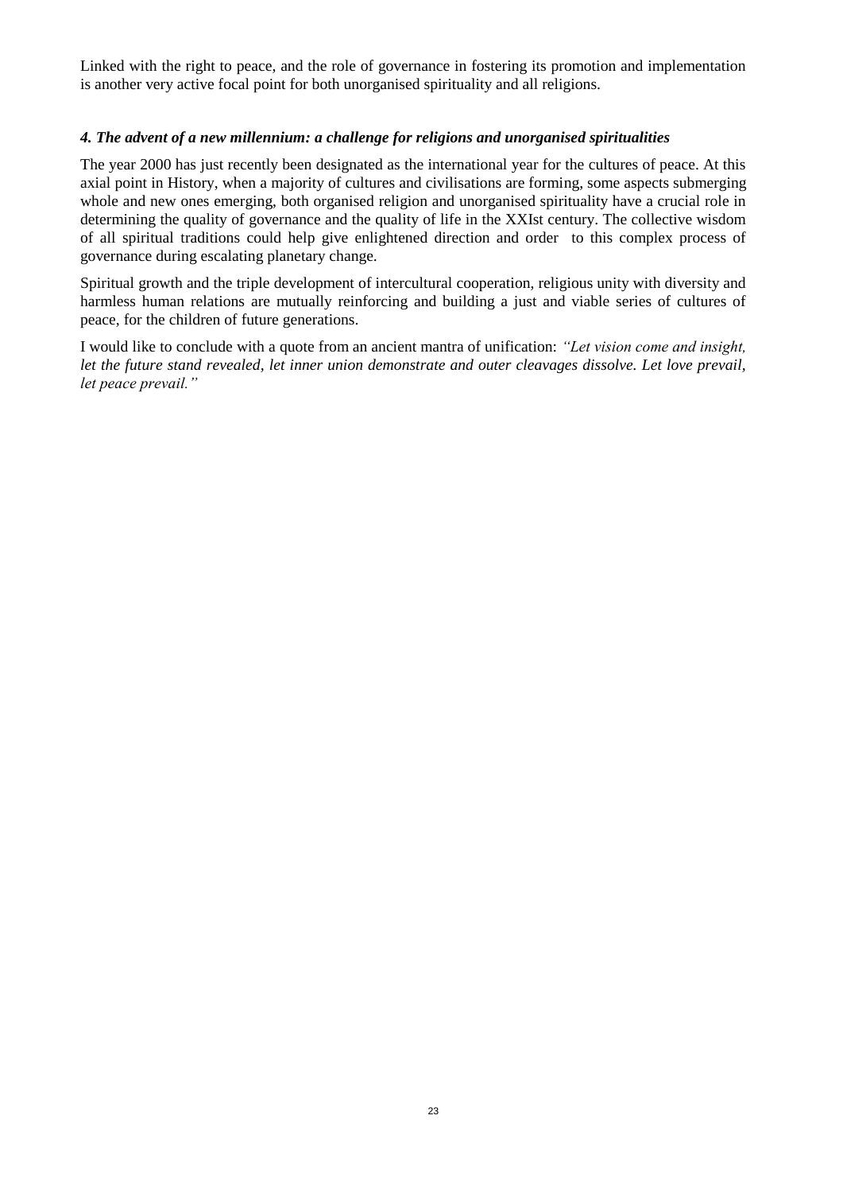Linked with the right to peace, and the role of governance in fostering its promotion and implementation is another very active focal point for both unorganised spirituality and all religions.

### *4. The advent of a new millennium: a challenge for religions and unorganised spiritualities*

The year 2000 has just recently been designated as the international year for the cultures of peace. At this axial point in History, when a majority of cultures and civilisations are forming, some aspects submerging whole and new ones emerging, both organised religion and unorganised spirituality have a crucial role in determining the quality of governance and the quality of life in the XXIst century. The collective wisdom of all spiritual traditions could help give enlightened direction and order to this complex process of governance during escalating planetary change.

Spiritual growth and the triple development of intercultural cooperation, religious unity with diversity and harmless human relations are mutually reinforcing and building a just and viable series of cultures of peace, for the children of future generations.

I would like to conclude with a quote from an ancient mantra of unification: *"Let vision come and insight, let the future stand revealed, let inner union demonstrate and outer cleavages dissolve. Let love prevail, let peace prevail."*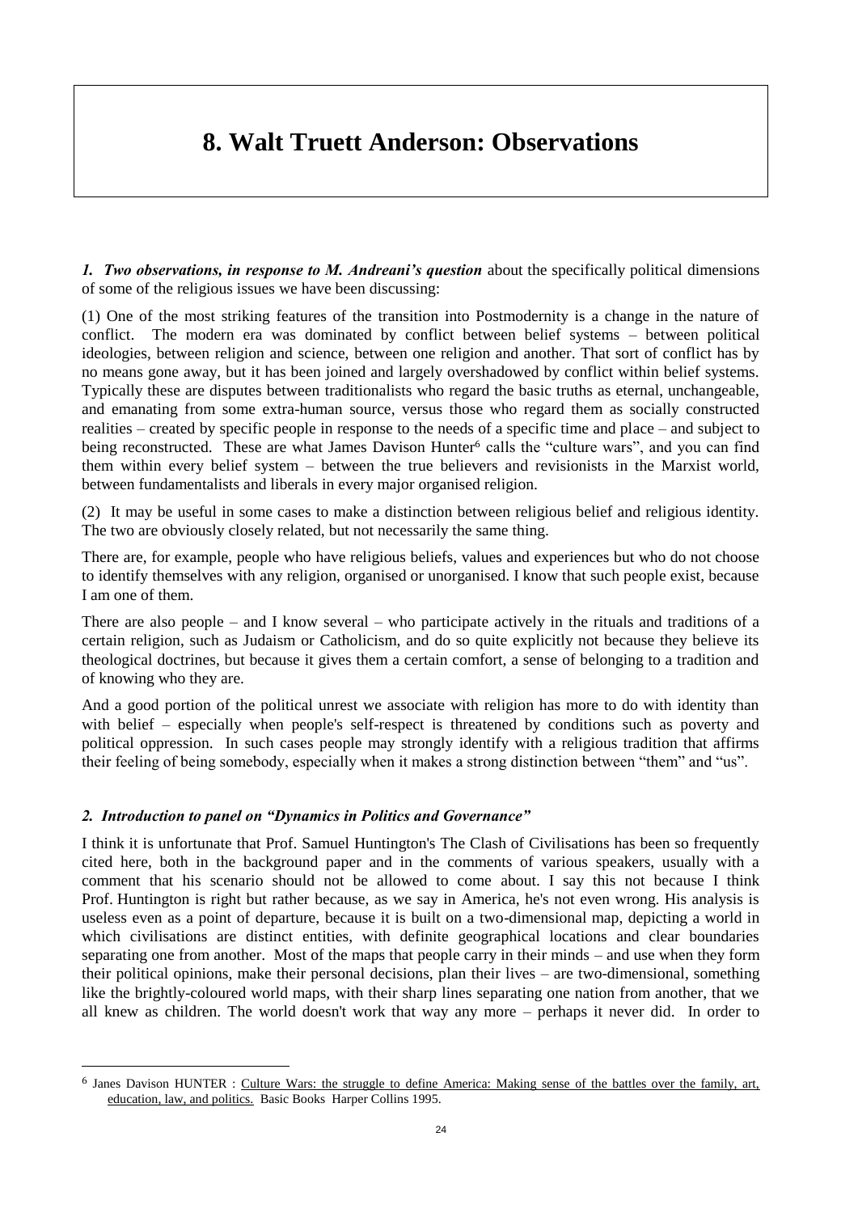# 8. Walt Truett Anderson: Observations

***1. Two observations, in response to M. Andreani's question*** about the specifically political dimensions of some of the religious issues we have been discussing:

(1) One of the most striking features of the transition into Postmodernity is a change in the nature of conflict. The modern era was dominated by conflict between belief systems – between political ideologies, between religion and science, between one religion and another. That sort of conflict has by no means gone away, but it has been joined and largely overshadowed by conflict within belief systems. Typically these are disputes between traditionalists who regard the basic truths as eternal, unchangeable, and emanating from some extra-human source, versus those who regard them as socially constructed realities – created by specific people in response to the needs of a specific time and place – and subject to being reconstructed. These are what James Davison Hunter[6] calls the "culture wars", and you can find them within every belief system – between the true believers and revisionists in the Marxist world, between fundamentalists and liberals in every major organised religion.

(2) It may be useful in some cases to make a distinction between religious belief and religious identity. The two are obviously closely related, but not necessarily the same thing.

There are, for example, people who have religious beliefs, values and experiences but who do not choose to identify themselves with any religion, organised or unorganised. I know that such people exist, because I am one of them.

There are also people – and I know several – who participate actively in the rituals and traditions of a certain religion, such as Judaism or Catholicism, and do so quite explicitly not because they believe its theological doctrines, but because it gives them a certain comfort, a sense of belonging to a tradition and of knowing who they are.

And a good portion of the political unrest we associate with religion has more to do with identity than with belief – especially when people's self-respect is threatened by conditions such as poverty and political oppression. In such cases people may strongly identify with a religious tradition that affirms their feeling of being somebody, especially when it makes a strong distinction between "them" and "us".

### *2. Introduction to panel on "Dynamics in Politics and Governance"*

I think it is unfortunate that Prof. Samuel Huntington's The Clash of Civilisations has been so frequently cited here, both in the background paper and in the comments of various speakers, usually with a comment that his scenario should not be allowed to come about. I say this not because I think Prof. Huntington is right but rather because, as we say in America, he's not even wrong. His analysis is useless even as a point of departure, because it is built on a two-dimensional map, depicting a world in which civilisations are distinct entities, with definite geographical locations and clear boundaries separating one from another. Most of the maps that people carry in their minds – and use when they form their political opinions, make their personal decisions, plan their lives – are two-dimensional, something like the brightly-coloured world maps, with their sharp lines separating one nation from another, that we all knew as children. The world doesn't work that way any more – perhaps it never did. In order to

---

[6] Janes Davison HUNTER : Culture Wars: the struggle to define America: Making sense of the battles over the family, art, education, law, and politics. Basic Books Harper Collins 1995.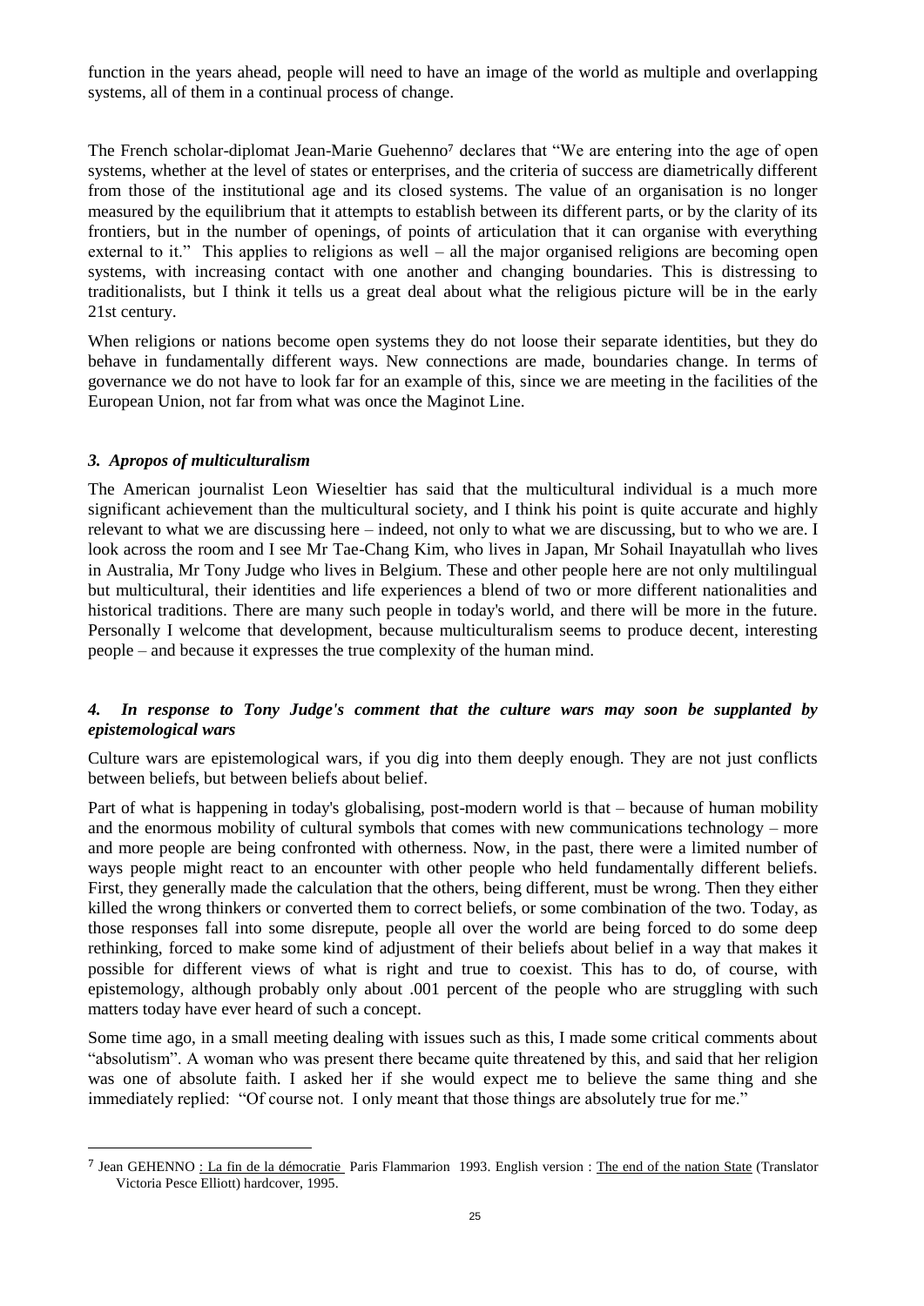function in the years ahead, people will need to have an image of the world as multiple and overlapping systems, all of them in a continual process of change.

The French scholar-diplomat Jean-Marie Guehenno[7] declares that "We are entering into the age of open systems, whether at the level of states or enterprises, and the criteria of success are diametrically different from those of the institutional age and its closed systems. The value of an organisation is no longer measured by the equilibrium that it attempts to establish between its different parts, or by the clarity of its frontiers, but in the number of openings, of points of articulation that it can organise with everything external to it." This applies to religions as well – all the major organised religions are becoming open systems, with increasing contact with one another and changing boundaries. This is distressing to traditionalists, but I think it tells us a great deal about what the religious picture will be in the early 21st century.

When religions or nations become open systems they do not loose their separate identities, but they do behave in fundamentally different ways. New connections are made, boundaries change. In terms of governance we do not have to look far for an example of this, since we are meeting in the facilities of the European Union, not far from what was once the Maginot Line.

### *3. Apropos of multiculturalism*

The American journalist Leon Wieseltier has said that the multicultural individual is a much more significant achievement than the multicultural society, and I think his point is quite accurate and highly relevant to what we are discussing here – indeed, not only to what we are discussing, but to who we are. I look across the room and I see Mr Tae-Chang Kim, who lives in Japan, Mr Sohail Inayatullah who lives in Australia, Mr Tony Judge who lives in Belgium. These and other people here are not only multilingual but multicultural, their identities and life experiences a blend of two or more different nationalities and historical traditions. There are many such people in today's world, and there will be more in the future. Personally I welcome that development, because multiculturalism seems to produce decent, interesting people – and because it expresses the true complexity of the human mind.

### *4. In response to Tony Judge's comment that the culture wars may soon be supplanted by epistemological wars*

Culture wars are epistemological wars, if you dig into them deeply enough. They are not just conflicts between beliefs, but between beliefs about belief.

Part of what is happening in today's globalising, post-modern world is that – because of human mobility and the enormous mobility of cultural symbols that comes with new communications technology – more and more people are being confronted with otherness. Now, in the past, there were a limited number of ways people might react to an encounter with other people who held fundamentally different beliefs. First, they generally made the calculation that the others, being different, must be wrong. Then they either killed the wrong thinkers or converted them to correct beliefs, or some combination of the two. Today, as those responses fall into some disrepute, people all over the world are being forced to do some deep rethinking, forced to make some kind of adjustment of their beliefs about belief in a way that makes it possible for different views of what is right and true to coexist. This has to do, of course, with epistemology, although probably only about .001 percent of the people who are struggling with such matters today have ever heard of such a concept.

Some time ago, in a small meeting dealing with issues such as this, I made some critical comments about "absolutism". A woman who was present there became quite threatened by this, and said that her religion was one of absolute faith. I asked her if she would expect me to believe the same thing and she immediately replied: "Of course not. I only meant that those things are absolutely true for me."

---

[7] Jean GEHENNO : La fin de la démocratie Paris Flammarion 1993. English version : The end of the nation State (Translator Victoria Pesce Elliott) hardcover, 1995.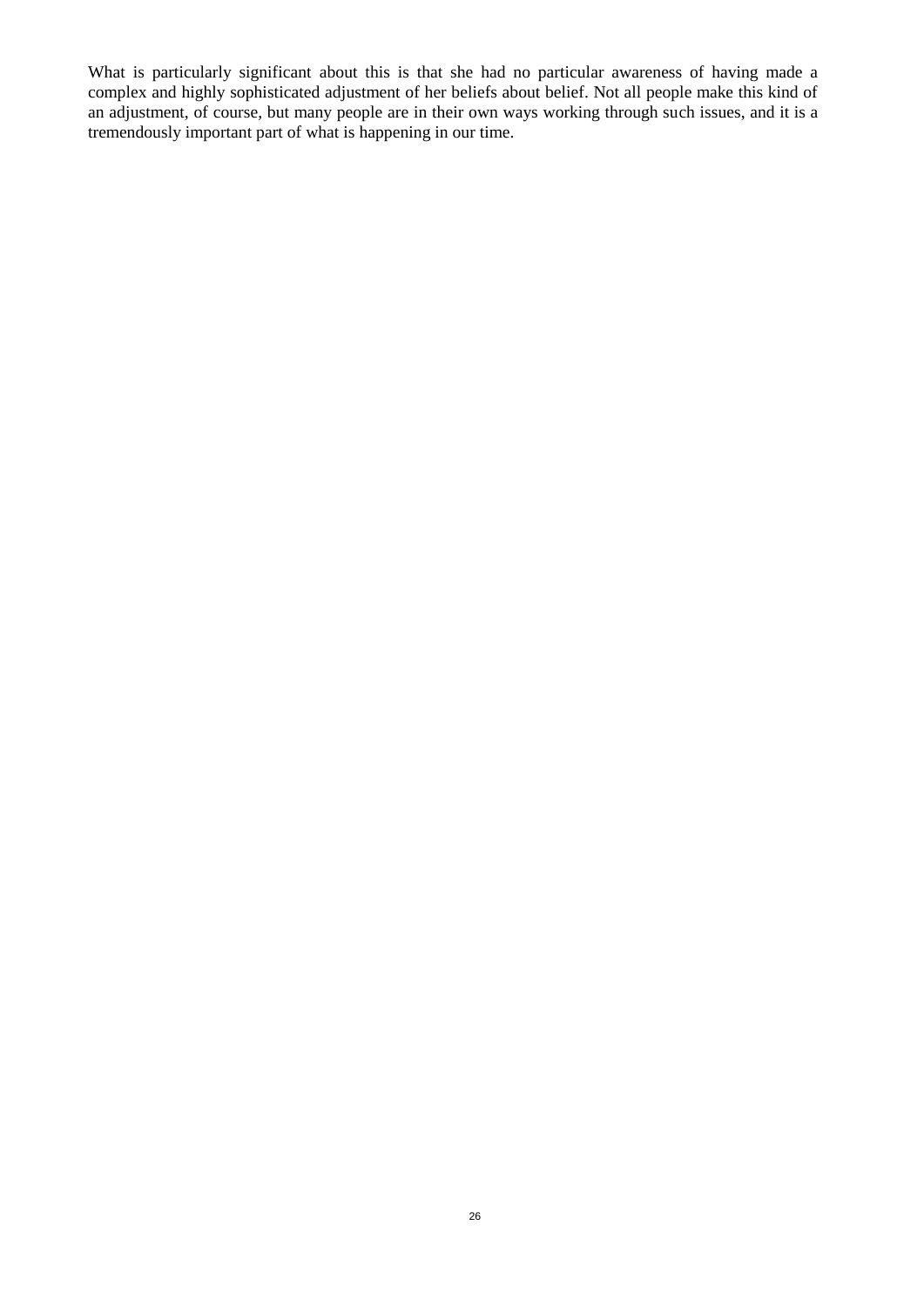What is particularly significant about this is that she had no particular awareness of having made a complex and highly sophisticated adjustment of her beliefs about belief. Not all people make this kind of an adjustment, of course, but many people are in their own ways working through such issues, and it is a tremendously important part of what is happening in our time.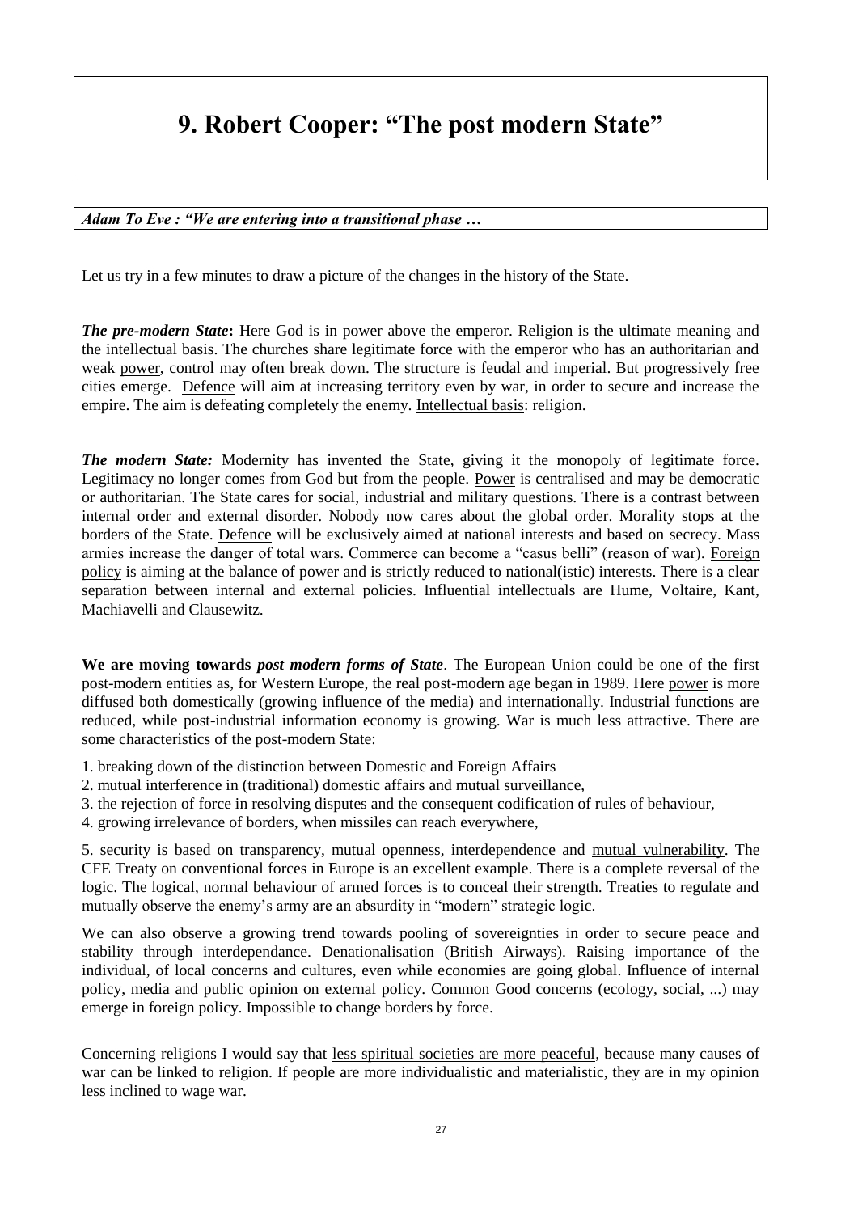# 9. Robert Cooper: "The post modern State"

***Adam To Eve : "We are entering into a transitional phase …***

Let us try in a few minutes to draw a picture of the changes in the history of the State.

***The pre-modern State*:** Here God is in power above the emperor. Religion is the ultimate meaning and the intellectual basis. The churches share legitimate force with the emperor who has an authoritarian and weak power, control may often break down. The structure is feudal and imperial. But progressively free cities emerge. Defence will aim at increasing territory even by war, in order to secure and increase the empire. The aim is defeating completely the enemy. Intellectual basis: religion.

***The modern State:*** Modernity has invented the State, giving it the monopoly of legitimate force. Legitimacy no longer comes from God but from the people. Power is centralised and may be democratic or authoritarian. The State cares for social, industrial and military questions. There is a contrast between internal order and external disorder. Nobody now cares about the global order. Morality stops at the borders of the State. Defence will be exclusively aimed at national interests and based on secrecy. Mass armies increase the danger of total wars. Commerce can become a "casus belli" (reason of war). Foreign policy is aiming at the balance of power and is strictly reduced to national(istic) interests. There is a clear separation between internal and external policies. Influential intellectuals are Hume, Voltaire, Kant, Machiavelli and Clausewitz.

**We are moving towards *post modern forms of State***. The European Union could be one of the first post-modern entities as, for Western Europe, the real post-modern age began in 1989. Here power is more diffused both domestically (growing influence of the media) and internationally. Industrial functions are reduced, while post-industrial information economy is growing. War is much less attractive. There are some characteristics of the post-modern State:

1. breaking down of the distinction between Domestic and Foreign Affairs
2. mutual interference in (traditional) domestic affairs and mutual surveillance,
3. the rejection of force in resolving disputes and the consequent codification of rules of behaviour,
4. growing irrelevance of borders, when missiles can reach everywhere,
5. security is based on transparency, mutual openness, interdependence and mutual vulnerability. The CFE Treaty on conventional forces in Europe is an excellent example. There is a complete reversal of the logic. The logical, normal behaviour of armed forces is to conceal their strength. Treaties to regulate and mutually observe the enemy's army are an absurdity in "modern" strategic logic.

We can also observe a growing trend towards pooling of sovereignties in order to secure peace and stability through interdependance. Denationalisation (British Airways). Raising importance of the individual, of local concerns and cultures, even while economies are going global. Influence of internal policy, media and public opinion on external policy. Common Good concerns (ecology, social, ...) may emerge in foreign policy. Impossible to change borders by force.

Concerning religions I would say that less spiritual societies are more peaceful, because many causes of war can be linked to religion. If people are more individualistic and materialistic, they are in my opinion less inclined to wage war.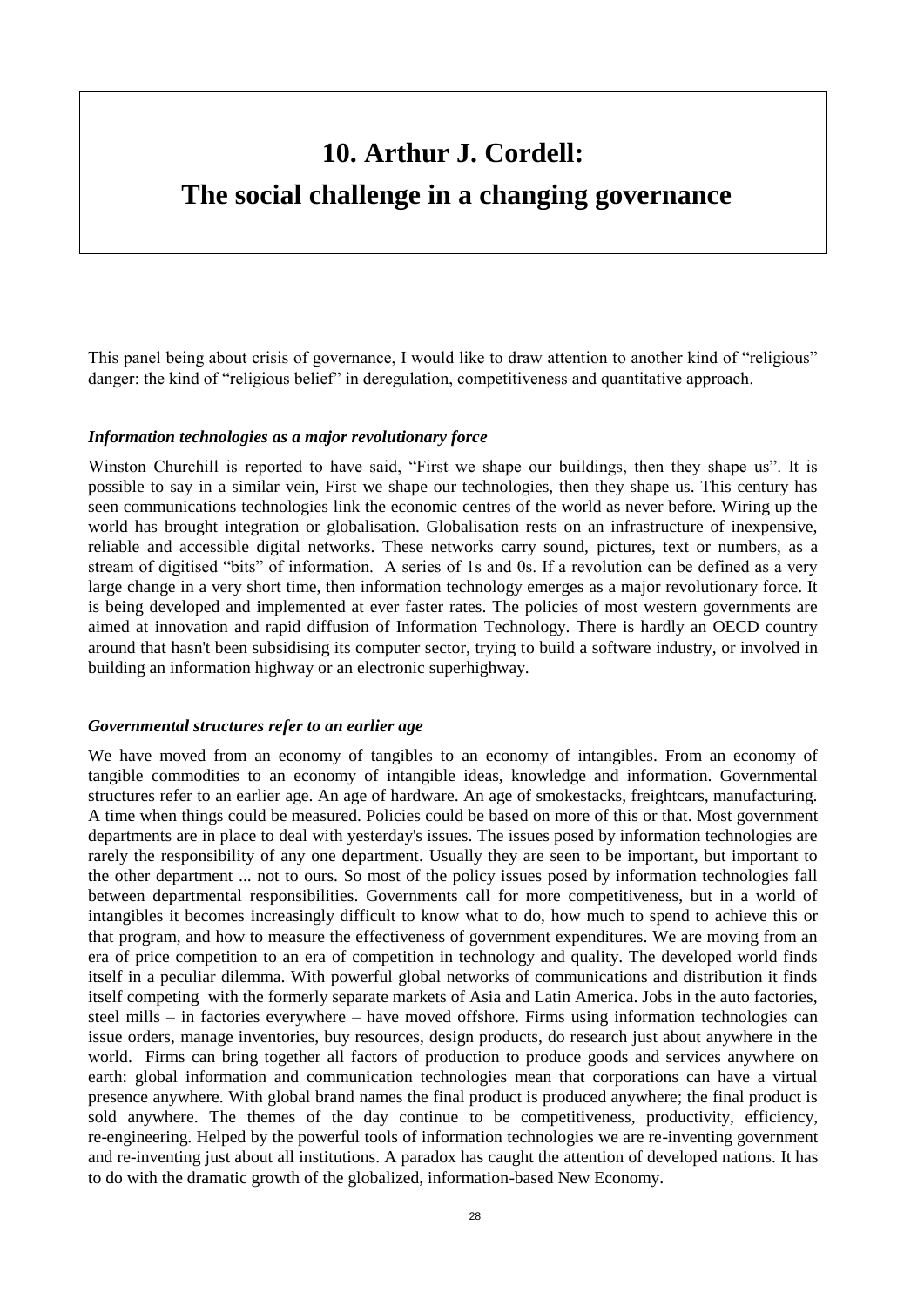# 10. Arthur J. Cordell:

# The social challenge in a changing governance

This panel being about crisis of governance, I would like to draw attention to another kind of "religious" danger: the kind of "religious belief" in deregulation, competitiveness and quantitative approach.

### *Information technologies as a major revolutionary force*

Winston Churchill is reported to have said, "First we shape our buildings, then they shape us". It is possible to say in a similar vein, First we shape our technologies, then they shape us. This century has seen communications technologies link the economic centres of the world as never before. Wiring up the world has brought integration or globalisation. Globalisation rests on an infrastructure of inexpensive, reliable and accessible digital networks. These networks carry sound, pictures, text or numbers, as a stream of digitised "bits" of information. A series of 1s and 0s. If a revolution can be defined as a very large change in a very short time, then information technology emerges as a major revolutionary force. It is being developed and implemented at ever faster rates. The policies of most western governments are aimed at innovation and rapid diffusion of Information Technology. There is hardly an OECD country around that hasn't been subsidising its computer sector, trying to build a software industry, or involved in building an information highway or an electronic superhighway.

### *Governmental structures refer to an earlier age*

We have moved from an economy of tangibles to an economy of intangibles. From an economy of tangible commodities to an economy of intangible ideas, knowledge and information. Governmental structures refer to an earlier age. An age of hardware. An age of smokestacks, freightcars, manufacturing. A time when things could be measured. Policies could be based on more of this or that. Most government departments are in place to deal with yesterday's issues. The issues posed by information technologies are rarely the responsibility of any one department. Usually they are seen to be important, but important to the other department ... not to ours. So most of the policy issues posed by information technologies fall between departmental responsibilities. Governments call for more competitiveness, but in a world of intangibles it becomes increasingly difficult to know what to do, how much to spend to achieve this or that program, and how to measure the effectiveness of government expenditures. We are moving from an era of price competition to an era of competition in technology and quality. The developed world finds itself in a peculiar dilemma. With powerful global networks of communications and distribution it finds itself competing with the formerly separate markets of Asia and Latin America. Jobs in the auto factories, steel mills – in factories everywhere – have moved offshore. Firms using information technologies can issue orders, manage inventories, buy resources, design products, do research just about anywhere in the world. Firms can bring together all factors of production to produce goods and services anywhere on earth: global information and communication technologies mean that corporations can have a virtual presence anywhere. With global brand names the final product is produced anywhere; the final product is sold anywhere. The themes of the day continue to be competitiveness, productivity, efficiency, re-engineering. Helped by the powerful tools of information technologies we are re-inventing government and re-inventing just about all institutions. A paradox has caught the attention of developed nations. It has to do with the dramatic growth of the globalized, information-based New Economy.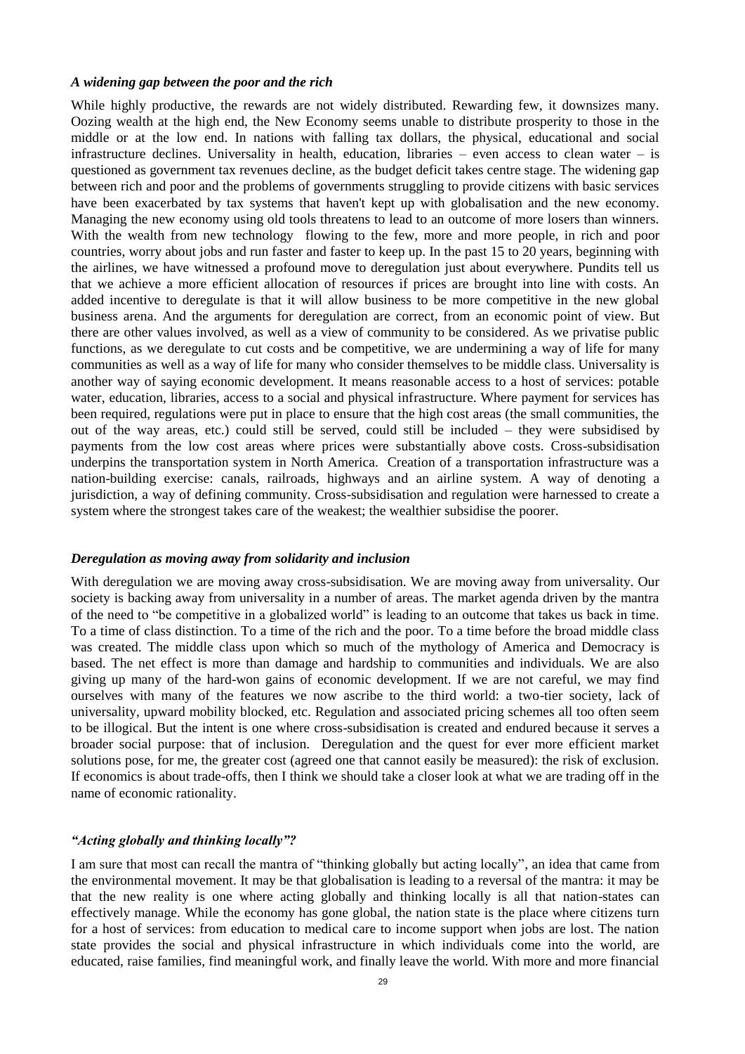### *A widening gap between the poor and the rich*

While highly productive, the rewards are not widely distributed. Rewarding few, it downsizes many. Oozing wealth at the high end, the New Economy seems unable to distribute prosperity to those in the middle or at the low end. In nations with falling tax dollars, the physical, educational and social infrastructure declines. Universality in health, education, libraries – even access to clean water – is questioned as government tax revenues decline, as the budget deficit takes centre stage. The widening gap between rich and poor and the problems of governments struggling to provide citizens with basic services have been exacerbated by tax systems that haven't kept up with globalisation and the new economy. Managing the new economy using old tools threatens to lead to an outcome of more losers than winners. With the wealth from new technology flowing to the few, more and more people, in rich and poor countries, worry about jobs and run faster and faster to keep up. In the past 15 to 20 years, beginning with the airlines, we have witnessed a profound move to deregulation just about everywhere. Pundits tell us that we achieve a more efficient allocation of resources if prices are brought into line with costs. An added incentive to deregulate is that it will allow business to be more competitive in the new global business arena. And the arguments for deregulation are correct, from an economic point of view. But there are other values involved, as well as a view of community to be considered. As we privatise public functions, as we deregulate to cut costs and be competitive, we are undermining a way of life for many communities as well as a way of life for many who consider themselves to be middle class. Universality is another way of saying economic development. It means reasonable access to a host of services: potable water, education, libraries, access to a social and physical infrastructure. Where payment for services has been required, regulations were put in place to ensure that the high cost areas (the small communities, the out of the way areas, etc.) could still be served, could still be included – they were subsidised by payments from the low cost areas where prices were substantially above costs. Cross-subsidisation underpins the transportation system in North America. Creation of a transportation infrastructure was a nation-building exercise: canals, railroads, highways and an airline system. A way of denoting a jurisdiction, a way of defining community. Cross-subsidisation and regulation were harnessed to create a system where the strongest takes care of the weakest; the wealthier subsidise the poorer.

### *Deregulation as moving away from solidarity and inclusion*

With deregulation we are moving away cross-subsidisation. We are moving away from universality. Our society is backing away from universality in a number of areas. The market agenda driven by the mantra of the need to "be competitive in a globalized world" is leading to an outcome that takes us back in time. To a time of class distinction. To a time of the rich and the poor. To a time before the broad middle class was created. The middle class upon which so much of the mythology of America and Democracy is based. The net effect is more than damage and hardship to communities and individuals. We are also giving up many of the hard-won gains of economic development. If we are not careful, we may find ourselves with many of the features we now ascribe to the third world: a two-tier society, lack of universality, upward mobility blocked, etc. Regulation and associated pricing schemes all too often seem to be illogical. But the intent is one where cross-subsidisation is created and endured because it serves a broader social purpose: that of inclusion. Deregulation and the quest for ever more efficient market solutions pose, for me, the greater cost (agreed one that cannot easily be measured): the risk of exclusion. If economics is about trade-offs, then I think we should take a closer look at what we are trading off in the name of economic rationality.

### *"Acting globally and thinking locally"?*

I am sure that most can recall the mantra of "thinking globally but acting locally", an idea that came from the environmental movement. It may be that globalisation is leading to a reversal of the mantra: it may be that the new reality is one where acting globally and thinking locally is all that nation-states can effectively manage. While the economy has gone global, the nation state is the place where citizens turn for a host of services: from education to medical care to income support when jobs are lost. The nation state provides the social and physical infrastructure in which individuals come into the world, are educated, raise families, find meaningful work, and finally leave the world. With more and more financial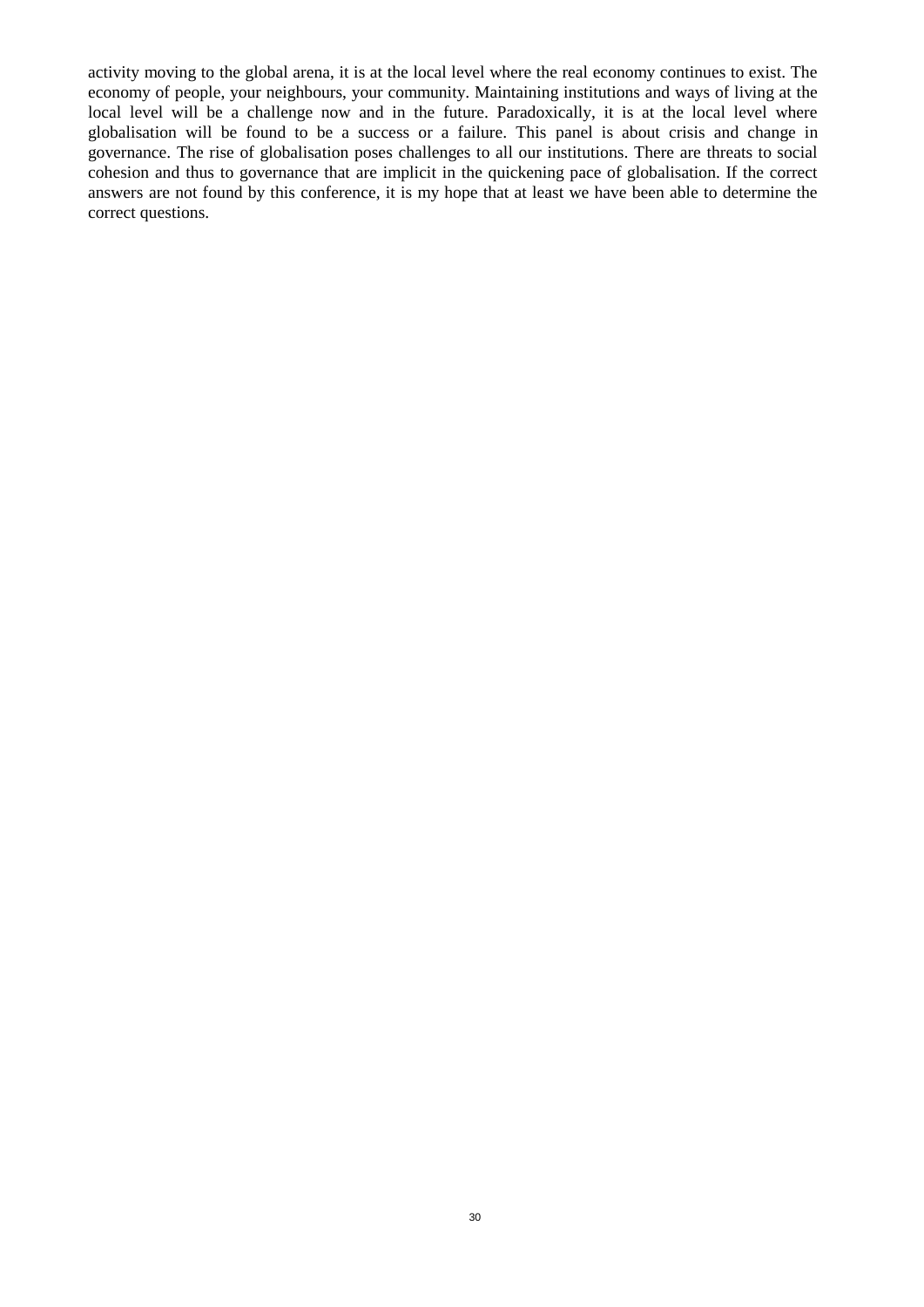activity moving to the global arena, it is at the local level where the real economy continues to exist. The economy of people, your neighbours, your community. Maintaining institutions and ways of living at the local level will be a challenge now and in the future. Paradoxically, it is at the local level where globalisation will be found to be a success or a failure. This panel is about crisis and change in governance. The rise of globalisation poses challenges to all our institutions. There are threats to social cohesion and thus to governance that are implicit in the quickening pace of globalisation. If the correct answers are not found by this conference, it is my hope that at least we have been able to determine the correct questions.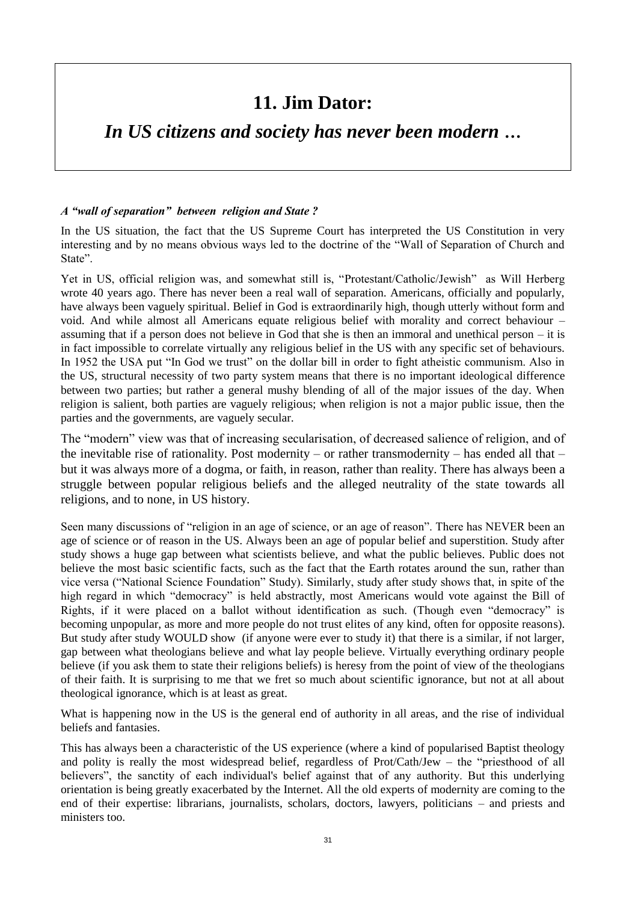# 11. Jim Dator:

## *In US citizens and society has never been modern …*

***A "wall of separation" between religion and State ?***

In the US situation, the fact that the US Supreme Court has interpreted the US Constitution in very interesting and by no means obvious ways led to the doctrine of the "Wall of Separation of Church and State".

Yet in US, official religion was, and somewhat still is, "Protestant/Catholic/Jewish" as Will Herberg wrote 40 years ago. There has never been a real wall of separation. Americans, officially and popularly, have always been vaguely spiritual. Belief in God is extraordinarily high, though utterly without form and void. And while almost all Americans equate religious belief with morality and correct behaviour – assuming that if a person does not believe in God that she is then an immoral and unethical person – it is in fact impossible to correlate virtually any religious belief in the US with any specific set of behaviours. In 1952 the USA put "In God we trust" on the dollar bill in order to fight atheistic communism. Also in the US, structural necessity of two party system means that there is no important ideological difference between two parties; but rather a general mushy blending of all of the major issues of the day. When religion is salient, both parties are vaguely religious; when religion is not a major public issue, then the parties and the governments, are vaguely secular.

The "modern" view was that of increasing secularisation, of decreased salience of religion, and of the inevitable rise of rationality. Post modernity – or rather transmodernity – has ended all that – but it was always more of a dogma, or faith, in reason, rather than reality. There has always been a struggle between popular religious beliefs and the alleged neutrality of the state towards all religions, and to none, in US history.

Seen many discussions of "religion in an age of science, or an age of reason". There has NEVER been an age of science or of reason in the US. Always been an age of popular belief and superstition. Study after study shows a huge gap between what scientists believe, and what the public believes. Public does not believe the most basic scientific facts, such as the fact that the Earth rotates around the sun, rather than vice versa ("National Science Foundation" Study). Similarly, study after study shows that, in spite of the high regard in which "democracy" is held abstractly, most Americans would vote against the Bill of Rights, if it were placed on a ballot without identification as such. (Though even "democracy" is becoming unpopular, as more and more people do not trust elites of any kind, often for opposite reasons). But study after study WOULD show (if anyone were ever to study it) that there is a similar, if not larger, gap between what theologians believe and what lay people believe. Virtually everything ordinary people believe (if you ask them to state their religions beliefs) is heresy from the point of view of the theologians of their faith. It is surprising to me that we fret so much about scientific ignorance, but not at all about theological ignorance, which is at least as great.

What is happening now in the US is the general end of authority in all areas, and the rise of individual beliefs and fantasies.

This has always been a characteristic of the US experience (where a kind of popularised Baptist theology and polity is really the most widespread belief, regardless of Prot/Cath/Jew – the "priesthood of all believers", the sanctity of each individual's belief against that of any authority. But this underlying orientation is being greatly exacerbated by the Internet. All the old experts of modernity are coming to the end of their expertise: librarians, journalists, scholars, doctors, lawyers, politicians – and priests and ministers too.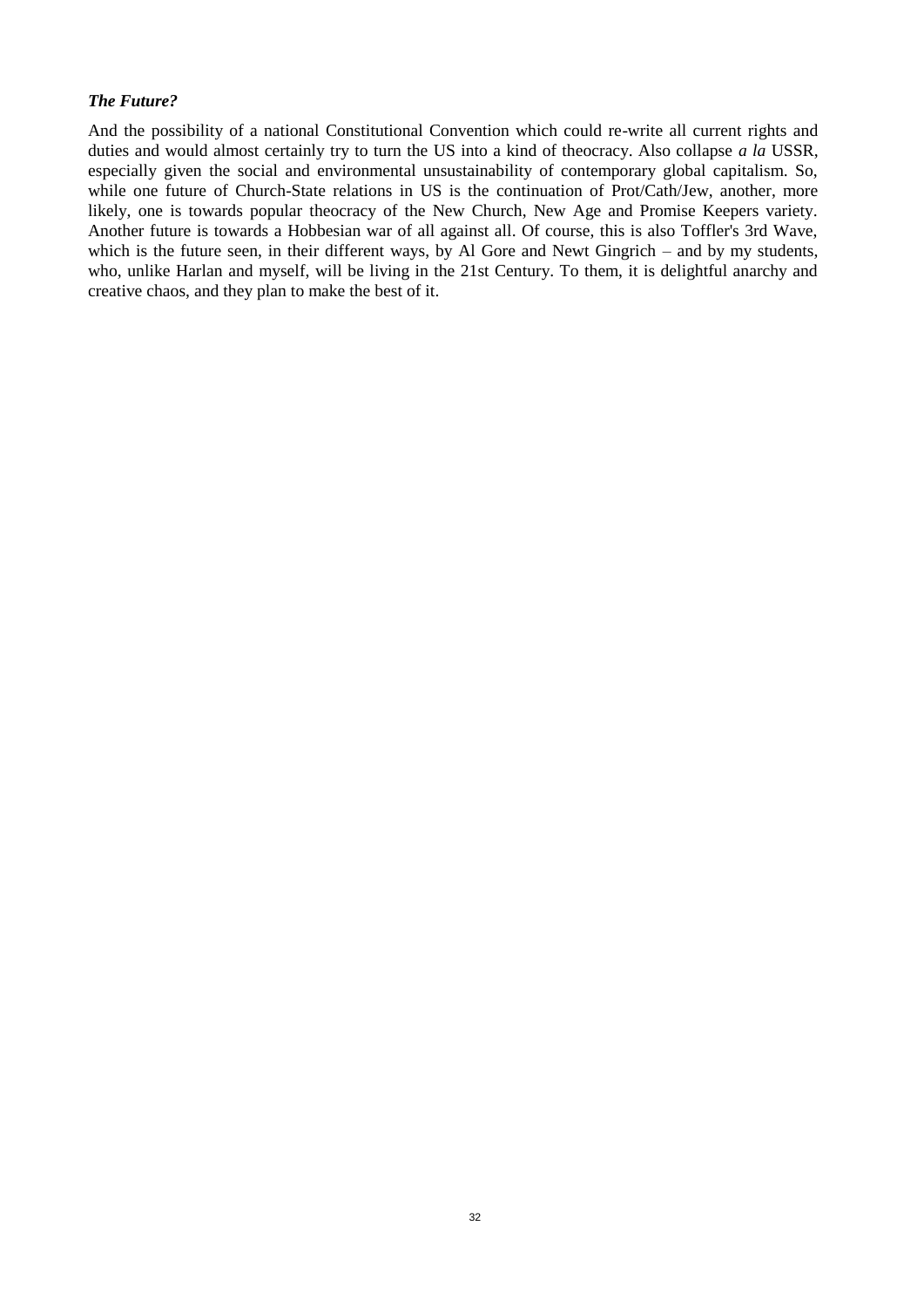***The Future?***

And the possibility of a national Constitutional Convention which could re-write all current rights and duties and would almost certainly try to turn the US into a kind of theocracy. Also collapse *a la* USSR, especially given the social and environmental unsustainability of contemporary global capitalism. So, while one future of Church-State relations in US is the continuation of Prot/Cath/Jew, another, more likely, one is towards popular theocracy of the New Church, New Age and Promise Keepers variety. Another future is towards a Hobbesian war of all against all. Of course, this is also Toffler's 3rd Wave, which is the future seen, in their different ways, by Al Gore and Newt Gingrich – and by my students, who, unlike Harlan and myself, will be living in the 21st Century. To them, it is delightful anarchy and creative chaos, and they plan to make the best of it.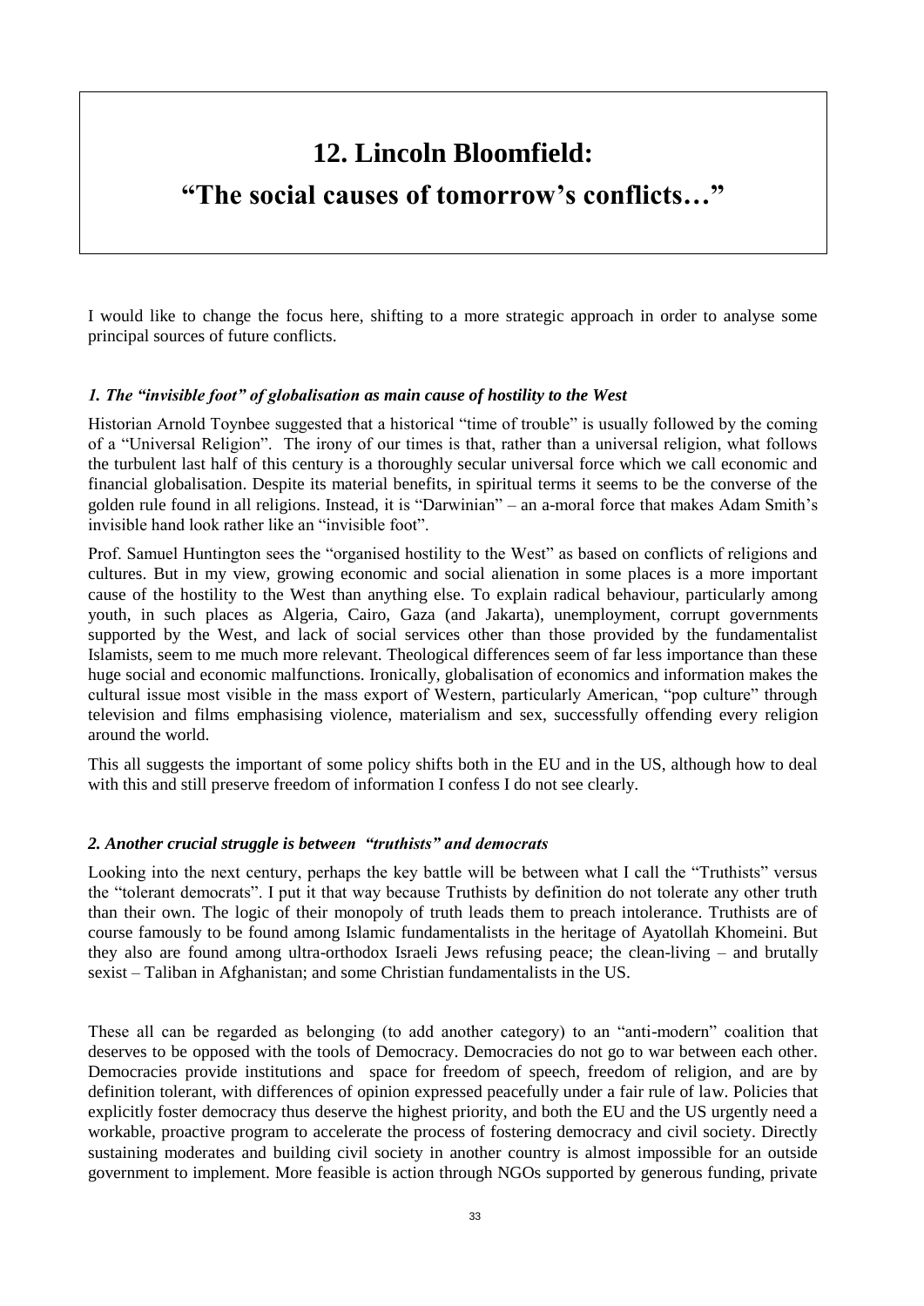# 12. Lincoln Bloomfield:

# "The social causes of tomorrow's conflicts…"

I would like to change the focus here, shifting to a more strategic approach in order to analyse some principal sources of future conflicts.

### *1. The "invisible foot" of globalisation as main cause of hostility to the West*

Historian Arnold Toynbee suggested that a historical "time of trouble" is usually followed by the coming of a "Universal Religion". The irony of our times is that, rather than a universal religion, what follows the turbulent last half of this century is a thoroughly secular universal force which we call economic and financial globalisation. Despite its material benefits, in spiritual terms it seems to be the converse of the golden rule found in all religions. Instead, it is "Darwinian" – an a-moral force that makes Adam Smith's invisible hand look rather like an "invisible foot".

Prof. Samuel Huntington sees the "organised hostility to the West" as based on conflicts of religions and cultures. But in my view, growing economic and social alienation in some places is a more important cause of the hostility to the West than anything else. To explain radical behaviour, particularly among youth, in such places as Algeria, Cairo, Gaza (and Jakarta), unemployment, corrupt governments supported by the West, and lack of social services other than those provided by the fundamentalist Islamists, seem to me much more relevant. Theological differences seem of far less importance than these huge social and economic malfunctions. Ironically, globalisation of economics and information makes the cultural issue most visible in the mass export of Western, particularly American, "pop culture" through television and films emphasising violence, materialism and sex, successfully offending every religion around the world.

This all suggests the important of some policy shifts both in the EU and in the US, although how to deal with this and still preserve freedom of information I confess I do not see clearly.

### *2. Another crucial struggle is between "truthists" and democrats*

Looking into the next century, perhaps the key battle will be between what I call the "Truthists" versus the "tolerant democrats". I put it that way because Truthists by definition do not tolerate any other truth than their own. The logic of their monopoly of truth leads them to preach intolerance. Truthists are of course famously to be found among Islamic fundamentalists in the heritage of Ayatollah Khomeini. But they also are found among ultra-orthodox Israeli Jews refusing peace; the clean-living – and brutally sexist – Taliban in Afghanistan; and some Christian fundamentalists in the US.

These all can be regarded as belonging (to add another category) to an "anti-modern" coalition that deserves to be opposed with the tools of Democracy. Democracies do not go to war between each other. Democracies provide institutions and space for freedom of speech, freedom of religion, and are by definition tolerant, with differences of opinion expressed peacefully under a fair rule of law. Policies that explicitly foster democracy thus deserve the highest priority, and both the EU and the US urgently need a workable, proactive program to accelerate the process of fostering democracy and civil society. Directly sustaining moderates and building civil society in another country is almost impossible for an outside government to implement. More feasible is action through NGOs supported by generous funding, private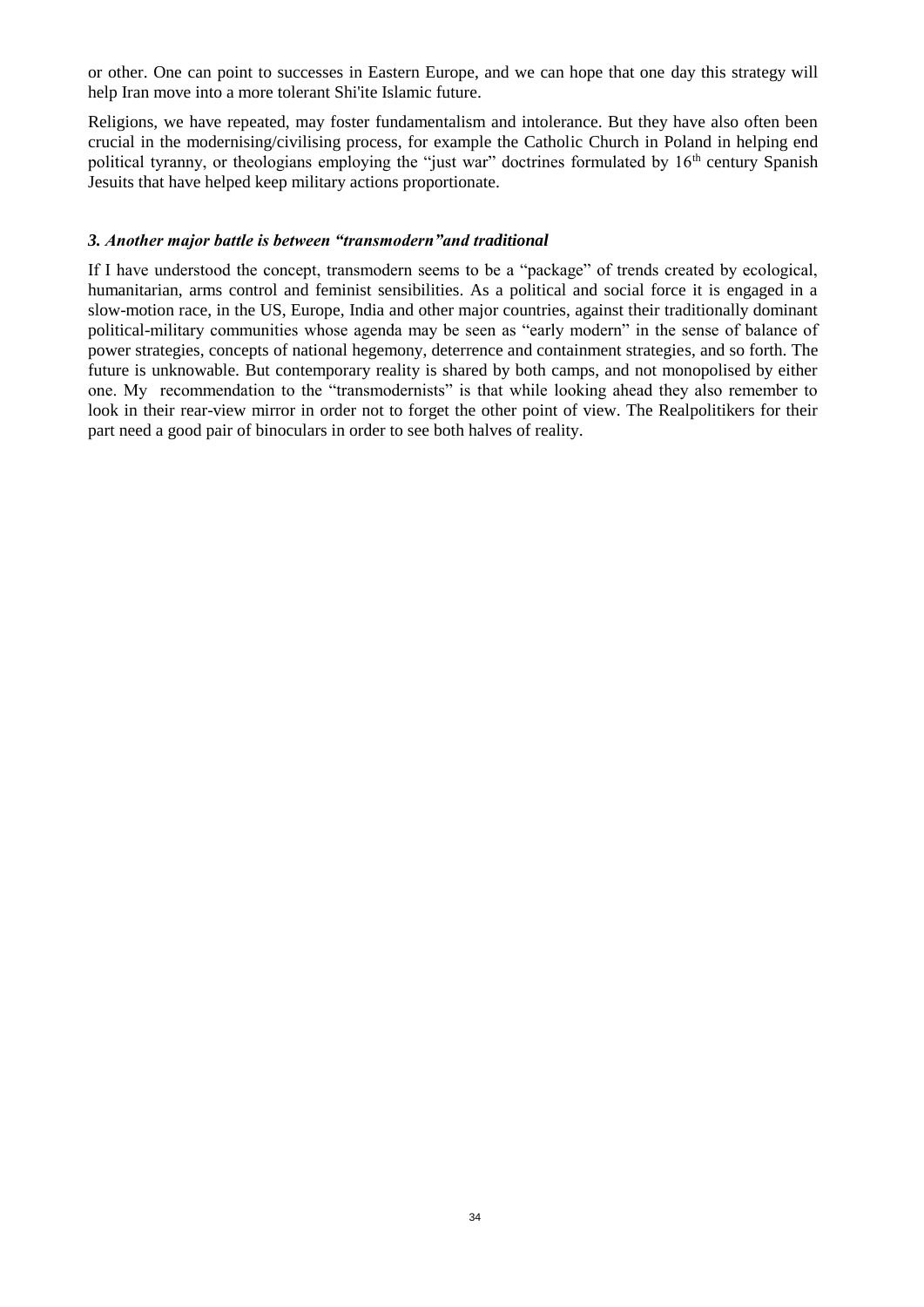or other. One can point to successes in Eastern Europe, and we can hope that one day this strategy will help Iran move into a more tolerant Shi'ite Islamic future.

Religions, we have repeated, may foster fundamentalism and intolerance. But they have also often been crucial in the modernising/civilising process, for example the Catholic Church in Poland in helping end political tyranny, or theologians employing the "just war" doctrines formulated by 16th century Spanish Jesuits that have helped keep military actions proportionate.

### *3. Another major battle is between "transmodern"and traditional*

If I have understood the concept, transmodern seems to be a "package" of trends created by ecological, humanitarian, arms control and feminist sensibilities. As a political and social force it is engaged in a slow-motion race, in the US, Europe, India and other major countries, against their traditionally dominant political-military communities whose agenda may be seen as "early modern" in the sense of balance of power strategies, concepts of national hegemony, deterrence and containment strategies, and so forth. The future is unknowable. But contemporary reality is shared by both camps, and not monopolised by either one. My recommendation to the "transmodernists" is that while looking ahead they also remember to look in their rear-view mirror in order not to forget the other point of view. The Realpolitikers for their part need a good pair of binoculars in order to see both halves of reality.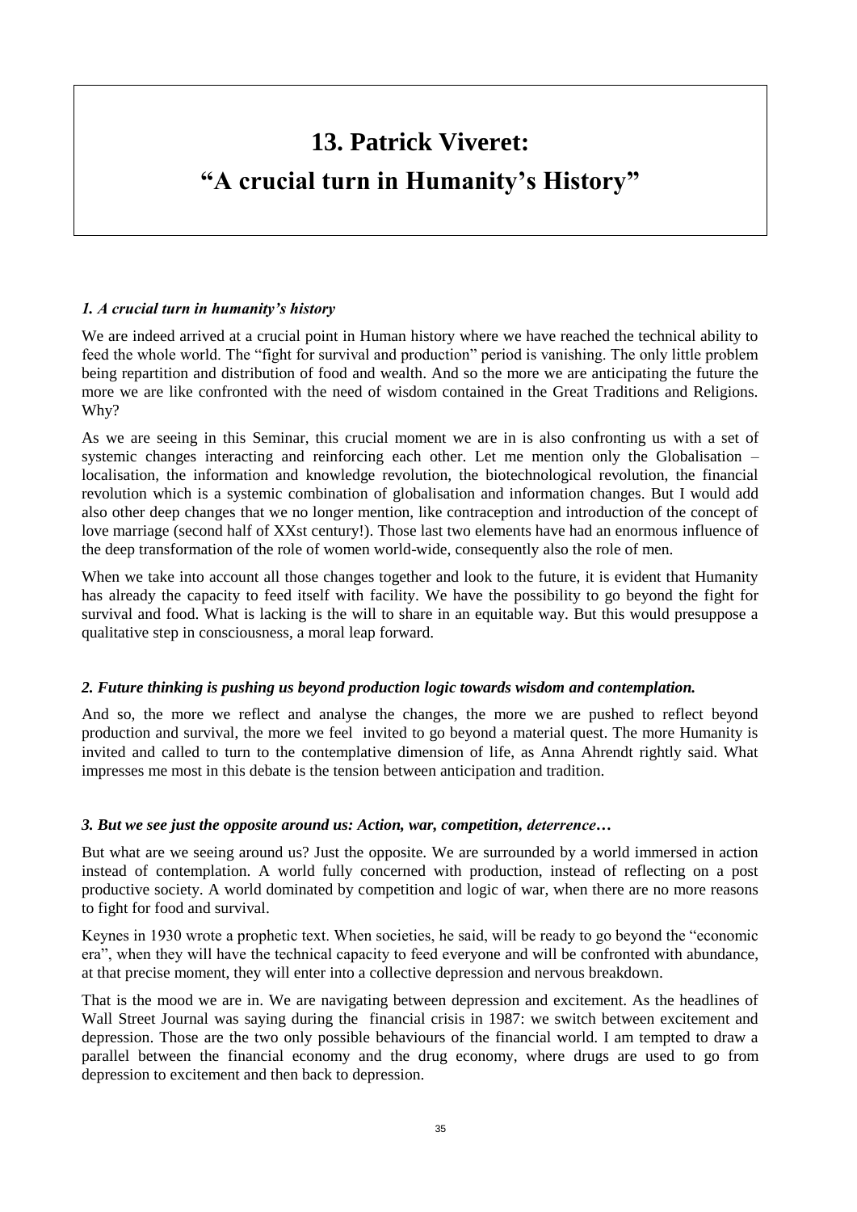# 13. Patrick Viveret: "A crucial turn in Humanity's History"

### *1. A crucial turn in humanity's history*

We are indeed arrived at a crucial point in Human history where we have reached the technical ability to feed the whole world. The "fight for survival and production" period is vanishing. The only little problem being repartition and distribution of food and wealth. And so the more we are anticipating the future the more we are like confronted with the need of wisdom contained in the Great Traditions and Religions. Why?

As we are seeing in this Seminar, this crucial moment we are in is also confronting us with a set of systemic changes interacting and reinforcing each other. Let me mention only the Globalisation – localisation, the information and knowledge revolution, the biotechnological revolution, the financial revolution which is a systemic combination of globalisation and information changes. But I would add also other deep changes that we no longer mention, like contraception and introduction of the concept of love marriage (second half of XXst century!). Those last two elements have had an enormous influence of the deep transformation of the role of women world-wide, consequently also the role of men.

When we take into account all those changes together and look to the future, it is evident that Humanity has already the capacity to feed itself with facility. We have the possibility to go beyond the fight for survival and food. What is lacking is the will to share in an equitable way. But this would presuppose a qualitative step in consciousness, a moral leap forward.

### *2. Future thinking is pushing us beyond production logic towards wisdom and contemplation.*

And so, the more we reflect and analyse the changes, the more we are pushed to reflect beyond production and survival, the more we feel invited to go beyond a material quest. The more Humanity is invited and called to turn to the contemplative dimension of life, as Anna Ahrendt rightly said. What impresses me most in this debate is the tension between anticipation and tradition.

### *3. But we see just the opposite around us: Action, war, competition, deterrence…*

But what are we seeing around us? Just the opposite. We are surrounded by a world immersed in action instead of contemplation. A world fully concerned with production, instead of reflecting on a post productive society. A world dominated by competition and logic of war, when there are no more reasons to fight for food and survival.

Keynes in 1930 wrote a prophetic text. When societies, he said, will be ready to go beyond the "economic era", when they will have the technical capacity to feed everyone and will be confronted with abundance, at that precise moment, they will enter into a collective depression and nervous breakdown.

That is the mood we are in. We are navigating between depression and excitement. As the headlines of Wall Street Journal was saying during the financial crisis in 1987: we switch between excitement and depression. Those are the two only possible behaviours of the financial world. I am tempted to draw a parallel between the financial economy and the drug economy, where drugs are used to go from depression to excitement and then back to depression.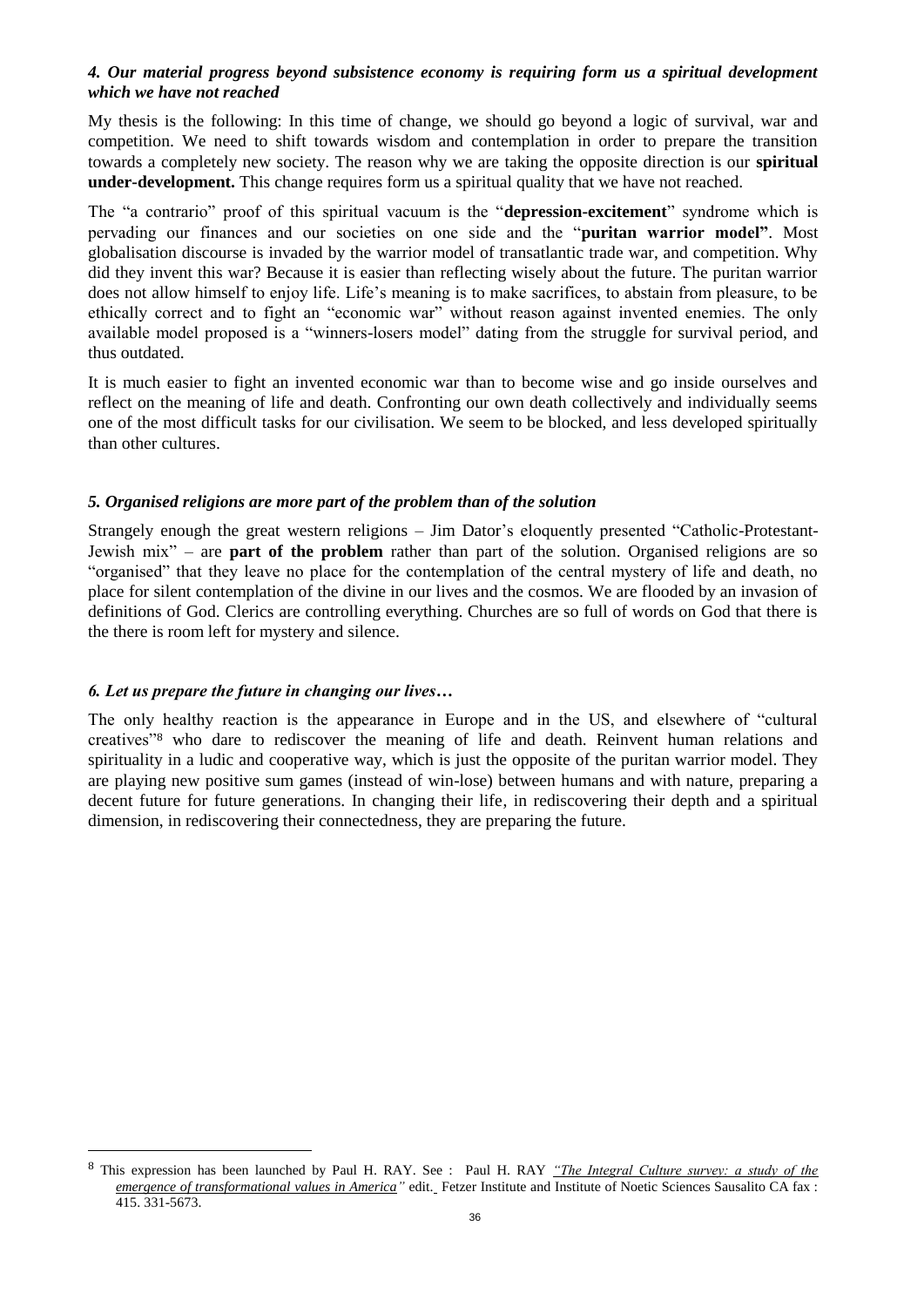### *4. Our material progress beyond subsistence economy is requiring form us a spiritual development which we have not reached*

My thesis is the following: In this time of change, we should go beyond a logic of survival, war and competition. We need to shift towards wisdom and contemplation in order to prepare the transition towards a completely new society. The reason why we are taking the opposite direction is our **spiritual under-development.** This change requires form us a spiritual quality that we have not reached.

The "a contrario" proof of this spiritual vacuum is the "**depression-excitement**" syndrome which is pervading our finances and our societies on one side and the "**puritan warrior model"**. Most globalisation discourse is invaded by the warrior model of transatlantic trade war, and competition. Why did they invent this war? Because it is easier than reflecting wisely about the future. The puritan warrior does not allow himself to enjoy life. Life's meaning is to make sacrifices, to abstain from pleasure, to be ethically correct and to fight an "economic war" without reason against invented enemies. The only available model proposed is a "winners-losers model" dating from the struggle for survival period, and thus outdated.

It is much easier to fight an invented economic war than to become wise and go inside ourselves and reflect on the meaning of life and death. Confronting our own death collectively and individually seems one of the most difficult tasks for our civilisation. We seem to be blocked, and less developed spiritually than other cultures.

### *5. Organised religions are more part of the problem than of the solution*

Strangely enough the great western religions – Jim Dator's eloquently presented "Catholic-Protestant-Jewish mix" – are **part of the problem** rather than part of the solution. Organised religions are so "organised" that they leave no place for the contemplation of the central mystery of life and death, no place for silent contemplation of the divine in our lives and the cosmos. We are flooded by an invasion of definitions of God. Clerics are controlling everything. Churches are so full of words on God that there is the there is room left for mystery and silence.

### *6. Let us prepare the future in changing our lives…*

The only healthy reaction is the appearance in Europe and in the US, and elsewhere of "cultural creatives"[8] who dare to rediscover the meaning of life and death. Reinvent human relations and spirituality in a ludic and cooperative way, which is just the opposite of the puritan warrior model. They are playing new positive sum games (instead of win-lose) between humans and with nature, preparing a decent future for future generations. In changing their life, in rediscovering their depth and a spiritual dimension, in rediscovering their connectedness, they are preparing the future.

---

[8] This expression has been launched by Paul H. RAY. See : Paul H. RAY *"The Integral Culture survey: a study of the emergence of transformational values in America"* edit. Fetzer Institute and Institute of Noetic Sciences Sausalito CA fax : 415. 331-5673.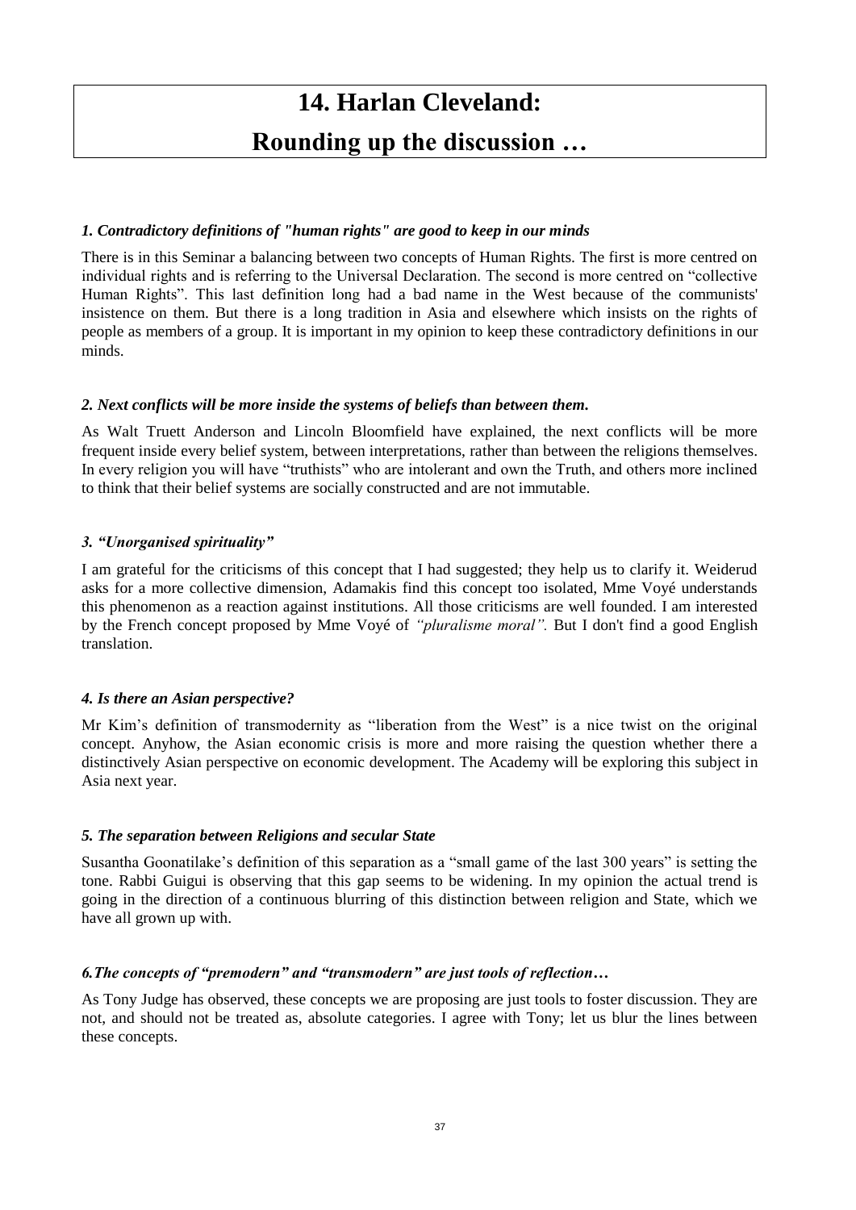# 14. Harlan Cleveland: Rounding up the discussion …

### *1. Contradictory definitions of "human rights" are good to keep in our minds*

There is in this Seminar a balancing between two concepts of Human Rights. The first is more centred on individual rights and is referring to the Universal Declaration. The second is more centred on "collective Human Rights". This last definition long had a bad name in the West because of the communists' insistence on them. But there is a long tradition in Asia and elsewhere which insists on the rights of people as members of a group. It is important in my opinion to keep these contradictory definitions in our minds.

### *2. Next conflicts will be more inside the systems of beliefs than between them.*

As Walt Truett Anderson and Lincoln Bloomfield have explained, the next conflicts will be more frequent inside every belief system, between interpretations, rather than between the religions themselves. In every religion you will have "truthists" who are intolerant and own the Truth, and others more inclined to think that their belief systems are socially constructed and are not immutable.

### *3. "Unorganised spirituality"*

I am grateful for the criticisms of this concept that I had suggested; they help us to clarify it. Weiderud asks for a more collective dimension, Adamakis find this concept too isolated, Mme Voyé understands this phenomenon as a reaction against institutions. All those criticisms are well founded. I am interested by the French concept proposed by Mme Voyé of *"pluralisme moral".* But I don't find a good English translation.

### *4. Is there an Asian perspective?*

Mr Kim's definition of transmodernity as "liberation from the West" is a nice twist on the original concept. Anyhow, the Asian economic crisis is more and more raising the question whether there a distinctively Asian perspective on economic development. The Academy will be exploring this subject in Asia next year.

### *5. The separation between Religions and secular State*

Susantha Goonatilake's definition of this separation as a "small game of the last 300 years" is setting the tone. Rabbi Guigui is observing that this gap seems to be widening. In my opinion the actual trend is going in the direction of a continuous blurring of this distinction between religion and State, which we have all grown up with.

### *6. The concepts of "premodern" and "transmodern" are just tools of reflection…*

As Tony Judge has observed, these concepts we are proposing are just tools to foster discussion. They are not, and should not be treated as, absolute categories. I agree with Tony; let us blur the lines between these concepts.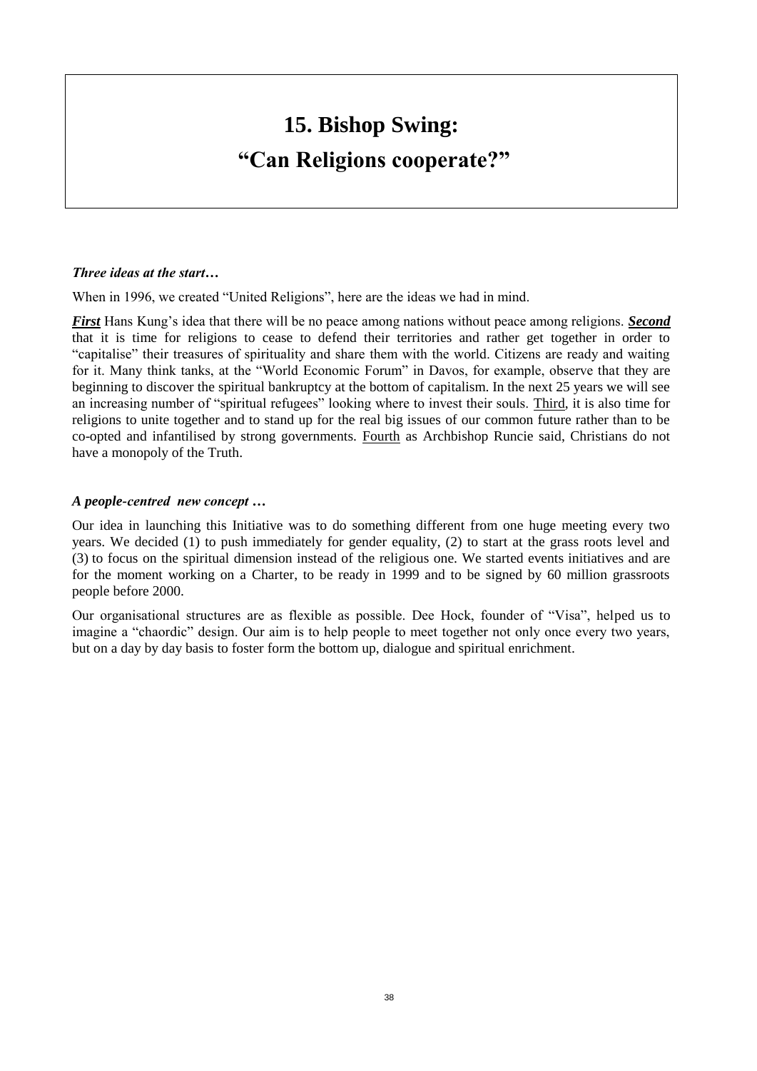# 15. Bishop Swing: "Can Religions cooperate?"

***Three ideas at the start…***

When in 1996, we created "United Religions", here are the ideas we had in mind.

***First*** Hans Kung's idea that there will be no peace among nations without peace among religions. ***Second*** that it is time for religions to cease to defend their territories and rather get together in order to "capitalise" their treasures of spirituality and share them with the world. Citizens are ready and waiting for it. Many think tanks, at the "World Economic Forum" in Davos, for example, observe that they are beginning to discover the spiritual bankruptcy at the bottom of capitalism. In the next 25 years we will see an increasing number of "spiritual refugees" looking where to invest their souls. Third, it is also time for religions to unite together and to stand up for the real big issues of our common future rather than to be co-opted and infantilised by strong governments. Fourth as Archbishop Runcie said, Christians do not have a monopoly of the Truth.

***A people-centred new concept …***

Our idea in launching this Initiative was to do something different from one huge meeting every two years. We decided (1) to push immediately for gender equality, (2) to start at the grass roots level and (3) to focus on the spiritual dimension instead of the religious one. We started events initiatives and are for the moment working on a Charter, to be ready in 1999 and to be signed by 60 million grassroots people before 2000.

Our organisational structures are as flexible as possible. Dee Hock, founder of "Visa", helped us to imagine a "chaordic" design. Our aim is to help people to meet together not only once every two years, but on a day by day basis to foster form the bottom up, dialogue and spiritual enrichment.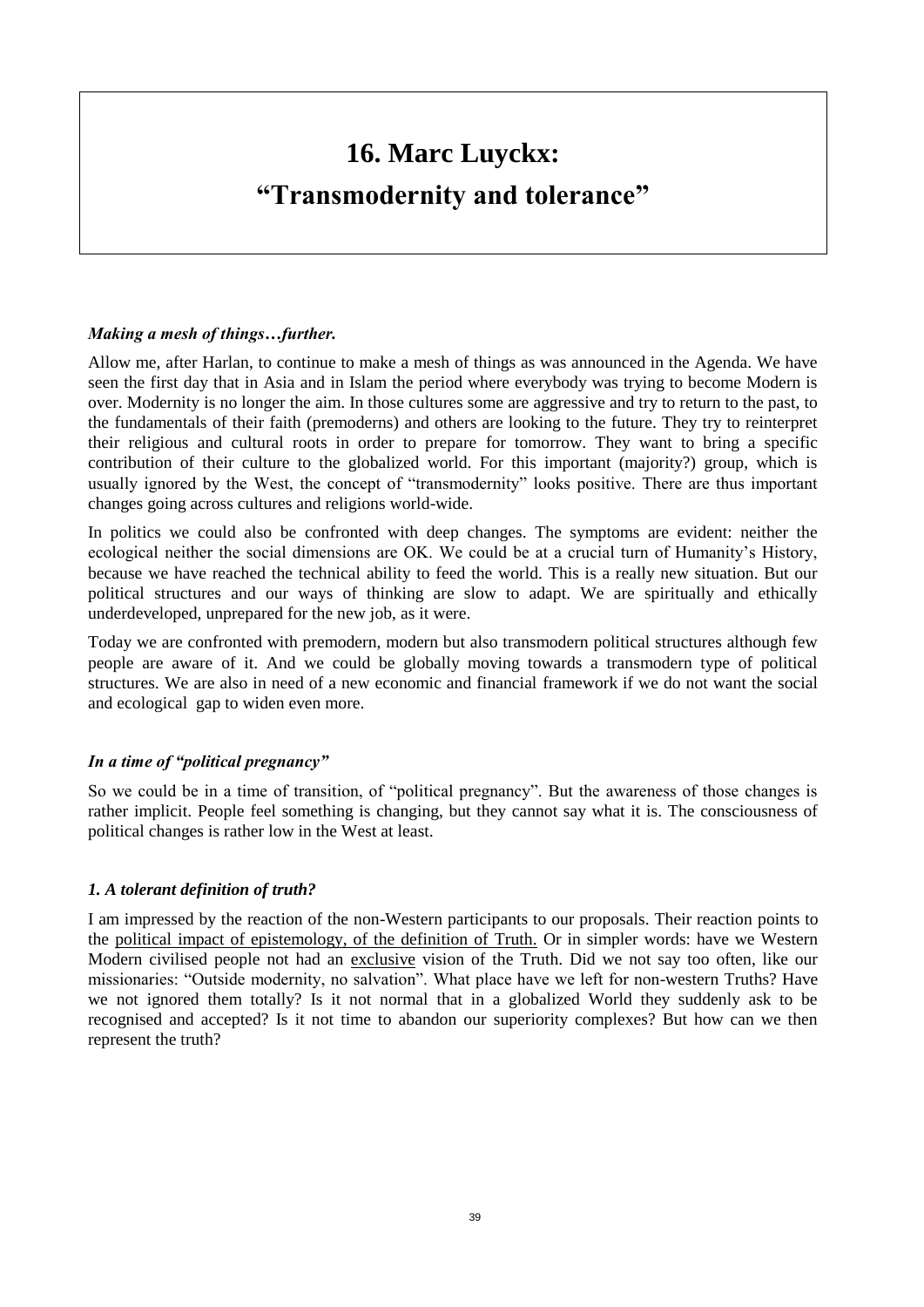# 16. Marc Luyckx: "Transmodernity and tolerance"

### *Making a mesh of things…further.*

Allow me, after Harlan, to continue to make a mesh of things as was announced in the Agenda. We have seen the first day that in Asia and in Islam the period where everybody was trying to become Modern is over. Modernity is no longer the aim. In those cultures some are aggressive and try to return to the past, to the fundamentals of their faith (premoderns) and others are looking to the future. They try to reinterpret their religious and cultural roots in order to prepare for tomorrow. They want to bring a specific contribution of their culture to the globalized world. For this important (majority?) group, which is usually ignored by the West, the concept of "transmodernity" looks positive. There are thus important changes going across cultures and religions world-wide.

In politics we could also be confronted with deep changes. The symptoms are evident: neither the ecological neither the social dimensions are OK. We could be at a crucial turn of Humanity's History, because we have reached the technical ability to feed the world. This is a really new situation. But our political structures and our ways of thinking are slow to adapt. We are spiritually and ethically underdeveloped, unprepared for the new job, as it were.

Today we are confronted with premodern, modern but also transmodern political structures although few people are aware of it. And we could be globally moving towards a transmodern type of political structures. We are also in need of a new economic and financial framework if we do not want the social and ecological gap to widen even more.

### *In a time of "political pregnancy"*

So we could be in a time of transition, of "political pregnancy". But the awareness of those changes is rather implicit. People feel something is changing, but they cannot say what it is. The consciousness of political changes is rather low in the West at least.

### *1. A tolerant definition of truth?*

I am impressed by the reaction of the non-Western participants to our proposals. Their reaction points to the <u>political impact of epistemology, of the definition of Truth.</u> Or in simpler words: have we Western Modern civilised people not had an <u>exclusive</u> vision of the Truth. Did we not say too often, like our missionaries: "Outside modernity, no salvation". What place have we left for non-western Truths? Have we not ignored them totally? Is it not normal that in a globalized World they suddenly ask to be recognised and accepted? Is it not time to abandon our superiority complexes? But how can we then represent the truth?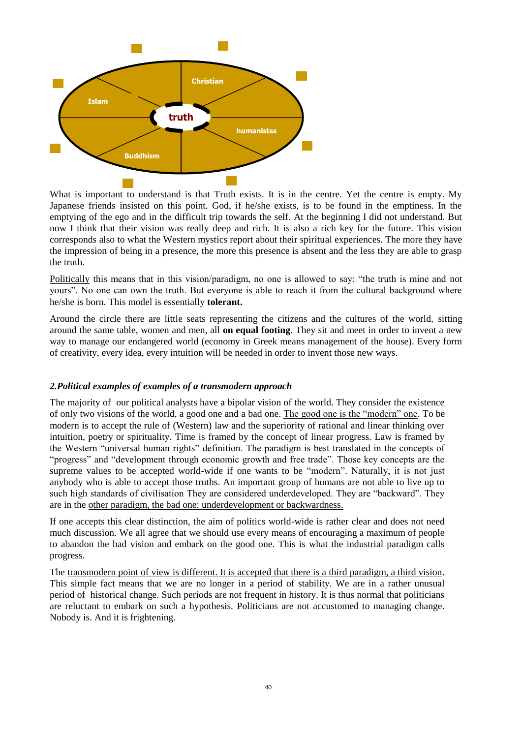Christian

Islam

truth

humanistss

Buddhism

What is important to understand is that Truth exists. It is in the centre. Yet the centre is empty. My Japanese friends insisted on this point. God, if he/she exists, is to be found in the emptiness. In the emptying of the ego and in the difficult trip towards the self. At the beginning I did not understand. But now I think that their vision was really deep and rich. It is also a rich key for the future. This vision corresponds also to what the Western mystics report about their spiritual experiences. The more they have the impression of being in a presence, the more this presence is absent and the less they are able to grasp the truth.

Politically this means that in this vision/paradigm, no one is allowed to say: "the truth is mine and not yours". No one can own the truth. But everyone is able to reach it from the cultural background where he/she is born. This model is essentially **tolerant.**

Around the circle there are little seats representing the citizens and the cultures of the world, sitting around the same table, women and men, all **on equal footing**. They sit and meet in order to invent a new way to manage our endangered world (economy in Greek means management of the house). Every form of creativity, every idea, every intuition will be needed in order to invent those new ways.

### *2.Political examples of examples of a transmodern approach*

The majority of our political analysts have a bipolar vision of the world. They consider the existence of only two visions of the world, a good one and a bad one. The good one is the "modern" one. To be modern is to accept the rule of (Western) law and the superiority of rational and linear thinking over intuition, poetry or spirituality. Time is framed by the concept of linear progress. Law is framed by the Western "universal human rights" definition. The paradigm is best translated in the concepts of "progress" and "development through economic growth and free trade". Those key concepts are the supreme values to be accepted world-wide if one wants to be "modern". Naturally, it is not just anybody who is able to accept those truths. An important group of humans are not able to live up to such high standards of civilisation They are considered underdeveloped. They are "backward". They are in the other paradigm, the bad one: underdevelopment or backwardness.

If one accepts this clear distinction, the aim of politics world-wide is rather clear and does not need much discussion. We all agree that we should use every means of encouraging a maximum of people to abandon the bad vision and embark on the good one. This is what the industrial paradigm calls progress.

The transmodern point of view is different. It is accepted that there is a third paradigm, a third vision. This simple fact means that we are no longer in a period of stability. We are in a rather unusual period of historical change. Such periods are not frequent in history. It is thus normal that politicians are reluctant to embark on such a hypothesis. Politicians are not accustomed to managing change. Nobody is. And it is frightening.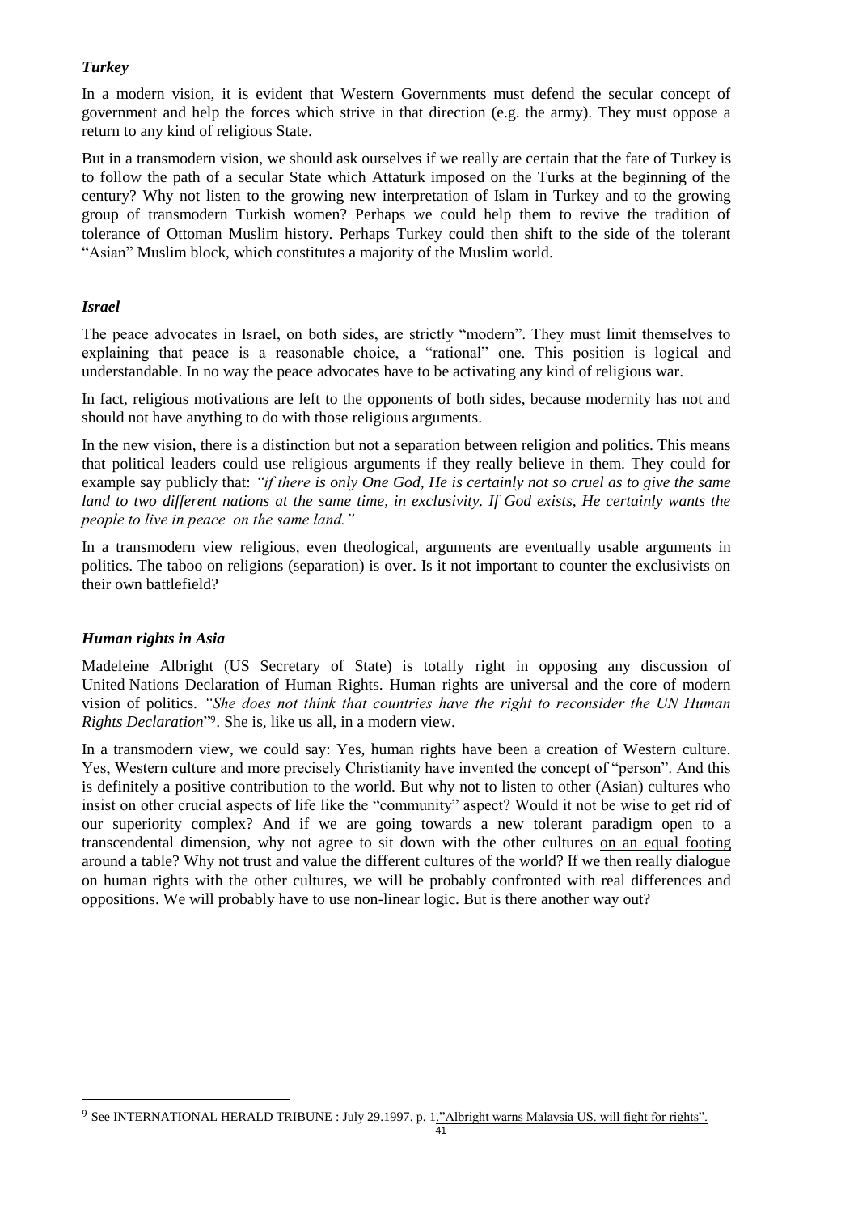### *Turkey*

In a modern vision, it is evident that Western Governments must defend the secular concept of government and help the forces which strive in that direction (e.g. the army). They must oppose a return to any kind of religious State.

But in a transmodern vision, we should ask ourselves if we really are certain that the fate of Turkey is to follow the path of a secular State which Attaturk imposed on the Turks at the beginning of the century? Why not listen to the growing new interpretation of Islam in Turkey and to the growing group of transmodern Turkish women? Perhaps we could help them to revive the tradition of tolerance of Ottoman Muslim history. Perhaps Turkey could then shift to the side of the tolerant "Asian" Muslim block, which constitutes a majority of the Muslim world.

### *Israel*

The peace advocates in Israel, on both sides, are strictly "modern". They must limit themselves to explaining that peace is a reasonable choice, a "rational" one. This position is logical and understandable. In no way the peace advocates have to be activating any kind of religious war.

In fact, religious motivations are left to the opponents of both sides, because modernity has not and should not have anything to do with those religious arguments.

In the new vision, there is a distinction but not a separation between religion and politics. This means that political leaders could use religious arguments if they really believe in them. They could for example say publicly that: *"if there is only One God, He is certainly not so cruel as to give the same land to two different nations at the same time, in exclusivity. If God exists, He certainly wants the people to live in peace on the same land."*

In a transmodern view religious, even theological, arguments are eventually usable arguments in politics. The taboo on religions (separation) is over. Is it not important to counter the exclusivists on their own battlefield?

### *Human rights in Asia*

Madeleine Albright (US Secretary of State) is totally right in opposing any discussion of United Nations Declaration of Human Rights. Human rights are universal and the core of modern vision of politics. *"She does not think that countries have the right to reconsider the UN Human Rights Declaration*"[9]. She is, like us all, in a modern view.

In a transmodern view, we could say: Yes, human rights have been a creation of Western culture. Yes, Western culture and more precisely Christianity have invented the concept of "person". And this is definitely a positive contribution to the world. But why not to listen to other (Asian) cultures who insist on other crucial aspects of life like the "community" aspect? Would it not be wise to get rid of our superiority complex? And if we are going towards a new tolerant paradigm open to a transcendental dimension, why not agree to sit down with the other cultures on an equal footing around a table? Why not trust and value the different cultures of the world? If we then really dialogue on human rights with the other cultures, we will be probably confronted with real differences and oppositions. We will probably have to use non-linear logic. But is there another way out?

---

[9] See INTERNATIONAL HERALD TRIBUNE : July 29.1997. p. 1."Albright warns Malaysia US. will fight for rights".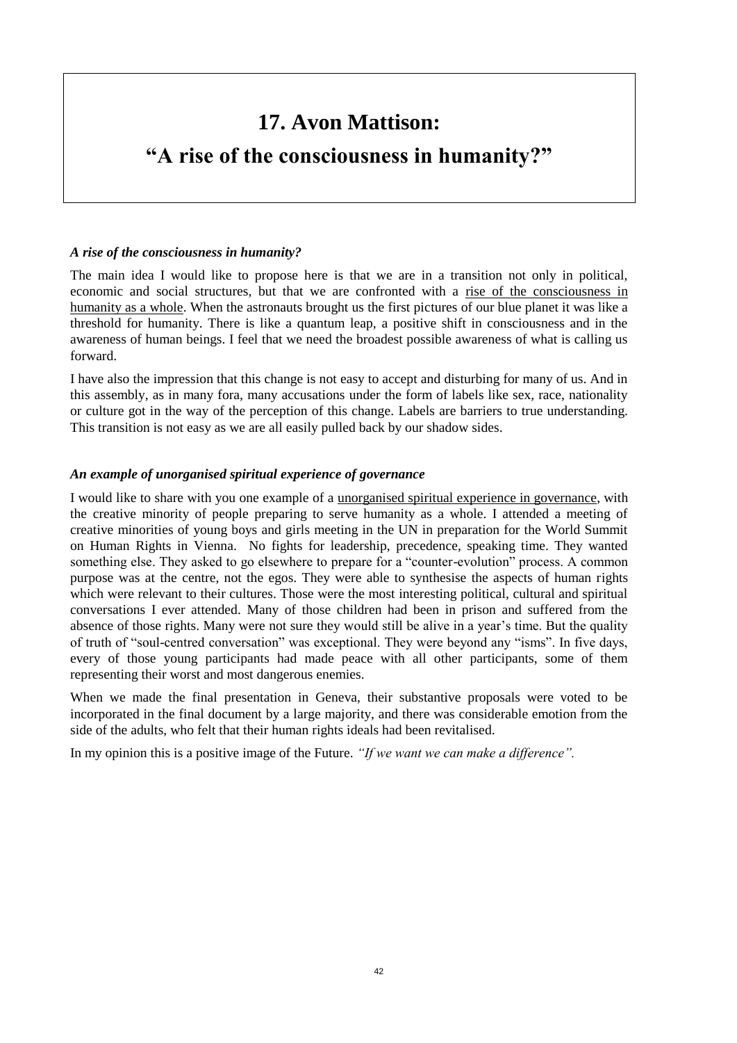# 17. Avon Mattison:

# "A rise of the consciousness in humanity?"

### *A rise of the consciousness in humanity?*

The main idea I would like to propose here is that we are in a transition not only in political, economic and social structures, but that we are confronted with a rise of the consciousness in humanity as a whole. When the astronauts brought us the first pictures of our blue planet it was like a threshold for humanity. There is like a quantum leap, a positive shift in consciousness and in the awareness of human beings. I feel that we need the broadest possible awareness of what is calling us forward.

I have also the impression that this change is not easy to accept and disturbing for many of us. And in this assembly, as in many fora, many accusations under the form of labels like sex, race, nationality or culture got in the way of the perception of this change. Labels are barriers to true understanding. This transition is not easy as we are all easily pulled back by our shadow sides.

### *An example of unorganised spiritual experience of governance*

I would like to share with you one example of a unorganised spiritual experience in governance, with the creative minority of people preparing to serve humanity as a whole. I attended a meeting of creative minorities of young boys and girls meeting in the UN in preparation for the World Summit on Human Rights in Vienna. No fights for leadership, precedence, speaking time. They wanted something else. They asked to go elsewhere to prepare for a "counter-evolution" process. A common purpose was at the centre, not the egos. They were able to synthesise the aspects of human rights which were relevant to their cultures. Those were the most interesting political, cultural and spiritual conversations I ever attended. Many of those children had been in prison and suffered from the absence of those rights. Many were not sure they would still be alive in a year's time. But the quality of truth of "soul-centred conversation" was exceptional. They were beyond any "isms". In five days, every of those young participants had made peace with all other participants, some of them representing their worst and most dangerous enemies.

When we made the final presentation in Geneva, their substantive proposals were voted to be incorporated in the final document by a large majority, and there was considerable emotion from the side of the adults, who felt that their human rights ideals had been revitalised.

In my opinion this is a positive image of the Future. *"If we want we can make a difference".*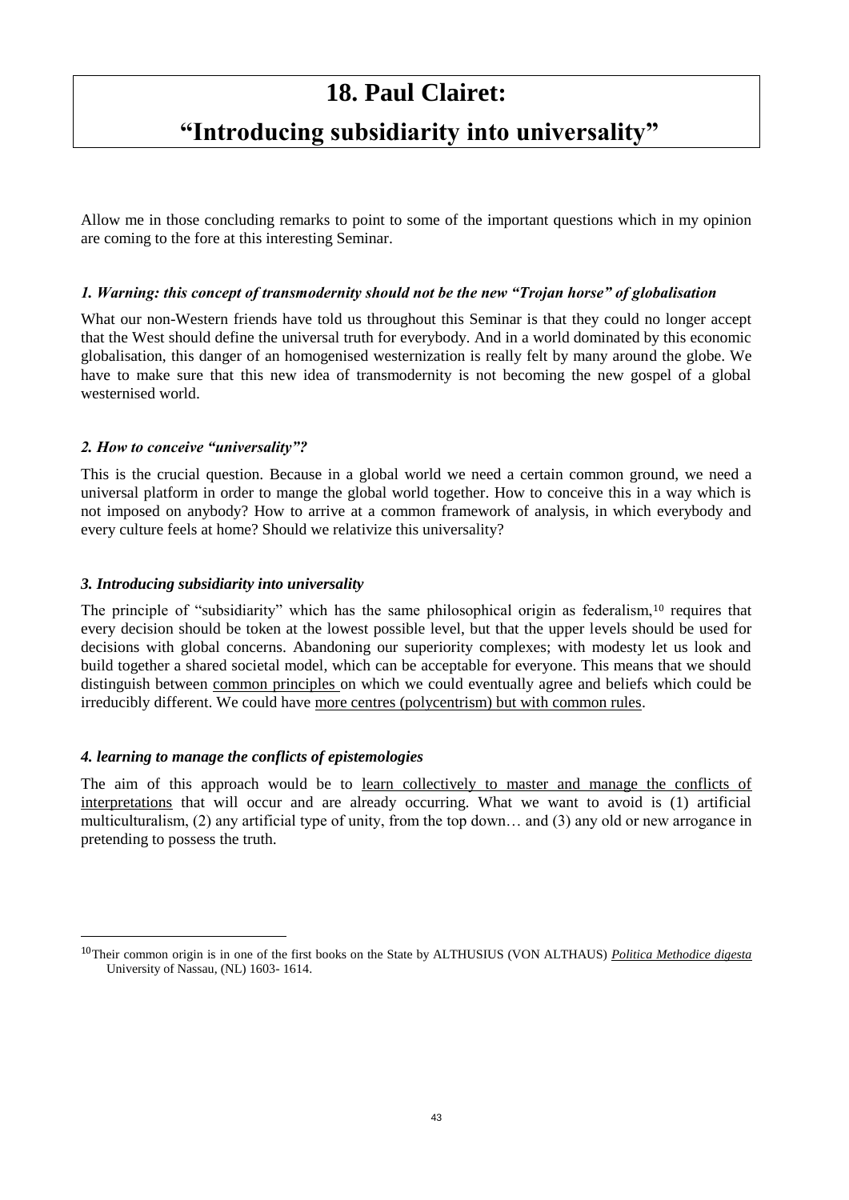# 18. Paul Clairet: "Introducing subsidiarity into universality"

Allow me in those concluding remarks to point to some of the important questions which in my opinion are coming to the fore at this interesting Seminar.

### *1. Warning: this concept of transmodernity should not be the new "Trojan horse" of globalisation*

What our non-Western friends have told us throughout this Seminar is that they could no longer accept that the West should define the universal truth for everybody. And in a world dominated by this economic globalisation, this danger of an homogenised westernization is really felt by many around the globe. We have to make sure that this new idea of transmodernity is not becoming the new gospel of a global westernised world.

### *2. How to conceive "universality"?*

This is the crucial question. Because in a global world we need a certain common ground, we need a universal platform in order to mange the global world together. How to conceive this in a way which is not imposed on anybody? How to arrive at a common framework of analysis, in which everybody and every culture feels at home? Should we relativize this universality?

### *3. Introducing subsidiarity into universality*

The principle of "subsidiarity" which has the same philosophical origin as federalism,[10] requires that every decision should be token at the lowest possible level, but that the upper levels should be used for decisions with global concerns. Abandoning our superiority complexes; with modesty let us look and build together a shared societal model, which can be acceptable for everyone. This means that we should distinguish between <u>common principles</u> on which we could eventually agree and beliefs which could be irreducibly different. We could have <u>more centres (polycentrism) but with common rules</u>.

### *4. learning to manage the conflicts of epistemologies*

The aim of this approach would be to <u>learn collectively to master and manage the conflicts of interpretations</u> that will occur and are already occurring. What we want to avoid is (1) artificial multiculturalism, (2) any artificial type of unity, from the top down… and (3) any old or new arrogance in pretending to possess the truth.

---

[10] Their common origin is in one of the first books on the State by ALTHUSIUS (VON ALTHAUS) *<u>Politica Methodice digesta</u>* University of Nassau, (NL) 1603- 1614.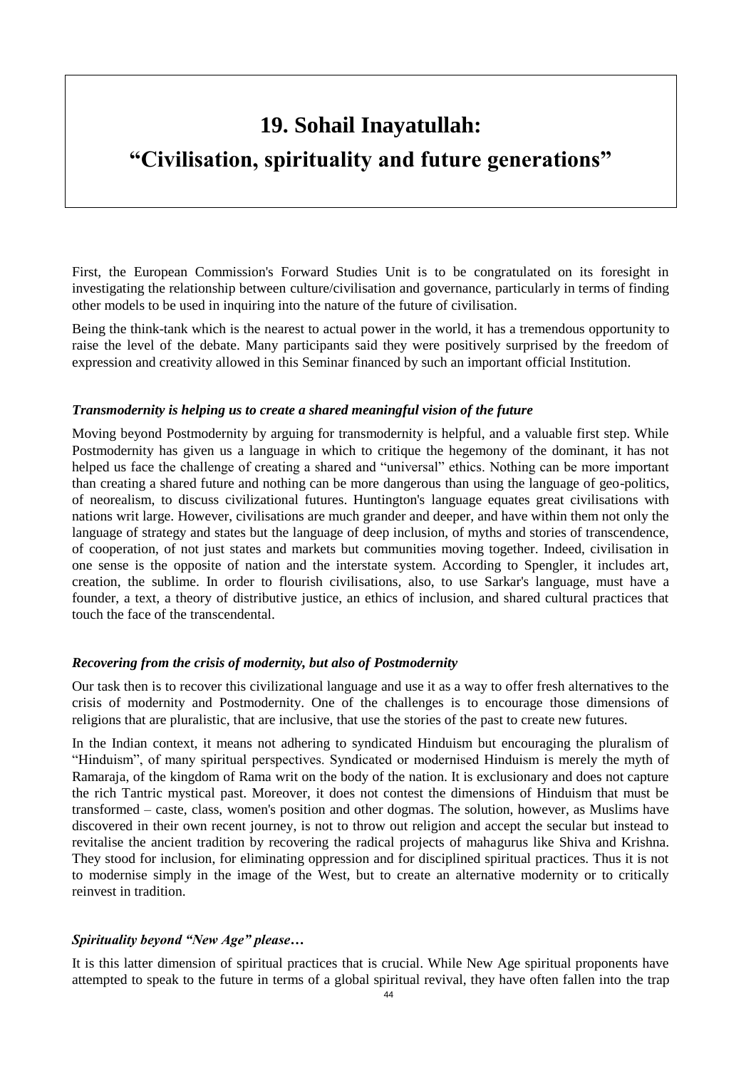# 19. Sohail Inayatullah:
# "Civilisation, spirituality and future generations"

First, the European Commission's Forward Studies Unit is to be congratulated on its foresight in investigating the relationship between culture/civilisation and governance, particularly in terms of finding other models to be used in inquiring into the nature of the future of civilisation.

Being the think-tank which is the nearest to actual power in the world, it has a tremendous opportunity to raise the level of the debate. Many participants said they were positively surprised by the freedom of expression and creativity allowed in this Seminar financed by such an important official Institution.

### *Transmodernity is helping us to create a shared meaningful vision of the future*

Moving beyond Postmodernity by arguing for transmodernity is helpful, and a valuable first step. While Postmodernity has given us a language in which to critique the hegemony of the dominant, it has not helped us face the challenge of creating a shared and "universal" ethics. Nothing can be more important than creating a shared future and nothing can be more dangerous than using the language of geo-politics, of neorealism, to discuss civilizational futures. Huntington's language equates great civilisations with nations writ large. However, civilisations are much grander and deeper, and have within them not only the language of strategy and states but the language of deep inclusion, of myths and stories of transcendence, of cooperation, of not just states and markets but communities moving together. Indeed, civilisation in one sense is the opposite of nation and the interstate system. According to Spengler, it includes art, creation, the sublime. In order to flourish civilisations, also, to use Sarkar's language, must have a founder, a text, a theory of distributive justice, an ethics of inclusion, and shared cultural practices that touch the face of the transcendental.

### *Recovering from the crisis of modernity, but also of Postmodernity*

Our task then is to recover this civilizational language and use it as a way to offer fresh alternatives to the crisis of modernity and Postmodernity. One of the challenges is to encourage those dimensions of religions that are pluralistic, that are inclusive, that use the stories of the past to create new futures.

In the Indian context, it means not adhering to syndicated Hinduism but encouraging the pluralism of "Hinduism", of many spiritual perspectives. Syndicated or modernised Hinduism is merely the myth of Ramaraja, of the kingdom of Rama writ on the body of the nation. It is exclusionary and does not capture the rich Tantric mystical past. Moreover, it does not contest the dimensions of Hinduism that must be transformed – caste, class, women's position and other dogmas. The solution, however, as Muslims have discovered in their own recent journey, is not to throw out religion and accept the secular but instead to revitalise the ancient tradition by recovering the radical projects of mahagurus like Shiva and Krishna. They stood for inclusion, for eliminating oppression and for disciplined spiritual practices. Thus it is not to modernise simply in the image of the West, but to create an alternative modernity or to critically reinvest in tradition.

### *Spirituality beyond "New Age" please…*

It is this latter dimension of spiritual practices that is crucial. While New Age spiritual proponents have attempted to speak to the future in terms of a global spiritual revival, they have often fallen into the trap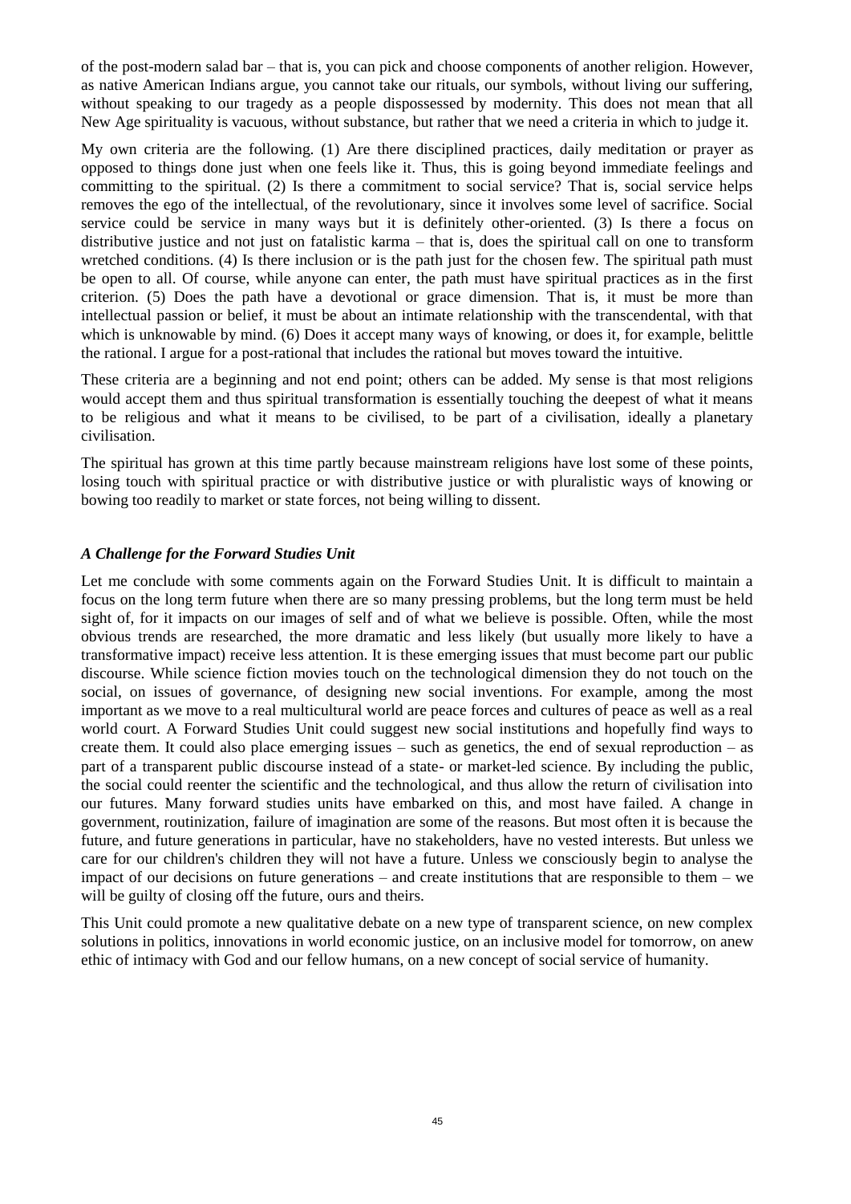of the post-modern salad bar – that is, you can pick and choose components of another religion. However, as native American Indians argue, you cannot take our rituals, our symbols, without living our suffering, without speaking to our tragedy as a people dispossessed by modernity. This does not mean that all New Age spirituality is vacuous, without substance, but rather that we need a criteria in which to judge it.

My own criteria are the following. (1) Are there disciplined practices, daily meditation or prayer as opposed to things done just when one feels like it. Thus, this is going beyond immediate feelings and committing to the spiritual. (2) Is there a commitment to social service? That is, social service helps removes the ego of the intellectual, of the revolutionary, since it involves some level of sacrifice. Social service could be service in many ways but it is definitely other-oriented. (3) Is there a focus on distributive justice and not just on fatalistic karma – that is, does the spiritual call on one to transform wretched conditions. (4) Is there inclusion or is the path just for the chosen few. The spiritual path must be open to all. Of course, while anyone can enter, the path must have spiritual practices as in the first criterion. (5) Does the path have a devotional or grace dimension. That is, it must be more than intellectual passion or belief, it must be about an intimate relationship with the transcendental, with that which is unknowable by mind. (6) Does it accept many ways of knowing, or does it, for example, belittle the rational. I argue for a post-rational that includes the rational but moves toward the intuitive.

These criteria are a beginning and not end point; others can be added. My sense is that most religions would accept them and thus spiritual transformation is essentially touching the deepest of what it means to be religious and what it means to be civilised, to be part of a civilisation, ideally a planetary civilisation.

The spiritual has grown at this time partly because mainstream religions have lost some of these points, losing touch with spiritual practice or with distributive justice or with pluralistic ways of knowing or bowing too readily to market or state forces, not being willing to dissent.

### *A Challenge for the Forward Studies Unit*

Let me conclude with some comments again on the Forward Studies Unit. It is difficult to maintain a focus on the long term future when there are so many pressing problems, but the long term must be held sight of, for it impacts on our images of self and of what we believe is possible. Often, while the most obvious trends are researched, the more dramatic and less likely (but usually more likely to have a transformative impact) receive less attention. It is these emerging issues that must become part our public discourse. While science fiction movies touch on the technological dimension they do not touch on the social, on issues of governance, of designing new social inventions. For example, among the most important as we move to a real multicultural world are peace forces and cultures of peace as well as a real world court. A Forward Studies Unit could suggest new social institutions and hopefully find ways to create them. It could also place emerging issues – such as genetics, the end of sexual reproduction – as part of a transparent public discourse instead of a state- or market-led science. By including the public, the social could reenter the scientific and the technological, and thus allow the return of civilisation into our futures. Many forward studies units have embarked on this, and most have failed. A change in government, routinization, failure of imagination are some of the reasons. But most often it is because the future, and future generations in particular, have no stakeholders, have no vested interests. But unless we care for our children's children they will not have a future. Unless we consciously begin to analyse the impact of our decisions on future generations – and create institutions that are responsible to them – we will be guilty of closing off the future, ours and theirs.

This Unit could promote a new qualitative debate on a new type of transparent science, on new complex solutions in politics, innovations in world economic justice, on an inclusive model for tomorrow, on anew ethic of intimacy with God and our fellow humans, on a new concept of social service of humanity.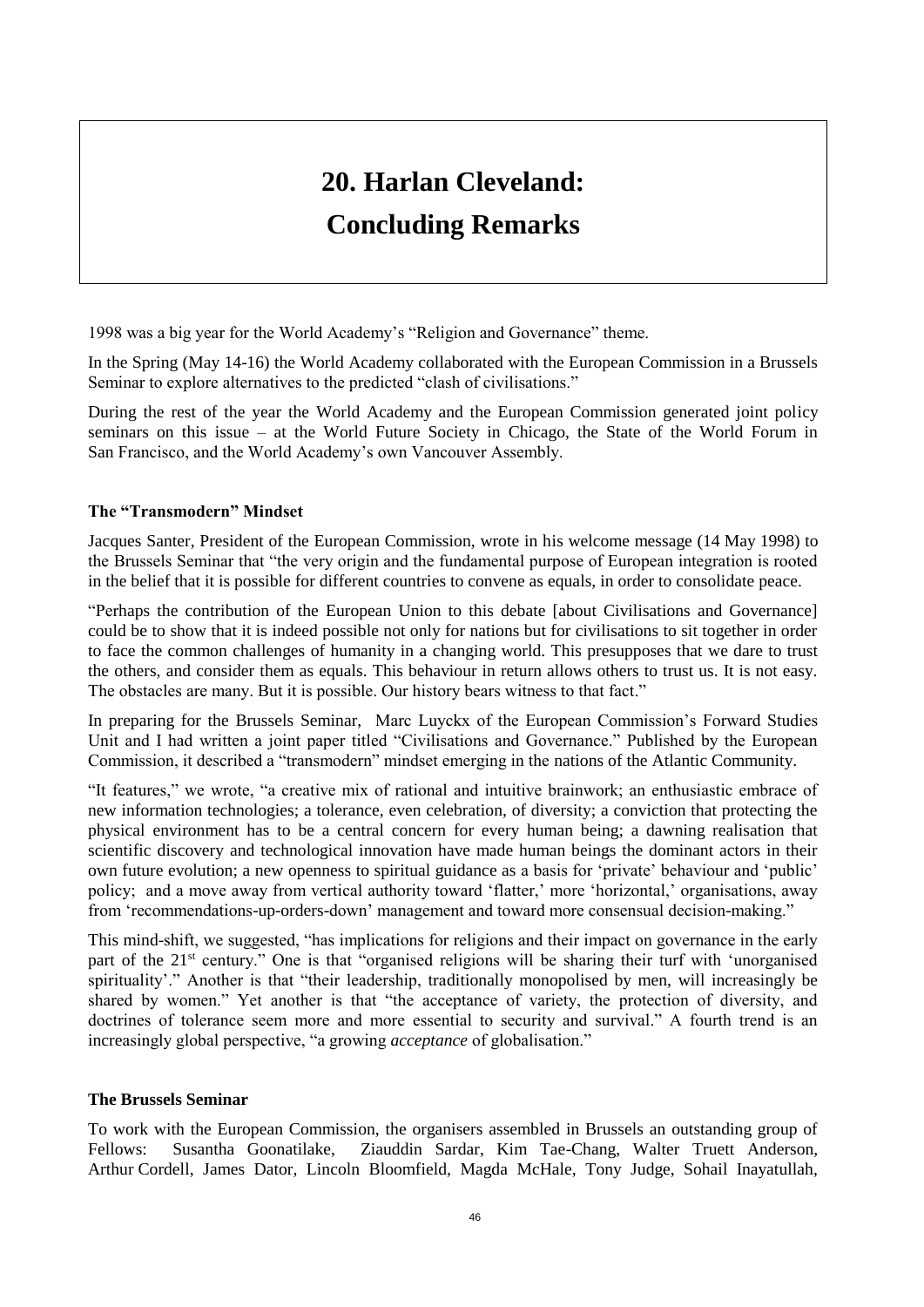# 20. Harlan Cleveland: Concluding Remarks

1998 was a big year for the World Academy's "Religion and Governance" theme.

In the Spring (May 14-16) the World Academy collaborated with the European Commission in a Brussels Seminar to explore alternatives to the predicted "clash of civilisations."

During the rest of the year the World Academy and the European Commission generated joint policy seminars on this issue – at the World Future Society in Chicago, the State of the World Forum in San Francisco, and the World Academy's own Vancouver Assembly.

### The "Transmodern" Mindset

Jacques Santer, President of the European Commission, wrote in his welcome message (14 May 1998) to the Brussels Seminar that "the very origin and the fundamental purpose of European integration is rooted in the belief that it is possible for different countries to convene as equals, in order to consolidate peace.

"Perhaps the contribution of the European Union to this debate [about Civilisations and Governance] could be to show that it is indeed possible not only for nations but for civilisations to sit together in order to face the common challenges of humanity in a changing world. This presupposes that we dare to trust the others, and consider them as equals. This behaviour in return allows others to trust us. It is not easy. The obstacles are many. But it is possible. Our history bears witness to that fact."

In preparing for the Brussels Seminar, Marc Luyckx of the European Commission's Forward Studies Unit and I had written a joint paper titled "Civilisations and Governance." Published by the European Commission, it described a "transmodern" mindset emerging in the nations of the Atlantic Community.

"It features," we wrote, "a creative mix of rational and intuitive brainwork; an enthusiastic embrace of new information technologies; a tolerance, even celebration, of diversity; a conviction that protecting the physical environment has to be a central concern for every human being; a dawning realisation that scientific discovery and technological innovation have made human beings the dominant actors in their own future evolution; a new openness to spiritual guidance as a basis for 'private' behaviour and 'public' policy; and a move away from vertical authority toward 'flatter,' more 'horizontal,' organisations, away from 'recommendations-up-orders-down' management and toward more consensual decision-making."

This mind-shift, we suggested, "has implications for religions and their impact on governance in the early part of the 21st century." One is that "organised religions will be sharing their turf with 'unorganised spirituality'." Another is that "their leadership, traditionally monopolised by men, will increasingly be shared by women." Yet another is that "the acceptance of variety, the protection of diversity, and doctrines of tolerance seem more and more essential to security and survival." A fourth trend is an increasingly global perspective, "a growing *acceptance* of globalisation."

### The Brussels Seminar

To work with the European Commission, the organisers assembled in Brussels an outstanding group of Fellows: Susantha Goonatilake, Ziauddin Sardar, Kim Tae-Chang, Walter Truett Anderson, Arthur Cordell, James Dator, Lincoln Bloomfield, Magda McHale, Tony Judge, Sohail Inayatullah,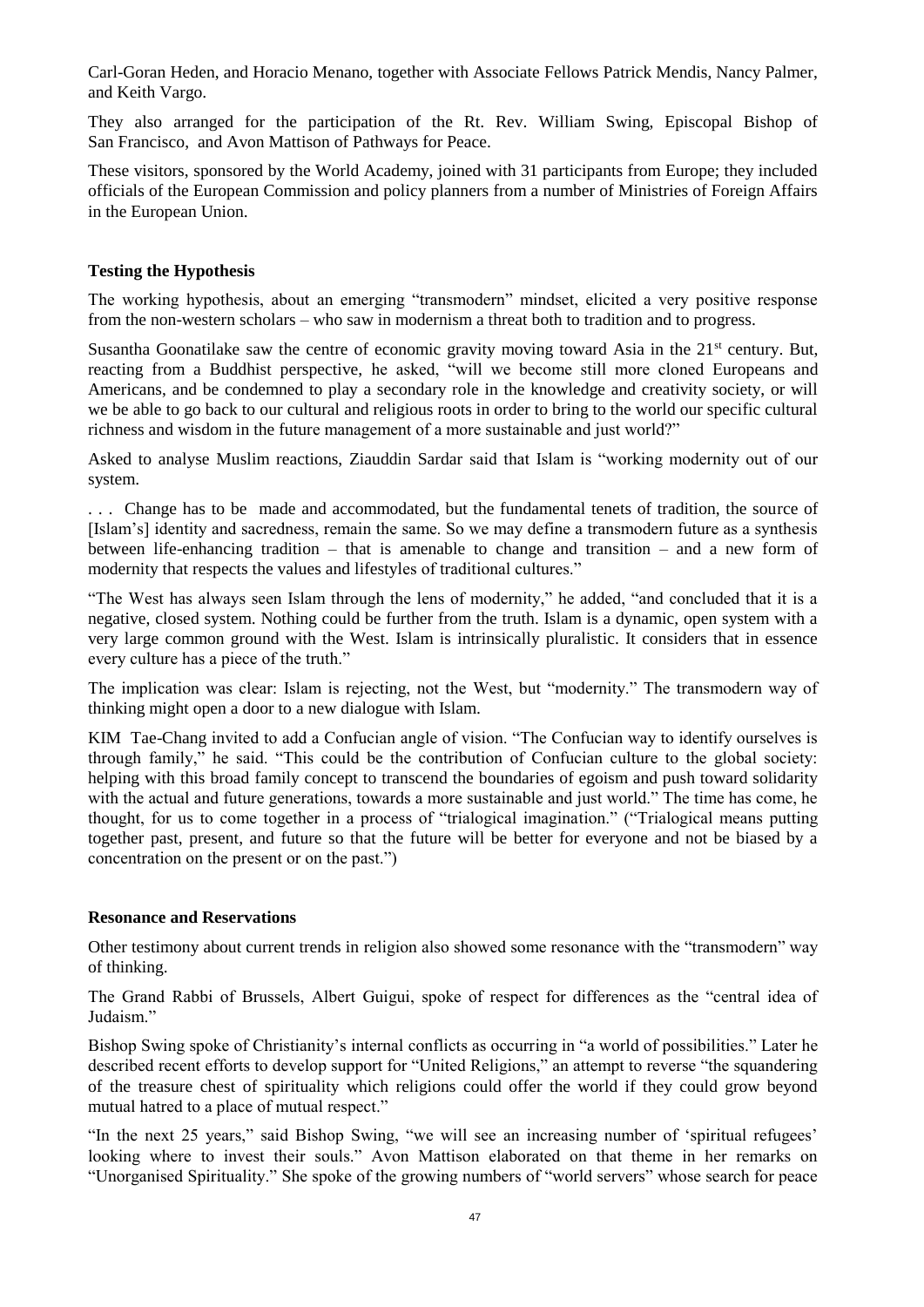Carl-Goran Heden, and Horacio Menano, together with Associate Fellows Patrick Mendis, Nancy Palmer, and Keith Vargo.

They also arranged for the participation of the Rt. Rev. William Swing, Episcopal Bishop of San Francisco, and Avon Mattison of Pathways for Peace.

These visitors, sponsored by the World Academy, joined with 31 participants from Europe; they included officials of the European Commission and policy planners from a number of Ministries of Foreign Affairs in the European Union.

**Testing the Hypothesis**

The working hypothesis, about an emerging "transmodern" mindset, elicited a very positive response from the non-western scholars – who saw in modernism a threat both to tradition and to progress.

Susantha Goonatilake saw the centre of economic gravity moving toward Asia in the 21st century. But, reacting from a Buddhist perspective, he asked, "will we become still more cloned Europeans and Americans, and be condemned to play a secondary role in the knowledge and creativity society, or will we be able to go back to our cultural and religious roots in order to bring to the world our specific cultural richness and wisdom in the future management of a more sustainable and just world?"

Asked to analyse Muslim reactions, Ziauddin Sardar said that Islam is "working modernity out of our system.

. . . Change has to be made and accommodated, but the fundamental tenets of tradition, the source of [Islam's] identity and sacredness, remain the same. So we may define a transmodern future as a synthesis between life-enhancing tradition – that is amenable to change and transition – and a new form of modernity that respects the values and lifestyles of traditional cultures."

"The West has always seen Islam through the lens of modernity," he added, "and concluded that it is a negative, closed system. Nothing could be further from the truth. Islam is a dynamic, open system with a very large common ground with the West. Islam is intrinsically pluralistic. It considers that in essence every culture has a piece of the truth."

The implication was clear: Islam is rejecting, not the West, but "modernity." The transmodern way of thinking might open a door to a new dialogue with Islam.

KIM Tae-Chang invited to add a Confucian angle of vision. "The Confucian way to identify ourselves is through family," he said. "This could be the contribution of Confucian culture to the global society: helping with this broad family concept to transcend the boundaries of egoism and push toward solidarity with the actual and future generations, towards a more sustainable and just world." The time has come, he thought, for us to come together in a process of "trialogical imagination." ("Trialogical means putting together past, present, and future so that the future will be better for everyone and not be biased by a concentration on the present or on the past.")

**Resonance and Reservations**

Other testimony about current trends in religion also showed some resonance with the "transmodern" way of thinking.

The Grand Rabbi of Brussels, Albert Guigui, spoke of respect for differences as the "central idea of Judaism."

Bishop Swing spoke of Christianity's internal conflicts as occurring in "a world of possibilities." Later he described recent efforts to develop support for "United Religions," an attempt to reverse "the squandering of the treasure chest of spirituality which religions could offer the world if they could grow beyond mutual hatred to a place of mutual respect."

"In the next 25 years," said Bishop Swing, "we will see an increasing number of 'spiritual refugees' looking where to invest their souls." Avon Mattison elaborated on that theme in her remarks on "Unorganised Spirituality." She spoke of the growing numbers of "world servers" whose search for peace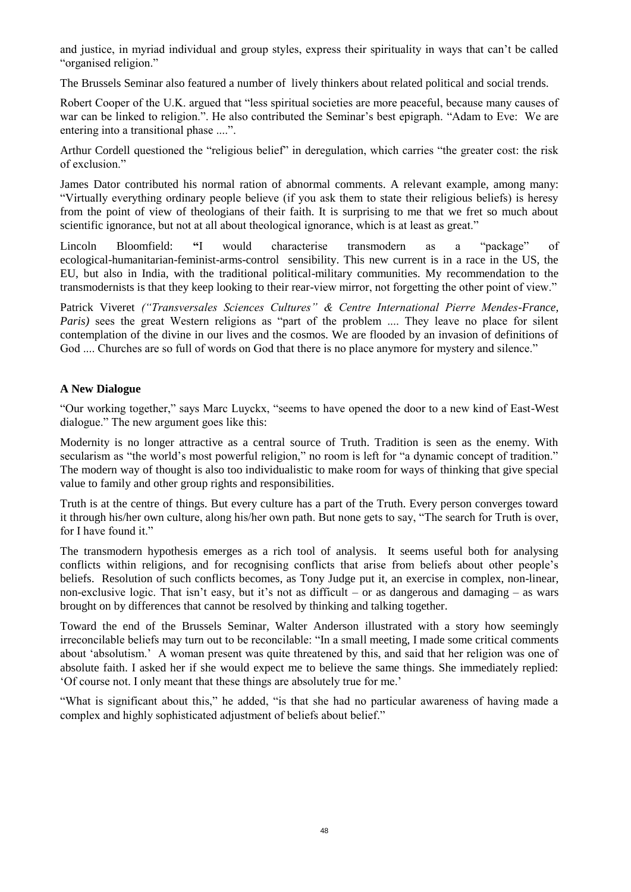and justice, in myriad individual and group styles, express their spirituality in ways that can't be called "organised religion."

The Brussels Seminar also featured a number of lively thinkers about related political and social trends.

Robert Cooper of the U.K. argued that "less spiritual societies are more peaceful, because many causes of war can be linked to religion.". He also contributed the Seminar's best epigraph. "Adam to Eve: We are entering into a transitional phase ....".

Arthur Cordell questioned the "religious belief" in deregulation, which carries "the greater cost: the risk of exclusion."

James Dator contributed his normal ration of abnormal comments. A relevant example, among many: "Virtually everything ordinary people believe (if you ask them to state their religious beliefs) is heresy from the point of view of theologians of their faith. It is surprising to me that we fret so much about scientific ignorance, but not at all about theological ignorance, which is at least as great."

Lincoln Bloomfield: **"**I would characterise transmodern as a "package" of ecological-humanitarian-feminist-arms-control sensibility. This new current is in a race in the US, the EU, but also in India, with the traditional political-military communities. My recommendation to the transmodernists is that they keep looking to their rear-view mirror, not forgetting the other point of view."

Patrick Viveret *("Transversales Sciences Cultures" & Centre International Pierre Mendes-France, Paris)* sees the great Western religions as "part of the problem .... They leave no place for silent contemplation of the divine in our lives and the cosmos. We are flooded by an invasion of definitions of God .... Churches are so full of words on God that there is no place anymore for mystery and silence."

**A New Dialogue**

"Our working together," says Marc Luyckx, "seems to have opened the door to a new kind of East-West dialogue." The new argument goes like this:

Modernity is no longer attractive as a central source of Truth. Tradition is seen as the enemy. With secularism as "the world's most powerful religion," no room is left for "a dynamic concept of tradition." The modern way of thought is also too individualistic to make room for ways of thinking that give special value to family and other group rights and responsibilities.

Truth is at the centre of things. But every culture has a part of the Truth. Every person converges toward it through his/her own culture, along his/her own path. But none gets to say, "The search for Truth is over, for I have found it."

The transmodern hypothesis emerges as a rich tool of analysis. It seems useful both for analysing conflicts within religions, and for recognising conflicts that arise from beliefs about other people's beliefs. Resolution of such conflicts becomes, as Tony Judge put it, an exercise in complex, non-linear, non-exclusive logic. That isn't easy, but it's not as difficult – or as dangerous and damaging – as wars brought on by differences that cannot be resolved by thinking and talking together.

Toward the end of the Brussels Seminar, Walter Anderson illustrated with a story how seemingly irreconcilable beliefs may turn out to be reconcilable: "In a small meeting, I made some critical comments about 'absolutism.' A woman present was quite threatened by this, and said that her religion was one of absolute faith. I asked her if she would expect me to believe the same things. She immediately replied: 'Of course not. I only meant that these things are absolutely true for me.'

"What is significant about this," he added, "is that she had no particular awareness of having made a complex and highly sophisticated adjustment of beliefs about belief."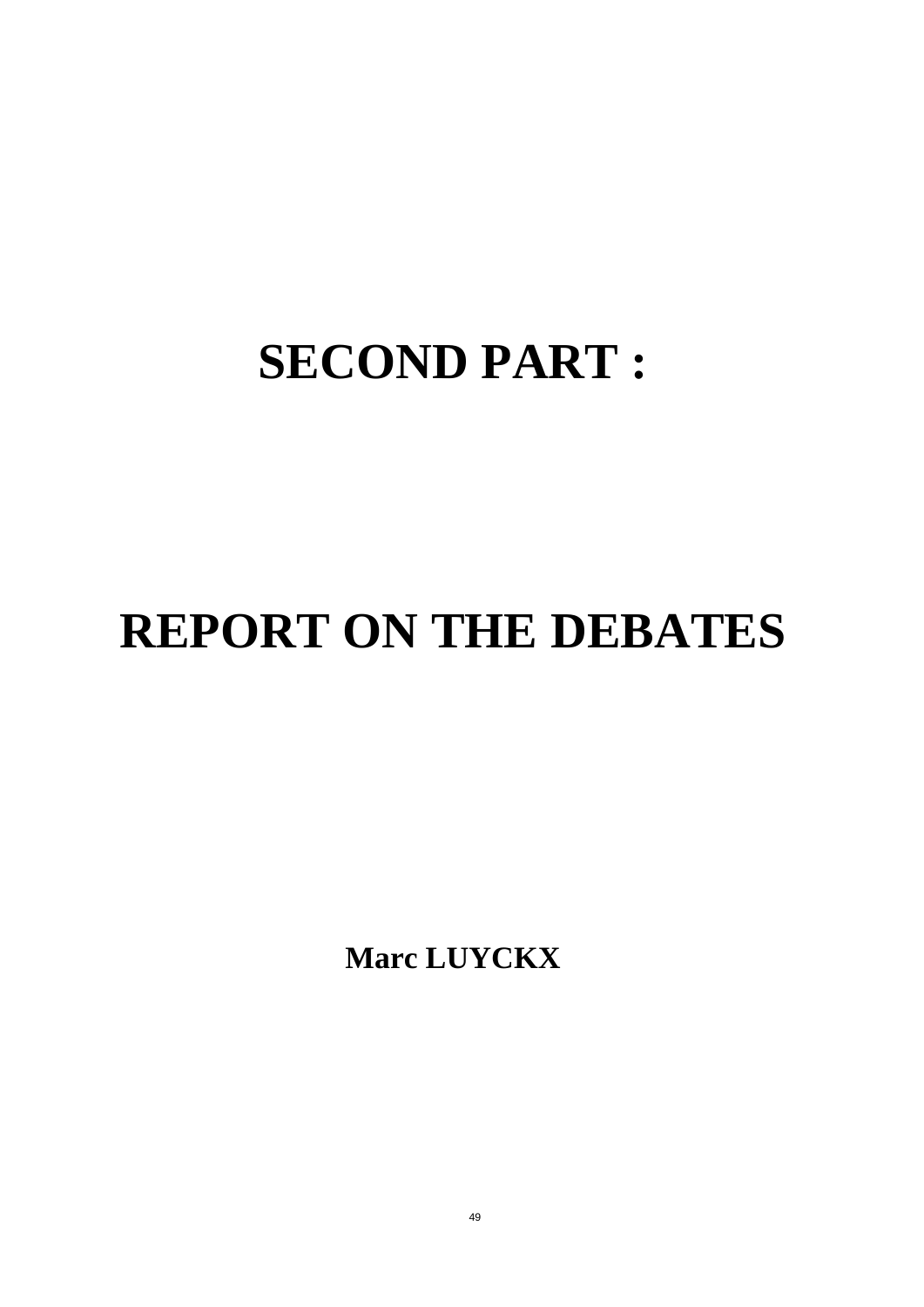# SECOND PART :

# REPORT ON THE DEBATES

**Marc LUYCKX**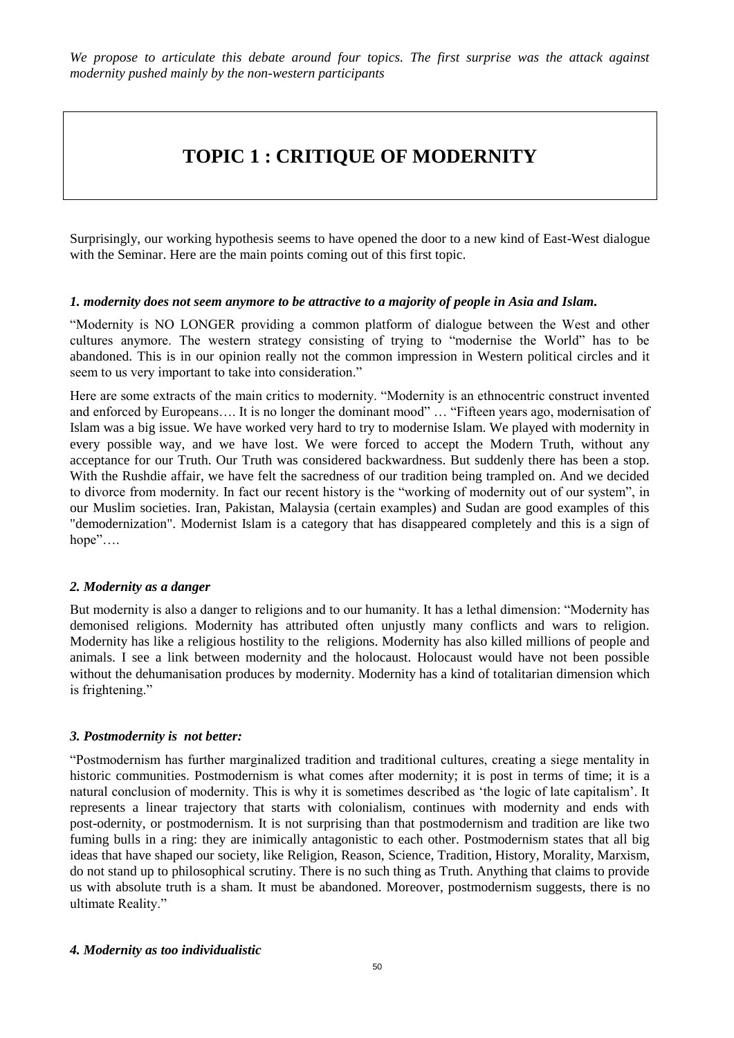*We propose to articulate this debate around four topics. The first surprise was the attack against modernity pushed mainly by the non-western participants*

# TOPIC 1 : CRITIQUE OF MODERNITY

Surprisingly, our working hypothesis seems to have opened the door to a new kind of East-West dialogue with the Seminar. Here are the main points coming out of this first topic.

### *1. modernity does not seem anymore to be attractive to a majority of people in Asia and Islam.*

"Modernity is NO LONGER providing a common platform of dialogue between the West and other cultures anymore. The western strategy consisting of trying to "modernise the World" has to be abandoned. This is in our opinion really not the common impression in Western political circles and it seem to us very important to take into consideration."

Here are some extracts of the main critics to modernity. "Modernity is an ethnocentric construct invented and enforced by Europeans…. It is no longer the dominant mood" … "Fifteen years ago, modernisation of Islam was a big issue. We have worked very hard to try to modernise Islam. We played with modernity in every possible way, and we have lost. We were forced to accept the Modern Truth, without any acceptance for our Truth. Our Truth was considered backwardness. But suddenly there has been a stop. With the Rushdie affair, we have felt the sacredness of our tradition being trampled on. And we decided to divorce from modernity. In fact our recent history is the "working of modernity out of our system", in our Muslim societies. Iran, Pakistan, Malaysia (certain examples) and Sudan are good examples of this "demodernization". Modernist Islam is a category that has disappeared completely and this is a sign of hope"….

### *2. Modernity as a danger*

But modernity is also a danger to religions and to our humanity. It has a lethal dimension: "Modernity has demonised religions. Modernity has attributed often unjustly many conflicts and wars to religion. Modernity has like a religious hostility to the religions. Modernity has also killed millions of people and animals. I see a link between modernity and the holocaust. Holocaust would have not been possible without the dehumanisation produces by modernity. Modernity has a kind of totalitarian dimension which is frightening."

### *3. Postmodernity is not better:*

"Postmodernism has further marginalized tradition and traditional cultures, creating a siege mentality in historic communities. Postmodernism is what comes after modernity; it is post in terms of time; it is a natural conclusion of modernity. This is why it is sometimes described as 'the logic of late capitalism'. It represents a linear trajectory that starts with colonialism, continues with modernity and ends with post-odernity, or postmodernism. It is not surprising than that postmodernism and tradition are like two fuming bulls in a ring: they are inimically antagonistic to each other. Postmodernism states that all big ideas that have shaped our society, like Religion, Reason, Science, Tradition, History, Morality, Marxism, do not stand up to philosophical scrutiny. There is no such thing as Truth. Anything that claims to provide us with absolute truth is a sham. It must be abandoned. Moreover, postmodernism suggests, there is no ultimate Reality."

### *4. Modernity as too individualistic*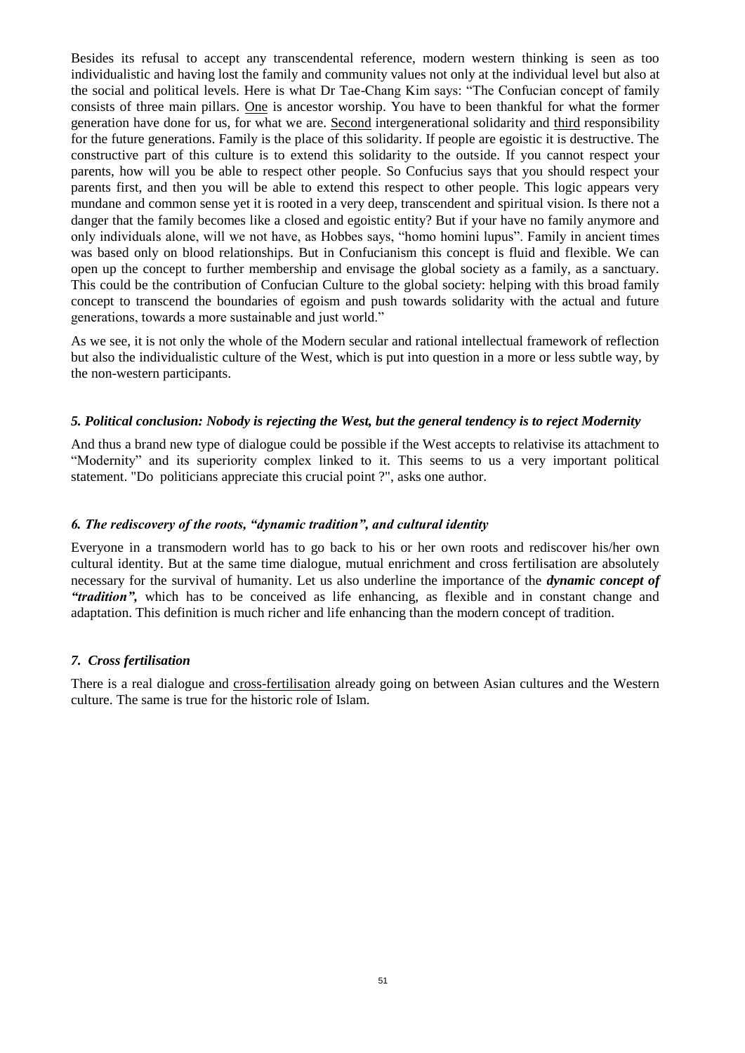Besides its refusal to accept any transcendental reference, modern western thinking is seen as too individualistic and having lost the family and community values not only at the individual level but also at the social and political levels. Here is what Dr Tae-Chang Kim says: "The Confucian concept of family consists of three main pillars. <u>One</u> is ancestor worship. You have to been thankful for what the former generation have done for us, for what we are. <u>Second</u> intergenerational solidarity and <u>third</u> responsibility for the future generations. Family is the place of this solidarity. If people are egoistic it is destructive. The constructive part of this culture is to extend this solidarity to the outside. If you cannot respect your parents, how will you be able to respect other people. So Confucius says that you should respect your parents first, and then you will be able to extend this respect to other people. This logic appears very mundane and common sense yet it is rooted in a very deep, transcendent and spiritual vision. Is there not a danger that the family becomes like a closed and egoistic entity? But if your have no family anymore and only individuals alone, will we not have, as Hobbes says, "homo homini lupus". Family in ancient times was based only on blood relationships. But in Confucianism this concept is fluid and flexible. We can open up the concept to further membership and envisage the global society as a family, as a sanctuary. This could be the contribution of Confucian Culture to the global society: helping with this broad family concept to transcend the boundaries of egoism and push towards solidarity with the actual and future generations, towards a more sustainable and just world."

As we see, it is not only the whole of the Modern secular and rational intellectual framework of reflection but also the individualistic culture of the West, which is put into question in a more or less subtle way, by the non-western participants.

### *5. Political conclusion: Nobody is rejecting the West, but the general tendency is to reject Modernity*

And thus a brand new type of dialogue could be possible if the West accepts to relativise its attachment to "Modernity" and its superiority complex linked to it. This seems to us a very important political statement. "Do politicians appreciate this crucial point ?", asks one author.

### *6. The rediscovery of the roots, "dynamic tradition", and cultural identity*

Everyone in a transmodern world has to go back to his or her own roots and rediscover his/her own cultural identity. But at the same time dialogue, mutual enrichment and cross fertilisation are absolutely necessary for the survival of humanity. Let us also underline the importance of the ***dynamic concept of "tradition",*** which has to be conceived as life enhancing, as flexible and in constant change and adaptation. This definition is much richer and life enhancing than the modern concept of tradition.

### *7. Cross fertilisation*

There is a real dialogue and <u>cross-fertilisation</u> already going on between Asian cultures and the Western culture. The same is true for the historic role of Islam.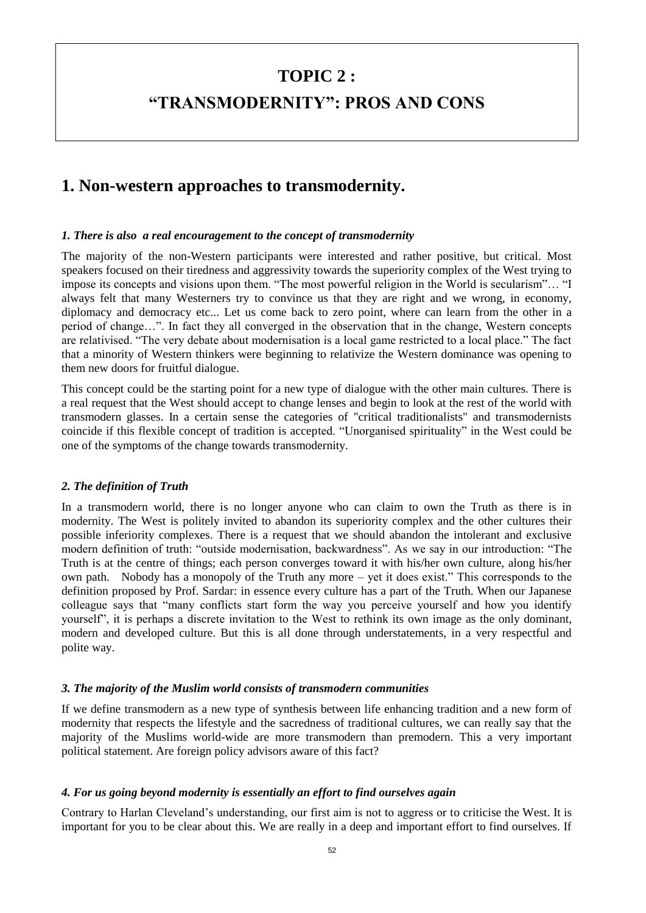# TOPIC 2 :
# "TRANSMODERNITY": PROS AND CONS

## 1. Non-western approaches to transmodernity.

### *1. There is also a real encouragement to the concept of transmodernity*

The majority of the non-Western participants were interested and rather positive, but critical. Most speakers focused on their tiredness and aggressivity towards the superiority complex of the West trying to impose its concepts and visions upon them. "The most powerful religion in the World is secularism"… "I always felt that many Westerners try to convince us that they are right and we wrong, in economy, diplomacy and democracy etc... Let us come back to zero point, where can learn from the other in a period of change…". In fact they all converged in the observation that in the change, Western concepts are relativised. "The very debate about modernisation is a local game restricted to a local place." The fact that a minority of Western thinkers were beginning to relativize the Western dominance was opening to them new doors for fruitful dialogue.

This concept could be the starting point for a new type of dialogue with the other main cultures. There is a real request that the West should accept to change lenses and begin to look at the rest of the world with transmodern glasses. In a certain sense the categories of "critical traditionalists" and transmodernists coincide if this flexible concept of tradition is accepted. "Unorganised spirituality" in the West could be one of the symptoms of the change towards transmodernity.

### *2. The definition of Truth*

In a transmodern world, there is no longer anyone who can claim to own the Truth as there is in modernity. The West is politely invited to abandon its superiority complex and the other cultures their possible inferiority complexes. There is a request that we should abandon the intolerant and exclusive modern definition of truth: "outside modernisation, backwardness". As we say in our introduction: "The Truth is at the centre of things; each person converges toward it with his/her own culture, along his/her own path. Nobody has a monopoly of the Truth any more – yet it does exist." This corresponds to the definition proposed by Prof. Sardar: in essence every culture has a part of the Truth. When our Japanese colleague says that "many conflicts start form the way you perceive yourself and how you identify yourself", it is perhaps a discrete invitation to the West to rethink its own image as the only dominant, modern and developed culture. But this is all done through understatements, in a very respectful and polite way.

### *3. The majority of the Muslim world consists of transmodern communities*

If we define transmodern as a new type of synthesis between life enhancing tradition and a new form of modernity that respects the lifestyle and the sacredness of traditional cultures, we can really say that the majority of the Muslims world-wide are more transmodern than premodern. This a very important political statement. Are foreign policy advisors aware of this fact?

### *4. For us going beyond modernity is essentially an effort to find ourselves again*

Contrary to Harlan Cleveland's understanding, our first aim is not to aggress or to criticise the West. It is important for you to be clear about this. We are really in a deep and important effort to find ourselves. If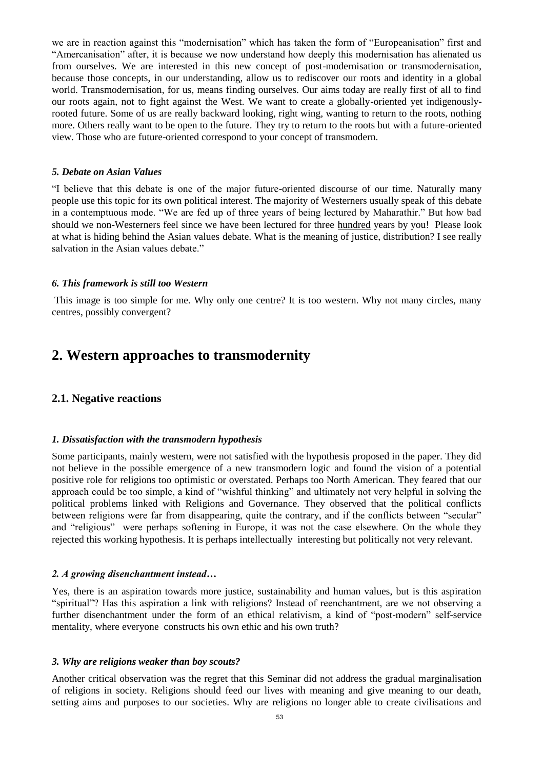we are in reaction against this "modernisation" which has taken the form of "Europeanisation" first and "Amercanisation" after, it is because we now understand how deeply this modernisation has alienated us from ourselves. We are interested in this new concept of post-modernisation or transmodernisation, because those concepts, in our understanding, allow us to rediscover our roots and identity in a global world. Transmodernisation, for us, means finding ourselves. Our aims today are really first of all to find our roots again, not to fight against the West. We want to create a globally-oriented yet indigenously-rooted future. Some of us are really backward looking, right wing, wanting to return to the roots, nothing more. Others really want to be open to the future. They try to return to the roots but with a future-oriented view. Those who are future-oriented correspond to your concept of transmodern.

#### *5. Debate on Asian Values*

"I believe that this debate is one of the major future-oriented discourse of our time. Naturally many people use this topic for its own political interest. The majority of Westerners usually speak of this debate in a contemptuous mode. "We are fed up of three years of being lectured by Maharathir." But how bad should we non-Westerners feel since we have been lectured for three hundred years by you! Please look at what is hiding behind the Asian values debate. What is the meaning of justice, distribution? I see really salvation in the Asian values debate."

#### *6. This framework is still too Western*

This image is too simple for me. Why only one centre? It is too western. Why not many circles, many centres, possibly convergent?

## 2. Western approaches to transmodernity

### 2.1. Negative reactions

#### *1. Dissatisfaction with the transmodern hypothesis*

Some participants, mainly western, were not satisfied with the hypothesis proposed in the paper. They did not believe in the possible emergence of a new transmodern logic and found the vision of a potential positive role for religions too optimistic or overstated. Perhaps too North American. They feared that our approach could be too simple, a kind of "wishful thinking" and ultimately not very helpful in solving the political problems linked with Religions and Governance. They observed that the political conflicts between religions were far from disappearing, quite the contrary, and if the conflicts between "secular" and "religious" were perhaps softening in Europe, it was not the case elsewhere. On the whole they rejected this working hypothesis. It is perhaps intellectually interesting but politically not very relevant.

#### *2. A growing disenchantment instead…*

Yes, there is an aspiration towards more justice, sustainability and human values, but is this aspiration "spiritual"? Has this aspiration a link with religions? Instead of reenchantment, are we not observing a further disenchantment under the form of an ethical relativism, a kind of "post-modern" self-service mentality, where everyone constructs his own ethic and his own truth?

#### *3. Why are religions weaker than boy scouts?*

Another critical observation was the regret that this Seminar did not address the gradual marginalisation of religions in society. Religions should feed our lives with meaning and give meaning to our death, setting aims and purposes to our societies. Why are religions no longer able to create civilisations and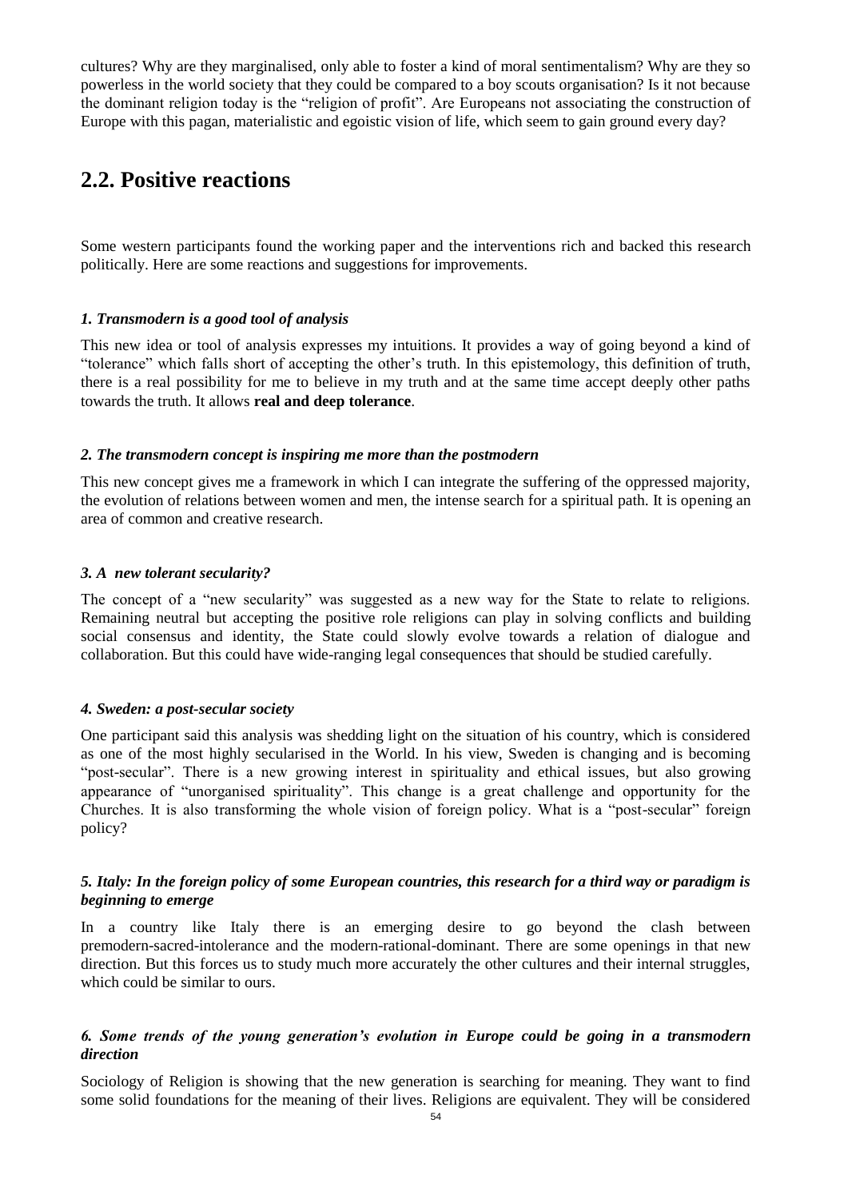cultures? Why are they marginalised, only able to foster a kind of moral sentimentalism? Why are they so powerless in the world society that they could be compared to a boy scouts organisation? Is it not because the dominant religion today is the "religion of profit". Are Europeans not associating the construction of Europe with this pagan, materialistic and egoistic vision of life, which seem to gain ground every day?

## 2.2. Positive reactions

Some western participants found the working paper and the interventions rich and backed this research politically. Here are some reactions and suggestions for improvements.

#### *1. Transmodern is a good tool of analysis*

This new idea or tool of analysis expresses my intuitions. It provides a way of going beyond a kind of "tolerance" which falls short of accepting the other's truth. In this epistemology, this definition of truth, there is a real possibility for me to believe in my truth and at the same time accept deeply other paths towards the truth. It allows **real and deep tolerance**.

#### *2. The transmodern concept is inspiring me more than the postmodern*

This new concept gives me a framework in which I can integrate the suffering of the oppressed majority, the evolution of relations between women and men, the intense search for a spiritual path. It is opening an area of common and creative research.

#### *3. A new tolerant secularity?*

The concept of a "new secularity" was suggested as a new way for the State to relate to religions. Remaining neutral but accepting the positive role religions can play in solving conflicts and building social consensus and identity, the State could slowly evolve towards a relation of dialogue and collaboration. But this could have wide-ranging legal consequences that should be studied carefully.

#### *4. Sweden: a post-secular society*

One participant said this analysis was shedding light on the situation of his country, which is considered as one of the most highly secularised in the World. In his view, Sweden is changing and is becoming "post-secular". There is a new growing interest in spirituality and ethical issues, but also growing appearance of "unorganised spirituality". This change is a great challenge and opportunity for the Churches. It is also transforming the whole vision of foreign policy. What is a "post-secular" foreign policy?

#### *5. Italy: In the foreign policy of some European countries, this research for a third way or paradigm is beginning to emerge*

In a country like Italy there is an emerging desire to go beyond the clash between premodern-sacred-intolerance and the modern-rational-dominant. There are some openings in that new direction. But this forces us to study much more accurately the other cultures and their internal struggles, which could be similar to ours.

#### *6. Some trends of the young generation's evolution in Europe could be going in a transmodern direction*

Sociology of Religion is showing that the new generation is searching for meaning. They want to find some solid foundations for the meaning of their lives. Religions are equivalent. They will be considered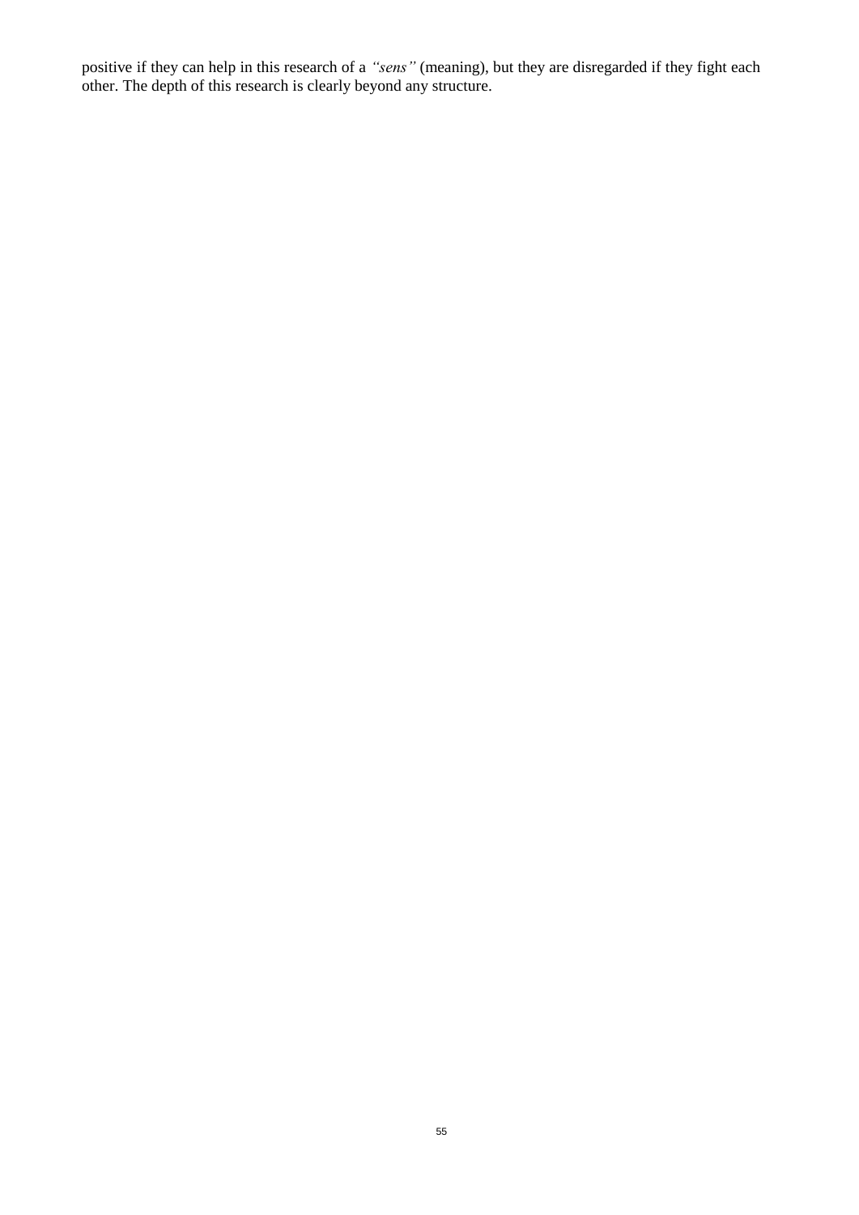positive if they can help in this research of a *"sens"* (meaning), but they are disregarded if they fight each other. The depth of this research is clearly beyond any structure.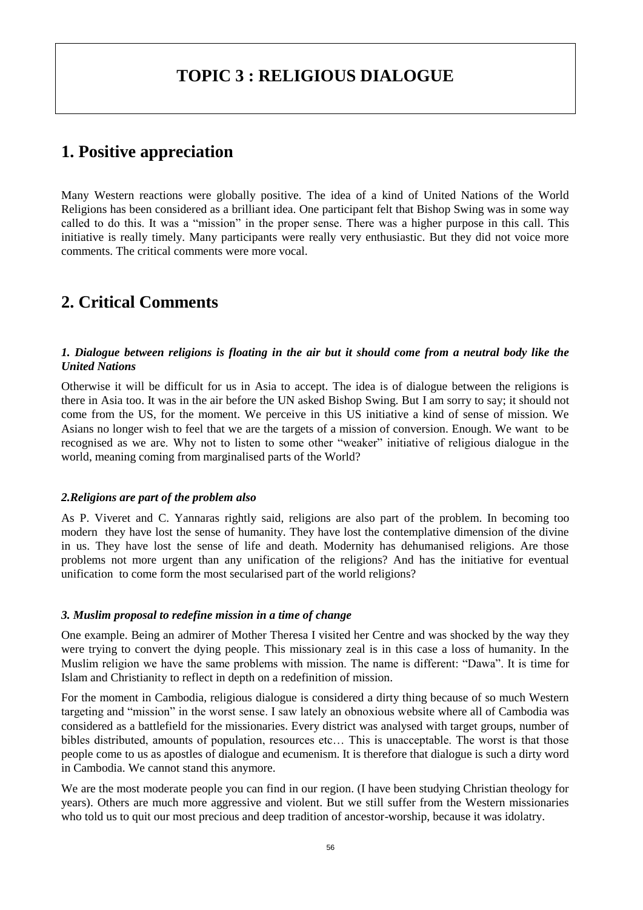# TOPIC 3 : RELIGIOUS DIALOGUE

## 1. Positive appreciation

Many Western reactions were globally positive. The idea of a kind of United Nations of the World Religions has been considered as a brilliant idea. One participant felt that Bishop Swing was in some way called to do this. It was a "mission" in the proper sense. There was a higher purpose in this call. This initiative is really timely. Many participants were really very enthusiastic. But they did not voice more comments. The critical comments were more vocal.

## 2. Critical Comments

### *1. Dialogue between religions is floating in the air but it should come from a neutral body like the United Nations*

Otherwise it will be difficult for us in Asia to accept. The idea is of dialogue between the religions is there in Asia too. It was in the air before the UN asked Bishop Swing. But I am sorry to say; it should not come from the US, for the moment. We perceive in this US initiative a kind of sense of mission. We Asians no longer wish to feel that we are the targets of a mission of conversion. Enough. We want to be recognised as we are. Why not to listen to some other "weaker" initiative of religious dialogue in the world, meaning coming from marginalised parts of the World?

### *2.Religions are part of the problem also*

As P. Viveret and C. Yannaras rightly said, religions are also part of the problem. In becoming too modern they have lost the sense of humanity. They have lost the contemplative dimension of the divine in us. They have lost the sense of life and death. Modernity has dehumanised religions. Are those problems not more urgent than any unification of the religions? And has the initiative for eventual unification to come form the most secularised part of the world religions?

### *3. Muslim proposal to redefine mission in a time of change*

One example. Being an admirer of Mother Theresa I visited her Centre and was shocked by the way they were trying to convert the dying people. This missionary zeal is in this case a loss of humanity. In the Muslim religion we have the same problems with mission. The name is different: "Dawa". It is time for Islam and Christianity to reflect in depth on a redefinition of mission.

For the moment in Cambodia, religious dialogue is considered a dirty thing because of so much Western targeting and "mission" in the worst sense. I saw lately an obnoxious website where all of Cambodia was considered as a battlefield for the missionaries. Every district was analysed with target groups, number of bibles distributed, amounts of population, resources etc… This is unacceptable. The worst is that those people come to us as apostles of dialogue and ecumenism. It is therefore that dialogue is such a dirty word in Cambodia. We cannot stand this anymore.

We are the most moderate people you can find in our region. (I have been studying Christian theology for years). Others are much more aggressive and violent. But we still suffer from the Western missionaries who told us to quit our most precious and deep tradition of ancestor-worship, because it was idolatry.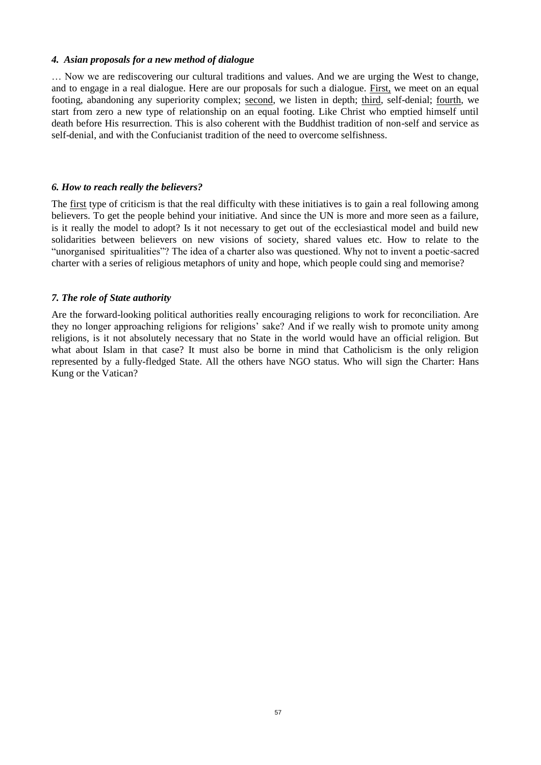#### *4. Asian proposals for a new method of dialogue*

… Now we are rediscovering our cultural traditions and values. And we are urging the West to change, and to engage in a real dialogue. Here are our proposals for such a dialogue. First, we meet on an equal footing, abandoning any superiority complex; second, we listen in depth; third, self-denial; fourth, we start from zero a new type of relationship on an equal footing. Like Christ who emptied himself until death before His resurrection. This is also coherent with the Buddhist tradition of non-self and service as self-denial, and with the Confucianist tradition of the need to overcome selfishness.

#### *6. How to reach really the believers?*

The first type of criticism is that the real difficulty with these initiatives is to gain a real following among believers. To get the people behind your initiative. And since the UN is more and more seen as a failure, is it really the model to adopt? Is it not necessary to get out of the ecclesiastical model and build new solidarities between believers on new visions of society, shared values etc. How to relate to the "unorganised spiritualities"? The idea of a charter also was questioned. Why not to invent a poetic-sacred charter with a series of religious metaphors of unity and hope, which people could sing and memorise?

#### *7. The role of State authority*

Are the forward-looking political authorities really encouraging religions to work for reconciliation. Are they no longer approaching religions for religions' sake? And if we really wish to promote unity among religions, is it not absolutely necessary that no State in the world would have an official religion. But what about Islam in that case? It must also be borne in mind that Catholicism is the only religion represented by a fully-fledged State. All the others have NGO status. Who will sign the Charter: Hans Kung or the Vatican?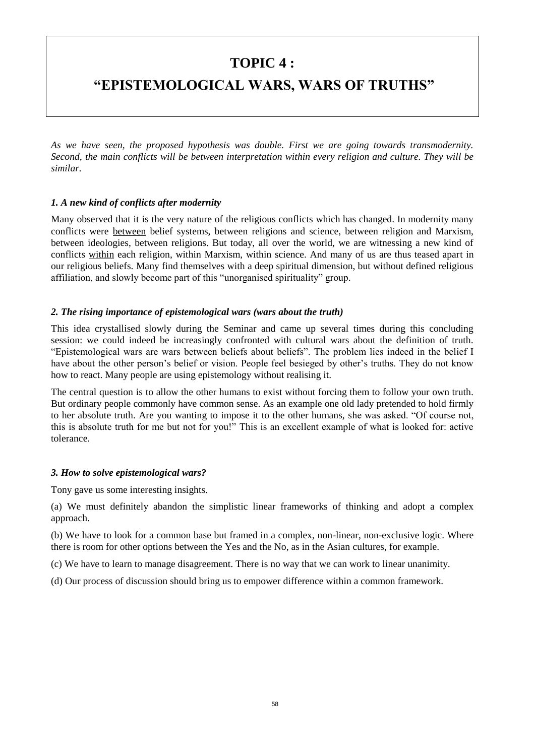# TOPIC 4 :

# "EPISTEMOLOGICAL WARS, WARS OF TRUTHS"

*As we have seen, the proposed hypothesis was double. First we are going towards transmodernity. Second, the main conflicts will be between interpretation within every religion and culture. They will be similar.*

### *1. A new kind of conflicts after modernity*

Many observed that it is the very nature of the religious conflicts which has changed. In modernity many conflicts were <u>between</u> belief systems, between religions and science, between religion and Marxism, between ideologies, between religions. But today, all over the world, we are witnessing a new kind of conflicts <u>within</u> each religion, within Marxism, within science. And many of us are thus teased apart in our religious beliefs. Many find themselves with a deep spiritual dimension, but without defined religious affiliation, and slowly become part of this "unorganised spirituality" group.

### *2. The rising importance of epistemological wars (wars about the truth)*

This idea crystallised slowly during the Seminar and came up several times during this concluding session: we could indeed be increasingly confronted with cultural wars about the definition of truth. "Epistemological wars are wars between beliefs about beliefs". The problem lies indeed in the belief I have about the other person's belief or vision. People feel besieged by other's truths. They do not know how to react. Many people are using epistemology without realising it.

The central question is to allow the other humans to exist without forcing them to follow your own truth. But ordinary people commonly have common sense. As an example one old lady pretended to hold firmly to her absolute truth. Are you wanting to impose it to the other humans, she was asked. "Of course not, this is absolute truth for me but not for you!" This is an excellent example of what is looked for: active tolerance.

### *3. How to solve epistemological wars?*

Tony gave us some interesting insights.

(a) We must definitely abandon the simplistic linear frameworks of thinking and adopt a complex approach.

(b) We have to look for a common base but framed in a complex, non-linear, non-exclusive logic. Where there is room for other options between the Yes and the No, as in the Asian cultures, for example.

(c) We have to learn to manage disagreement. There is no way that we can work to linear unanimity.

(d) Our process of discussion should bring us to empower difference within a common framework.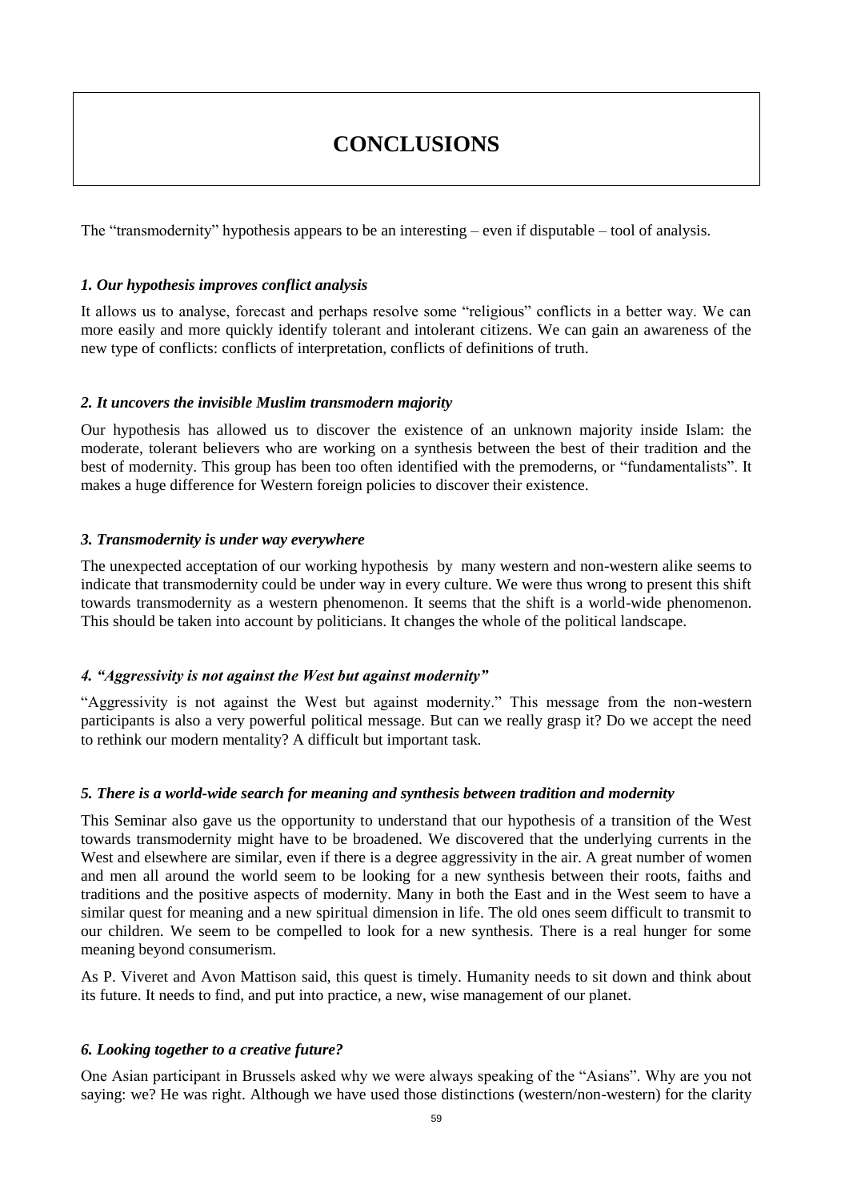# CONCLUSIONS

The "transmodernity" hypothesis appears to be an interesting – even if disputable – tool of analysis.

### *1. Our hypothesis improves conflict analysis*

It allows us to analyse, forecast and perhaps resolve some "religious" conflicts in a better way. We can more easily and more quickly identify tolerant and intolerant citizens. We can gain an awareness of the new type of conflicts: conflicts of interpretation, conflicts of definitions of truth.

### *2. It uncovers the invisible Muslim transmodern majority*

Our hypothesis has allowed us to discover the existence of an unknown majority inside Islam: the moderate, tolerant believers who are working on a synthesis between the best of their tradition and the best of modernity. This group has been too often identified with the premoderns, or "fundamentalists". It makes a huge difference for Western foreign policies to discover their existence.

### *3. Transmodernity is under way everywhere*

The unexpected acceptation of our working hypothesis by many western and non-western alike seems to indicate that transmodernity could be under way in every culture. We were thus wrong to present this shift towards transmodernity as a western phenomenon. It seems that the shift is a world-wide phenomenon. This should be taken into account by politicians. It changes the whole of the political landscape.

### *4. "Aggressivity is not against the West but against modernity"*

"Aggressivity is not against the West but against modernity." This message from the non-western participants is also a very powerful political message. But can we really grasp it? Do we accept the need to rethink our modern mentality? A difficult but important task.

### *5. There is a world-wide search for meaning and synthesis between tradition and modernity*

This Seminar also gave us the opportunity to understand that our hypothesis of a transition of the West towards transmodernity might have to be broadened. We discovered that the underlying currents in the West and elsewhere are similar, even if there is a degree aggressivity in the air. A great number of women and men all around the world seem to be looking for a new synthesis between their roots, faiths and traditions and the positive aspects of modernity. Many in both the East and in the West seem to have a similar quest for meaning and a new spiritual dimension in life. The old ones seem difficult to transmit to our children. We seem to be compelled to look for a new synthesis. There is a real hunger for some meaning beyond consumerism.

As P. Viveret and Avon Mattison said, this quest is timely. Humanity needs to sit down and think about its future. It needs to find, and put into practice, a new, wise management of our planet.

### *6. Looking together to a creative future?*

One Asian participant in Brussels asked why we were always speaking of the "Asians". Why are you not saying: we? He was right. Although we have used those distinctions (western/non-western) for the clarity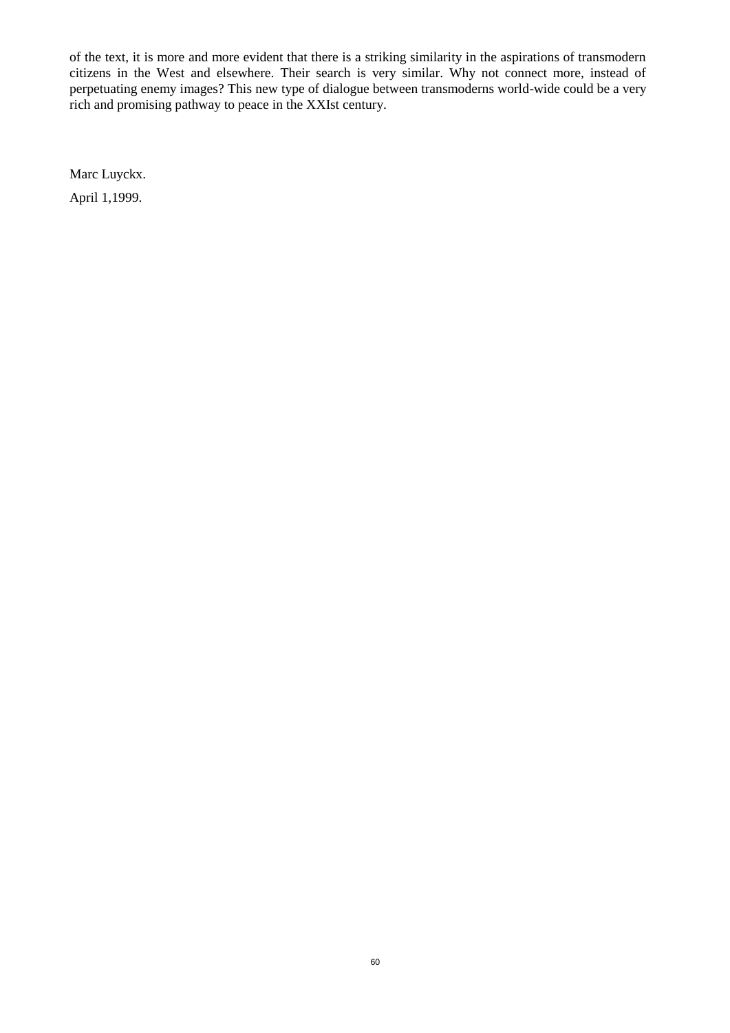of the text, it is more and more evident that there is a striking similarity in the aspirations of transmodern citizens in the West and elsewhere. Their search is very similar. Why not connect more, instead of perpetuating enemy images? This new type of dialogue between transmoderns world-wide could be a very rich and promising pathway to peace in the XXIst century.

Marc Luyckx.

April 1,1999.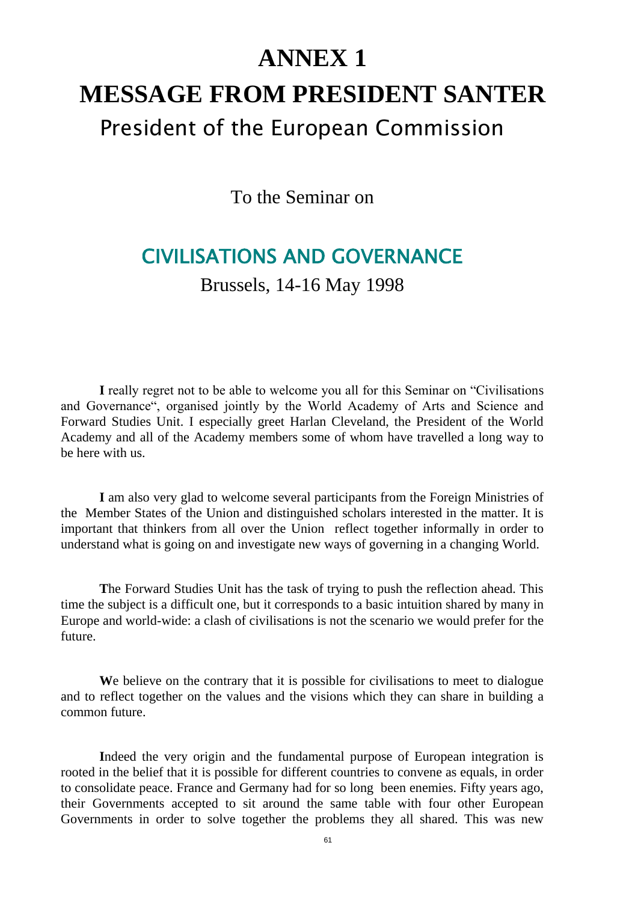# ANNEX 1

# MESSAGE FROM PRESIDENT SANTER

## President of the European Commission

To the Seminar on

## CIVILISATIONS AND GOVERNANCE

Brussels, 14-16 May 1998

**I** really regret not to be able to welcome you all for this Seminar on "Civilisations and Governance", organised jointly by the World Academy of Arts and Science and Forward Studies Unit. I especially greet Harlan Cleveland, the President of the World Academy and all of the Academy members some of whom have travelled a long way to be here with us.

**I** am also very glad to welcome several participants from the Foreign Ministries of the Member States of the Union and distinguished scholars interested in the matter. It is important that thinkers from all over the Union reflect together informally in order to understand what is going on and investigate new ways of governing in a changing World.

**T**he Forward Studies Unit has the task of trying to push the reflection ahead. This time the subject is a difficult one, but it corresponds to a basic intuition shared by many in Europe and world-wide: a clash of civilisations is not the scenario we would prefer for the future.

**W**e believe on the contrary that it is possible for civilisations to meet to dialogue and to reflect together on the values and the visions which they can share in building a common future.

**I**ndeed the very origin and the fundamental purpose of European integration is rooted in the belief that it is possible for different countries to convene as equals, in order to consolidate peace. France and Germany had for so long been enemies. Fifty years ago, their Governments accepted to sit around the same table with four other European Governments in order to solve together the problems they all shared. This was new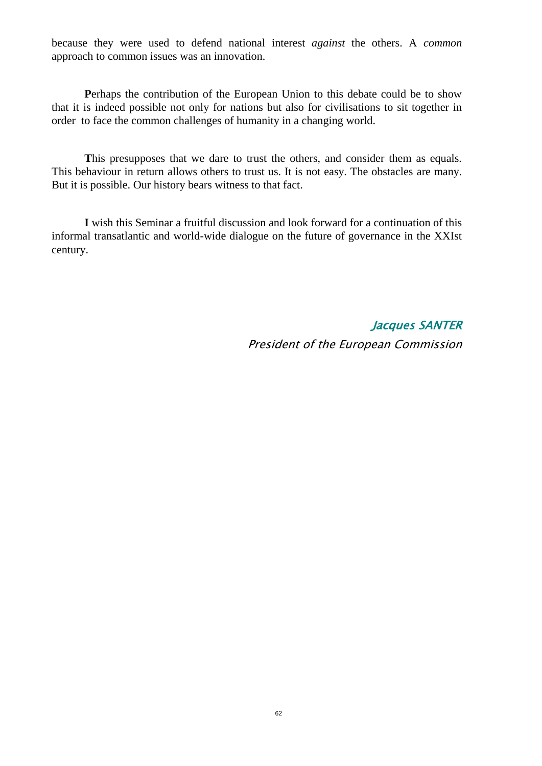because they were used to defend national interest *against* the others. A *common* approach to common issues was an innovation.

**P**erhaps the contribution of the European Union to this debate could be to show that it is indeed possible not only for nations but also for civilisations to sit together in order to face the common challenges of humanity in a changing world.

**T**his presupposes that we dare to trust the others, and consider them as equals. This behaviour in return allows others to trust us. It is not easy. The obstacles are many. But it is possible. Our history bears witness to that fact.

**I** wish this Seminar a fruitful discussion and look forward for a continuation of this informal transatlantic and world-wide dialogue on the future of governance in the XXIst century.

*Jacques SANTER*

*President of the European Commission*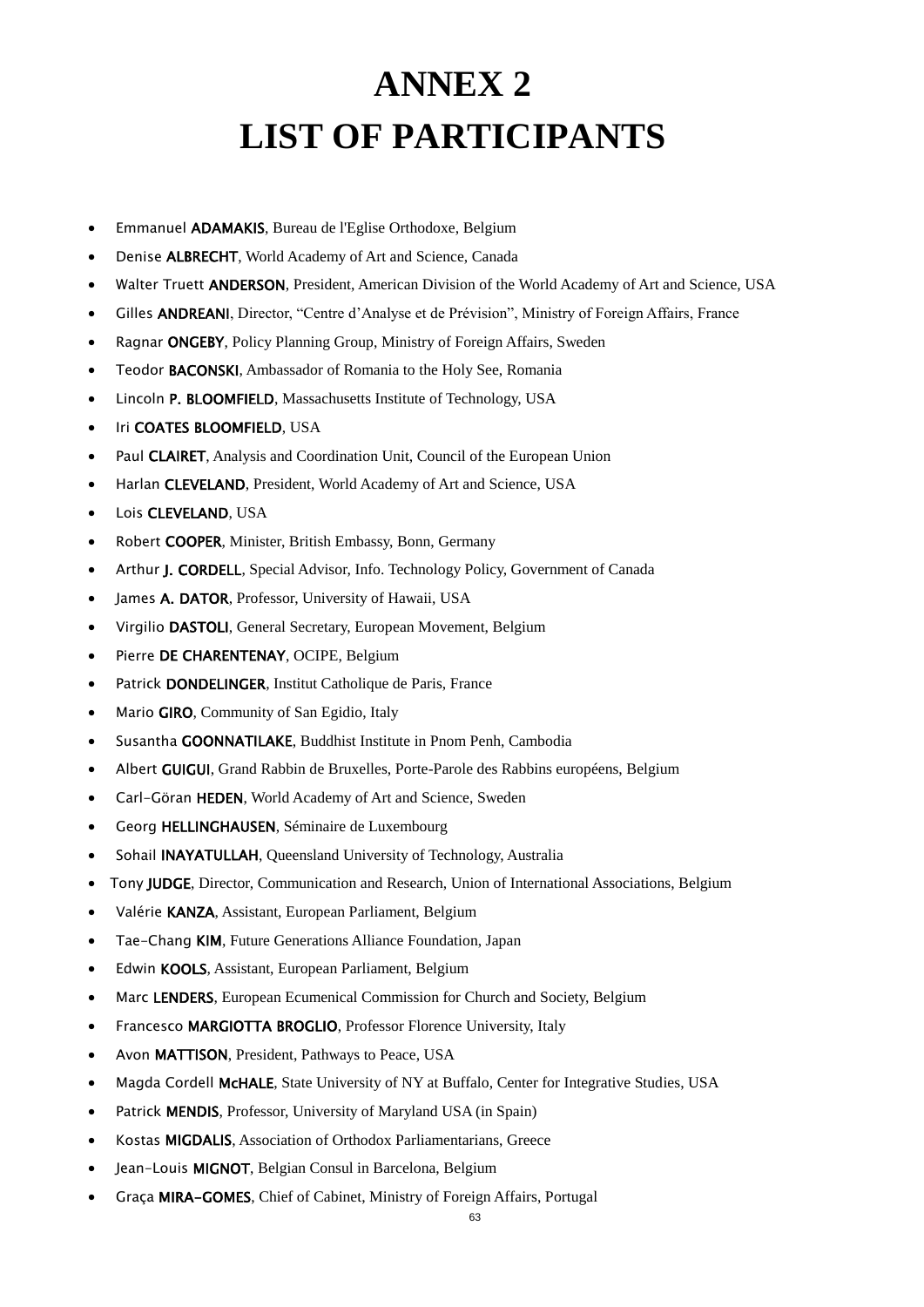# ANNEX 2
# LIST OF PARTICIPANTS

- Emmanuel **ADAMAKIS**, Bureau de l'Eglise Orthodoxe, Belgium
- Denise **ALBRECHT**, World Academy of Art and Science, Canada
- Walter Truett **ANDERSON**, President, American Division of the World Academy of Art and Science, USA
- Gilles **ANDREANI**, Director, "Centre d'Analyse et de Prévision", Ministry of Foreign Affairs, France
- Ragnar **ONGEBY**, Policy Planning Group, Ministry of Foreign Affairs, Sweden
- Teodor **BACONSKI**, Ambassador of Romania to the Holy See, Romania
- Lincoln **P. BLOOMFIELD**, Massachusetts Institute of Technology, USA
- Iri **COATES BLOOMFIELD**, USA
- Paul **CLAIRET**, Analysis and Coordination Unit, Council of the European Union
- Harlan **CLEVELAND**, President, World Academy of Art and Science, USA
- Lois **CLEVELAND**, USA
- Robert **COOPER**, Minister, British Embassy, Bonn, Germany
- Arthur **J. CORDELL**, Special Advisor, Info. Technology Policy, Government of Canada
- James **A. DATOR**, Professor, University of Hawaii, USA
- Virgilio **DASTOLI**, General Secretary, European Movement, Belgium
- Pierre **DE CHARENTENAY**, OCIPE, Belgium
- Patrick **DONDELINGER**, Institut Catholique de Paris, France
- Mario **GIRO**, Community of San Egidio, Italy
- Susantha **GOONNATILAKE**, Buddhist Institute in Pnom Penh, Cambodia
- Albert **GUIGUI**, Grand Rabbin de Bruxelles, Porte-Parole des Rabbins européens, Belgium
- Carl-Göran **HEDEN**, World Academy of Art and Science, Sweden
- Georg **HELLINGHAUSEN**, Séminaire de Luxembourg
- Sohail **INAYATULLAH**, Queensland University of Technology, Australia
- Tony **JUDGE**, Director, Communication and Research, Union of International Associations, Belgium
- Valérie **KANZA**, Assistant, European Parliament, Belgium
- Tae-Chang **KIM**, Future Generations Alliance Foundation, Japan
- Edwin **KOOLS**, Assistant, European Parliament, Belgium
- Marc **LENDERS**, European Ecumenical Commission for Church and Society, Belgium
- Francesco **MARGIOTTA BROGLIO**, Professor Florence University, Italy
- Avon **MATTISON**, President, Pathways to Peace, USA
- Magda Cordell **McHALE**, State University of NY at Buffalo, Center for Integrative Studies, USA
- Patrick **MENDIS**, Professor, University of Maryland USA (in Spain)
- Kostas **MIGDALIS**, Association of Orthodox Parliamentarians, Greece
- Jean-Louis **MIGNOT**, Belgian Consul in Barcelona, Belgium
- Graça **MIRA-GOMES**, Chief of Cabinet, Ministry of Foreign Affairs, Portugal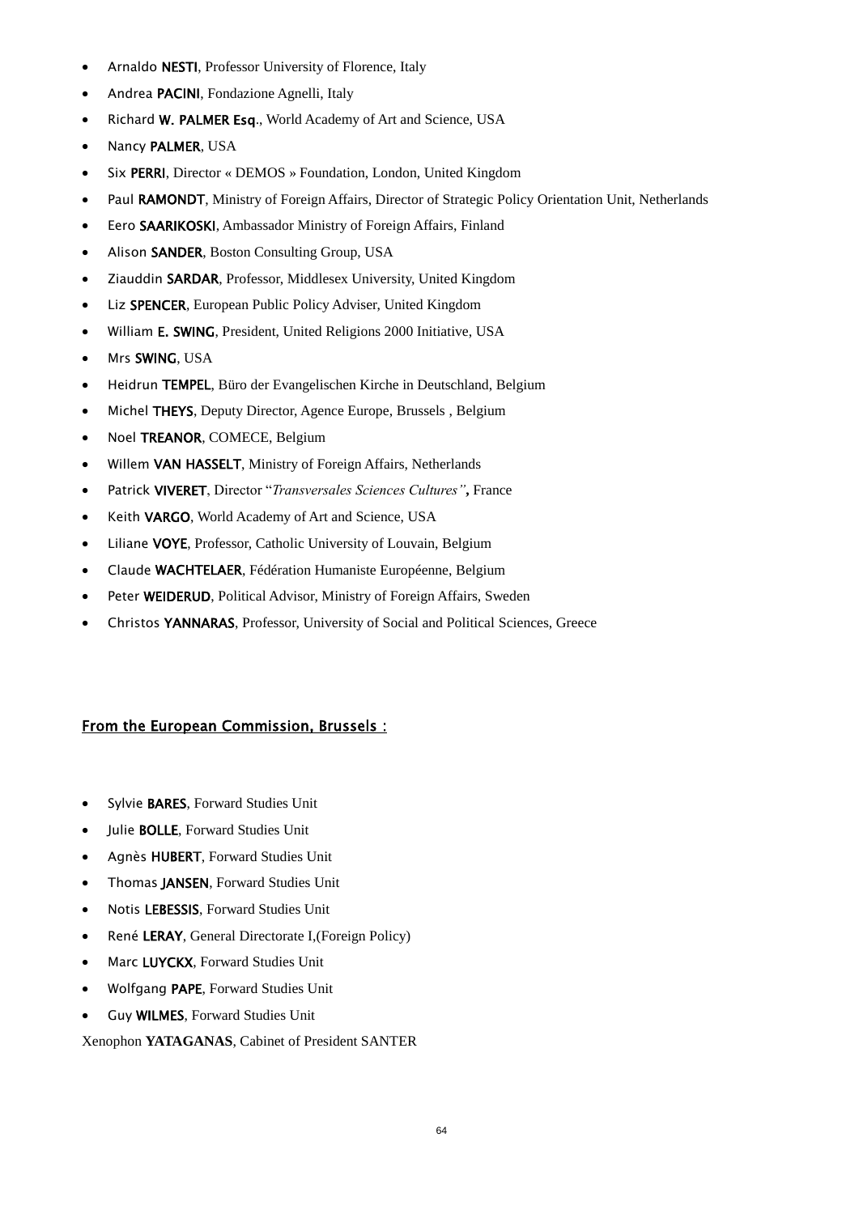- Arnaldo **NESTI**, Professor University of Florence, Italy
- Andrea **PACINI**, Fondazione Agnelli, Italy
- Richard **W. PALMER Esq**., World Academy of Art and Science, USA
- Nancy **PALMER**, USA
- Six **PERRI**, Director « DEMOS » Foundation, London, United Kingdom
- Paul **RAMONDT**, Ministry of Foreign Affairs, Director of Strategic Policy Orientation Unit, Netherlands
- Eero **SAARIKOSKI**, Ambassador Ministry of Foreign Affairs, Finland
- Alison **SANDER**, Boston Consulting Group, USA
- Ziauddin **SARDAR**, Professor, Middlesex University, United Kingdom
- Liz **SPENCER**, European Public Policy Adviser, United Kingdom
- William **E. SWING**, President, United Religions 2000 Initiative, USA
- Mrs **SWING**, USA
- Heidrun **TEMPEL**, Büro der Evangelischen Kirche in Deutschland, Belgium
- Michel **THEYS**, Deputy Director, Agence Europe, Brussels , Belgium
- Noel **TREANOR**, COMECE, Belgium
- Willem **VAN HASSELT**, Ministry of Foreign Affairs, Netherlands
- Patrick **VIVERET**, Director "*Transversales Sciences Cultures"***,** France
- Keith **VARGO**, World Academy of Art and Science, USA
- Liliane **VOYE**, Professor, Catholic University of Louvain, Belgium
- Claude **WACHTELAER**, Fédération Humaniste Européenne, Belgium
- Peter **WEIDERUD**, Political Advisor, Ministry of Foreign Affairs, Sweden
- Christos **YANNARAS**, Professor, University of Social and Political Sciences, Greece

## From the European Commission, Brussels :

- Sylvie **BARES**, Forward Studies Unit
- Julie **BOLLE**, Forward Studies Unit
- Agnès **HUBERT**, Forward Studies Unit
- Thomas **JANSEN**, Forward Studies Unit
- Notis **LEBESSIS**, Forward Studies Unit
- René **LERAY**, General Directorate I,(Foreign Policy)
- Marc **LUYCKX**, Forward Studies Unit
- Wolfgang **PAPE**, Forward Studies Unit
- Guy **WILMES**, Forward Studies Unit

Xenophon **YATAGANAS**, Cabinet of President SANTER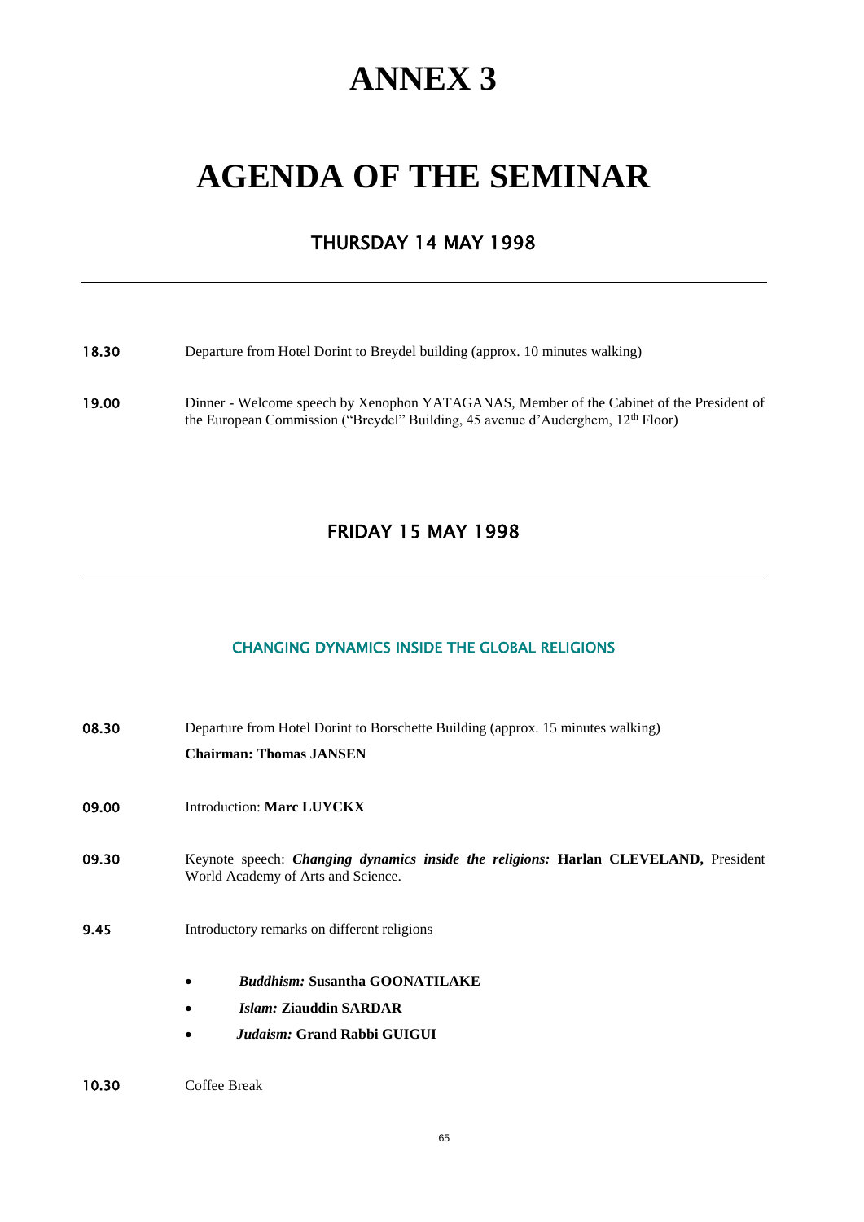# ANNEX 3

# AGENDA OF THE SEMINAR

## THURSDAY 14 MAY 1998

---

**18.30** Departure from Hotel Dorint to Breydel building (approx. 10 minutes walking)

**19.00** Dinner - Welcome speech by Xenophon YATAGANAS, Member of the Cabinet of the President of the European Commission ("Breydel" Building, 45 avenue d'Auderghem, 12th Floor)

## FRIDAY 15 MAY 1998

---

### CHANGING DYNAMICS INSIDE THE GLOBAL RELIGIONS

**08.30** Departure from Hotel Dorint to Borschette Building (approx. 15 minutes walking)
**Chairman: Thomas JANSEN**

**09.00** Introduction: **Marc LUYCKX**

**09.30** Keynote speech: ***Changing dynamics inside the religions:*** **Harlan CLEVELAND,** President World Academy of Arts and Science.

**9.45** Introductory remarks on different religions

- ***Buddhism:*** **Susantha GOONATILAKE**
- ***Islam:*** **Ziauddin SARDAR**
- ***Judaism:*** **Grand Rabbi GUIGUI**

**10.30** Coffee Break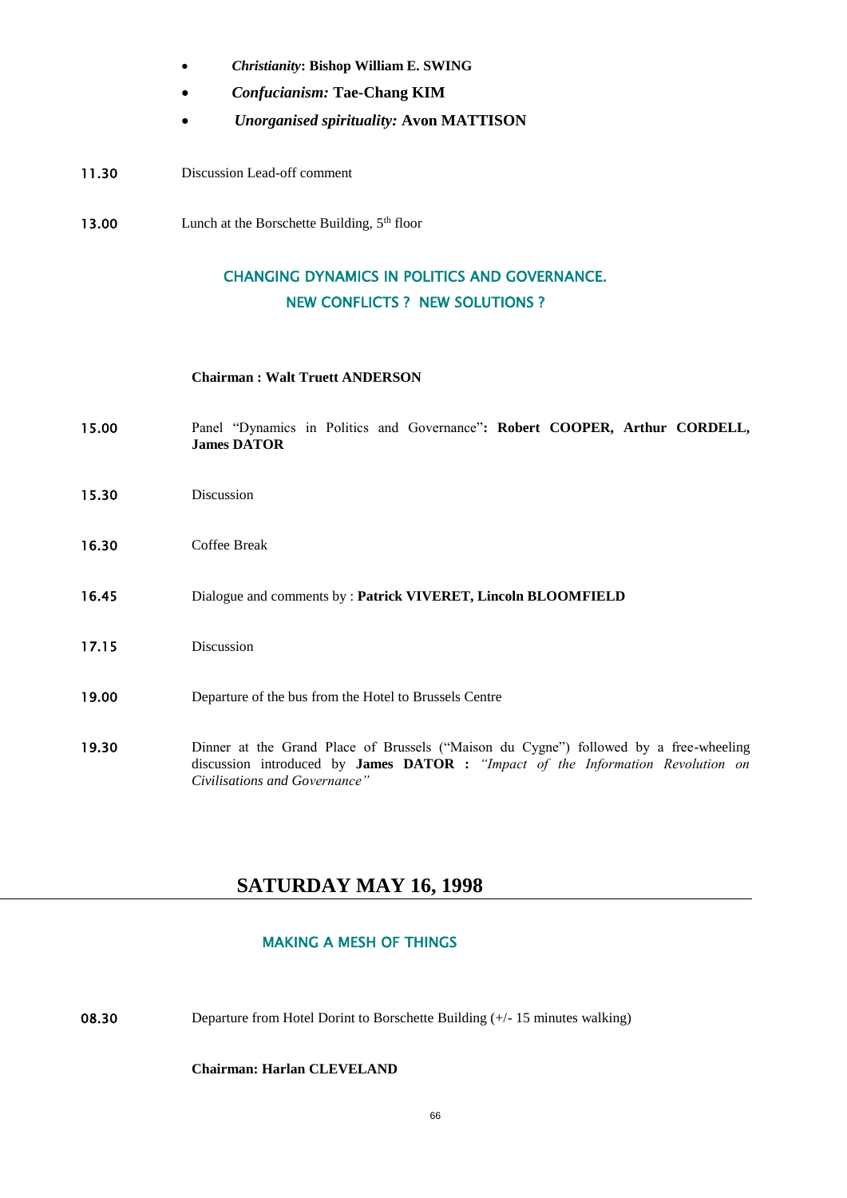- ***Christianity*: Bishop William E. SWING**
- ***Confucianism:* Tae-Chang KIM**
- ***Unorganised spirituality:* Avon MATTISON**

11.30 Discussion Lead-off comment

13.00 Lunch at the Borschette Building, 5th floor

## CHANGING DYNAMICS IN POLITICS AND GOVERNANCE. NEW CONFLICTS ? NEW SOLUTIONS ?

**Chairman : Walt Truett ANDERSON**

15.00 Panel "Dynamics in Politics and Governance"**: Robert COOPER, Arthur CORDELL, James DATOR**

15.30 Discussion

16.30 Coffee Break

16.45 Dialogue and comments by : **Patrick VIVERET, Lincoln BLOOMFIELD**

17.15 Discussion

19.00 Departure of the bus from the Hotel to Brussels Centre

19.30 Dinner at the Grand Place of Brussels ("Maison du Cygne") followed by a free-wheeling discussion introduced by **James DATOR :** *"Impact of the Information Revolution on Civilisations and Governance"*

# SATURDAY MAY 16, 1998

## MAKING A MESH OF THINGS

08.30 Departure from Hotel Dorint to Borschette Building (+/- 15 minutes walking)

**Chairman: Harlan CLEVELAND**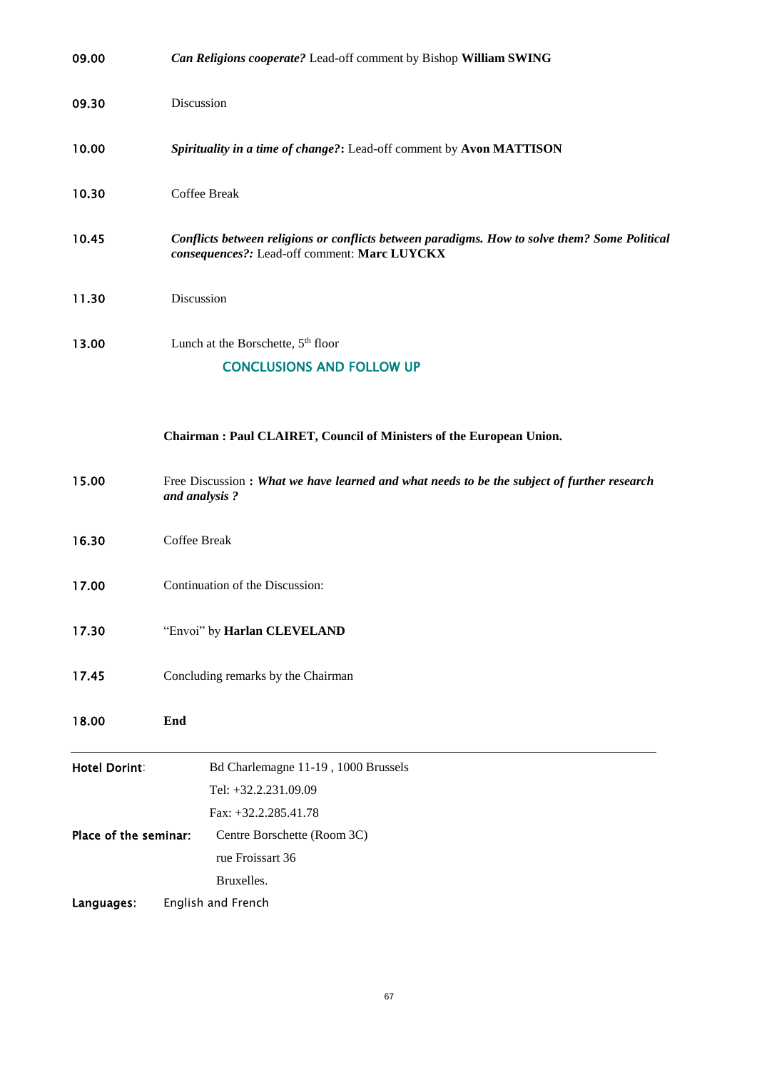| | |
|---|---|
| 09.00 | ***Can Religions cooperate?*** Lead-off comment by Bishop **William SWING** |
| 09.30 | Discussion |
| 10.00 | ***Spirituality in a time of change?*:** Lead-off comment by **Avon MATTISON** |
| 10.30 | Coffee Break |
| 10.45 | ***Conflicts between religions or conflicts between paradigms. How to solve them? Some Political consequences?:*** Lead-off comment: **Marc LUYCKX** |
| 11.30 | Discussion |
| 13.00 | Lunch at the Borschette, 5th floor |

## CONCLUSIONS AND FOLLOW UP

**Chairman : Paul CLAIRET, Council of Ministers of the European Union.**

| | |
|---|---|
| 15.00 | Free Discussion **: *What we have learned and what needs to be the subject of further research and analysis ?*** |
| 16.30 | Coffee Break |
| 17.00 | Continuation of the Discussion: |
| 17.30 | "Envoi" by **Harlan CLEVELAND** |
| 17.45 | Concluding remarks by the Chairman |
| 18.00 | **End** |

---

**Hotel Dorint**: Bd Charlemagne 11-19 , 1000 Brussels
Tel: +32.2.231.09.09
Fax: +32.2.285.41.78

**Place of the seminar:** Centre Borschette (Room 3C)
rue Froissart 36
Bruxelles.

**Languages:** English and French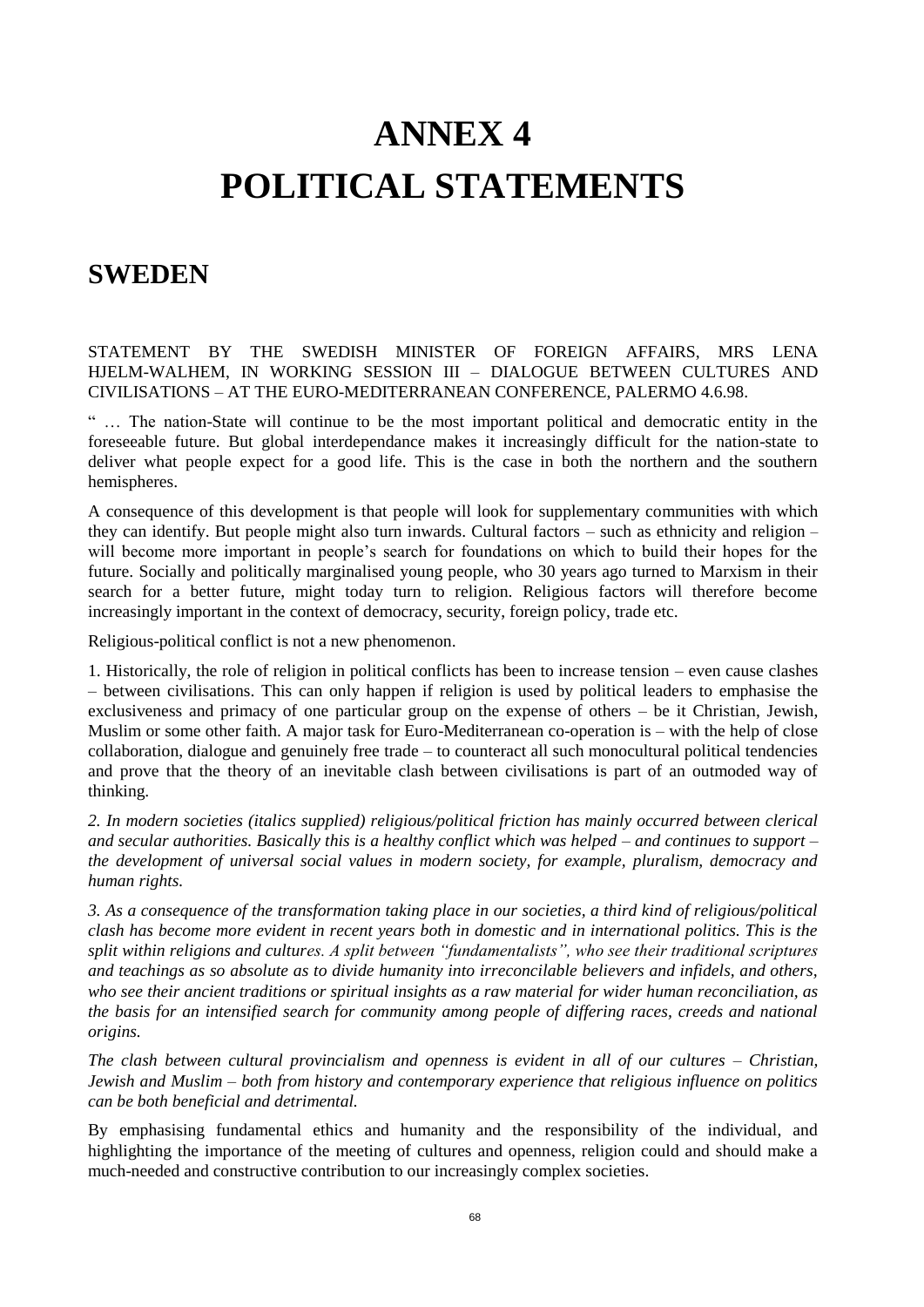# ANNEX 4
# POLITICAL STATEMENTS

## SWEDEN

STATEMENT BY THE SWEDISH MINISTER OF FOREIGN AFFAIRS, MRS LENA HJELM-WALHEM, IN WORKING SESSION III – DIALOGUE BETWEEN CULTURES AND CIVILISATIONS – AT THE EURO-MEDITERRANEAN CONFERENCE, PALERMO 4.6.98.

" … The nation-State will continue to be the most important political and democratic entity in the foreseeable future. But global interdependance makes it increasingly difficult for the nation-state to deliver what people expect for a good life. This is the case in both the northern and the southern hemispheres.

A consequence of this development is that people will look for supplementary communities with which they can identify. But people might also turn inwards. Cultural factors – such as ethnicity and religion – will become more important in people's search for foundations on which to build their hopes for the future. Socially and politically marginalised young people, who 30 years ago turned to Marxism in their search for a better future, might today turn to religion. Religious factors will therefore become increasingly important in the context of democracy, security, foreign policy, trade etc.

Religious-political conflict is not a new phenomenon.

1. Historically, the role of religion in political conflicts has been to increase tension – even cause clashes – between civilisations. This can only happen if religion is used by political leaders to emphasise the exclusiveness and primacy of one particular group on the expense of others – be it Christian, Jewish, Muslim or some other faith. A major task for Euro-Mediterranean co-operation is – with the help of close collaboration, dialogue and genuinely free trade – to counteract all such monocultural political tendencies and prove that the theory of an inevitable clash between civilisations is part of an outmoded way of thinking.

*2. In modern societies (italics supplied) religious/political friction has mainly occurred between clerical and secular authorities. Basically this is a healthy conflict which was helped – and continues to support – the development of universal social values in modern society, for example, pluralism, democracy and human rights.*

*3. As a consequence of the transformation taking place in our societies, a third kind of religious/political clash has become more evident in recent years both in domestic and in international politics. This is the split within religions and cultures. A split between "fundamentalists", who see their traditional scriptures and teachings as so absolute as to divide humanity into irreconcilable believers and infidels, and others, who see their ancient traditions or spiritual insights as a raw material for wider human reconciliation, as the basis for an intensified search for community among people of differing races, creeds and national origins.*

*The clash between cultural provincialism and openness is evident in all of our cultures – Christian, Jewish and Muslim – both from history and contemporary experience that religious influence on politics can be both beneficial and detrimental.*

By emphasising fundamental ethics and humanity and the responsibility of the individual, and highlighting the importance of the meeting of cultures and openness, religion could and should make a much-needed and constructive contribution to our increasingly complex societies.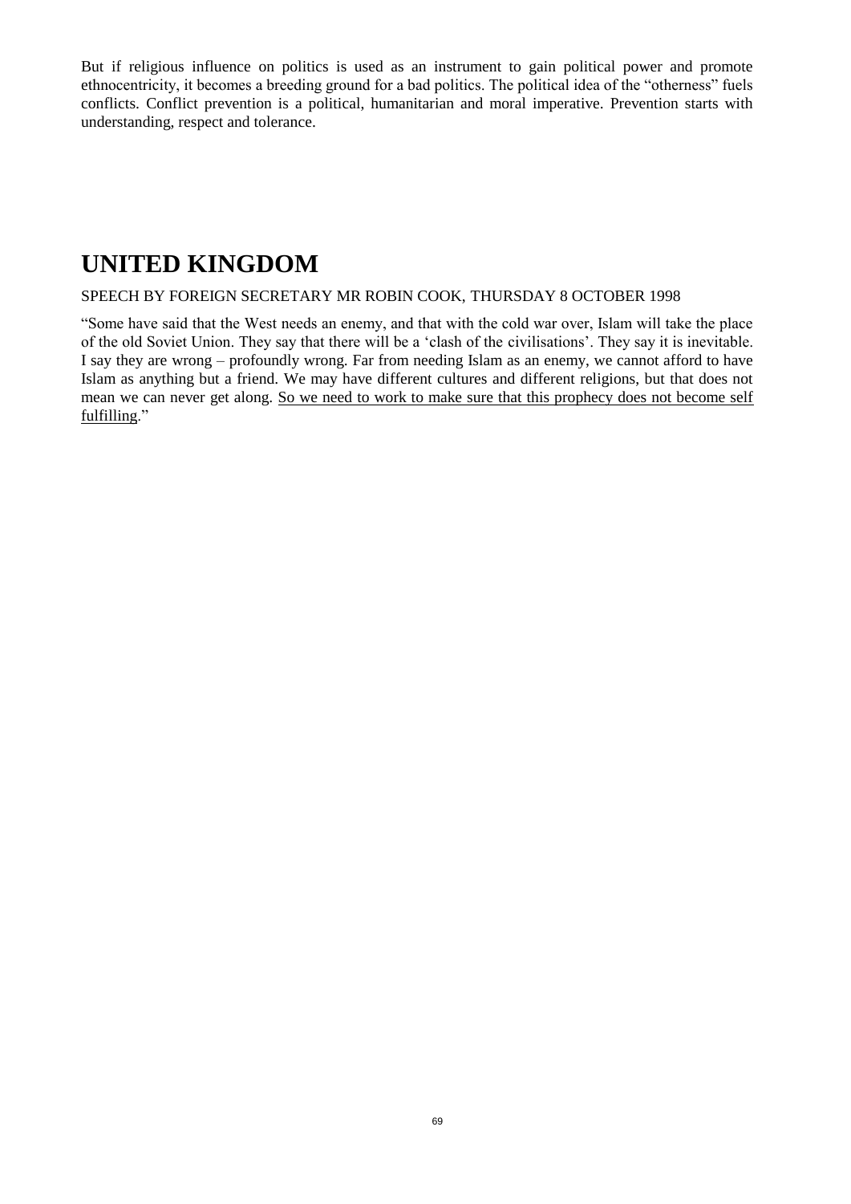But if religious influence on politics is used as an instrument to gain political power and promote ethnocentricity, it becomes a breeding ground for a bad politics. The political idea of the "otherness" fuels conflicts. Conflict prevention is a political, humanitarian and moral imperative. Prevention starts with understanding, respect and tolerance.

# UNITED KINGDOM

SPEECH BY FOREIGN SECRETARY MR ROBIN COOK, THURSDAY 8 OCTOBER 1998

"Some have said that the West needs an enemy, and that with the cold war over, Islam will take the place of the old Soviet Union. They say that there will be a 'clash of the civilisations'. They say it is inevitable. I say they are wrong – profoundly wrong. Far from needing Islam as an enemy, we cannot afford to have Islam as anything but a friend. We may have different cultures and different religions, but that does not mean we can never get along. <u>So we need to work to make sure that this prophecy does not become self fulfilling</u>."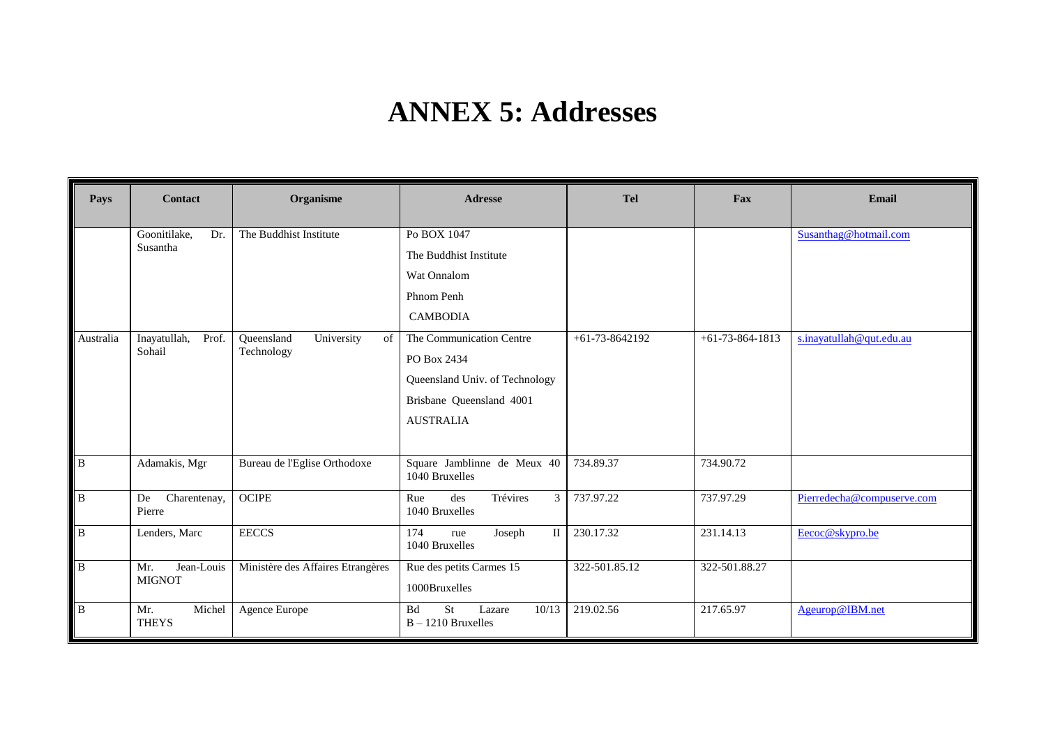# ANNEX 5: Addresses

| Pays | Contact | Organisme | Adresse | Tel | Fax | Email |
|---|---|---|---|---|---|---|
| | Goonitilake, Dr. Susantha | The Buddhist Institute | Po BOX 1047<br>The Buddhist Institute<br>Wat Onnalom<br>Phnom Penh<br>CAMBODIA | | | Susanthag@hotmail.com |
| Australia | Inayatullah, Prof. Sohail | Queensland University of Technology | The Communication Centre<br>PO Box 2434<br>Queensland Univ. of Technology<br>Brisbane Queensland 4001<br>AUSTRALIA | +61-73-8642192 | +61-73-864-1813 | s.inayatullah@qut.edu.au |
| B | Adamakis, Mgr | Bureau de l'Eglise Orthodoxe | Square Jamblinne de Meux 40<br>1040 Bruxelles | 734.89.37 | 734.90.72 | |
| B | De Charentenay, Pierre | OCIPE | Rue des Trévires 3<br>1040 Bruxelles | 737.97.22 | 737.97.29 | Pierredecha@compuserve.com |
| B | Lenders, Marc | EECCS | 174 rue Joseph II<br>1040 Bruxelles | 230.17.32 | 231.14.13 | Eecoc@skypro.be |
| B | Mr. Jean-Louis MIGNOT | Ministère des Affaires Etrangères | Rue des petits Carmes 15<br>1000Bruxelles | 322-501.85.12 | 322-501.88.27 | |
| B | Mr. Michel THEYS | Agence Europe | Bd St Lazare 10/13<br>B – 1210 Bruxelles | 219.02.56 | 217.65.97 | Ageurop@IBM.net |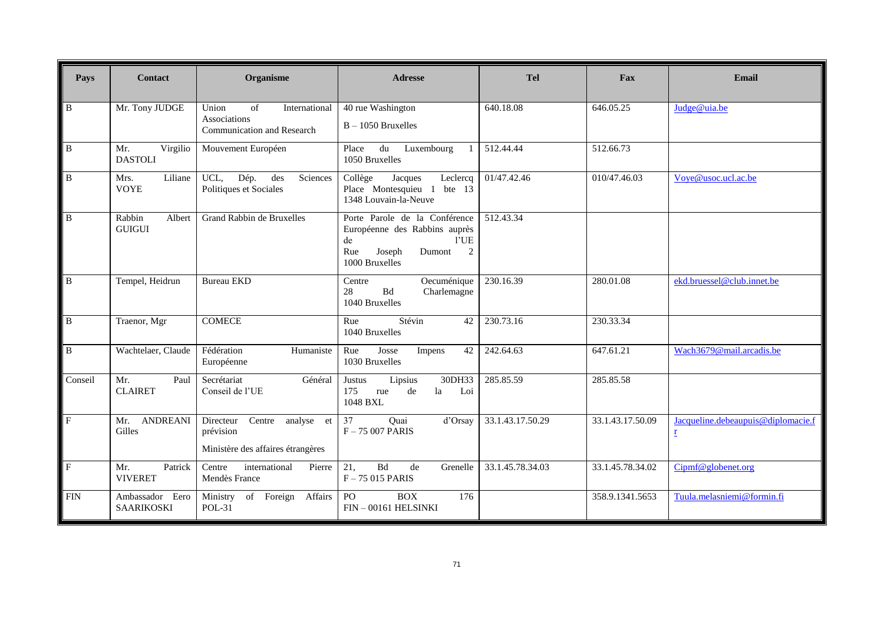| Pays | Contact | Organisme | Adresse | Tel | Fax | Email |
|---|---|---|---|---|---|---|
| B | Mr. Tony JUDGE | Union of International Associations<br>Communication and Research | 40 rue Washington<br>B – 1050 Bruxelles | 640.18.08 | 646.05.25 | Judge@uia.be |
| B | Mr. Virgilio DASTOLI | Mouvement Européen | Place du Luxembourg 1<br>1050 Bruxelles | 512.44.44 | 512.66.73 | |
| B | Mrs. Liliane VOYE | UCL, Dép. des Sciences Politiques et Sociales | Collège Jacques Leclercq<br>Place Montesquieu 1 bte 13<br>1348 Louvain-la-Neuve | 01/47.42.46 | 010/47.46.03 | Voye@usoc.ucl.ac.be |
| B | Rabbin Albert GUIGUI | Grand Rabbin de Bruxelles | Porte Parole de la Conférence Européenne des Rabbins auprès de l'UE<br>Rue Joseph Dumont 2<br>1000 Bruxelles | 512.43.34 | | |
| B | Tempel, Heidrun | Bureau EKD | Centre Oecuménique<br>28 Bd Charlemagne<br>1040 Bruxelles | 230.16.39 | 280.01.08 | ekd.bruessel@club.innet.be |
| B | Traenor, Mgr | COMECE | Rue Stévin 42<br>1040 Bruxelles | 230.73.16 | 230.33.34 | |
| B | Wachtelaer, Claude | Fédération Humaniste Européenne | Rue Josse Impens 42<br>1030 Bruxelles | 242.64.63 | 647.61.21 | Wach3679@mail.arcadis.be |
| Conseil | Mr. Paul CLAIRET | Secrétariat Général Conseil de l'UE | Justus Lipsius 30DH33<br>175 rue de la Loi<br>1048 BXL | 285.85.59 | 285.85.58 | |
| F | Mr. ANDREANI Gilles | Directeur Centre analyse et prévision<br>Ministère des affaires étrangères | 37 Quai d'Orsay<br>F – 75 007 PARIS | 33.1.43.17.50.29 | 33.1.43.17.50.09 | Jacqueline.debeaupuis@diplomacie.fr |
| F | Mr. Patrick VIVERET | Centre international Pierre Mendès France | 21, Bd de Grenelle<br>F – 75 015 PARIS | 33.1.45.78.34.03 | 33.1.45.78.34.02 | Cipmf@globenet.org |
| FIN | Ambassador Eero SAARIKOSKI | Ministry of Foreign Affairs POL-31 | PO BOX 176<br>FIN – 00161 HELSINKI | | 358.9.1341.5653 | Tuula.melasniemi@formin.fi |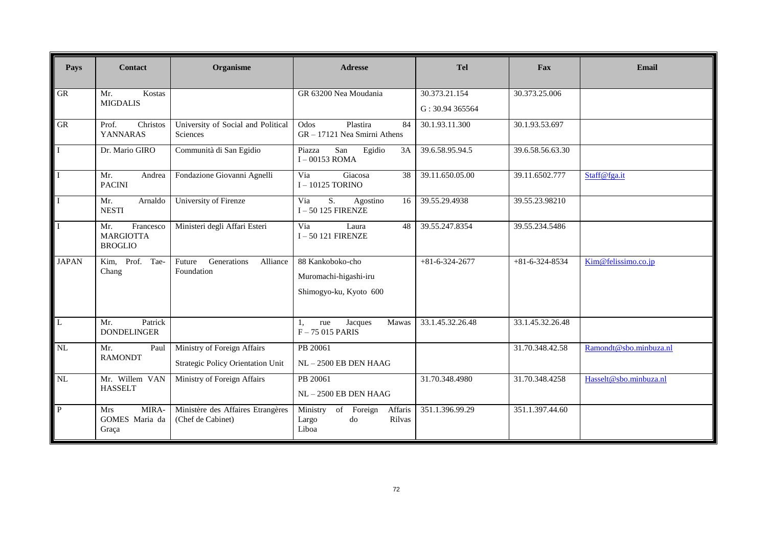| Pays | Contact | Organisme | Adresse | Tel | Fax | Email |
|---|---|---|---|---|---|---|
| GR | Mr. Kostas MIGDALIS | | GR 63200 Nea Moudania | 30.373.21.154<br>G : 30.94 365564 | 30.373.25.006 | |
| GR | Prof. Christos YANNARAS | University of Social and Political Sciences | Odos Plastira 84<br>GR – 17121 Nea Smirni Athens | 30.1.93.11.300 | 30.1.93.53.697 | |
| I | Dr. Mario GIRO | Communità di San Egidio | Piazza San Egidio 3A<br>I – 00153 ROMA | 39.6.58.95.94.5 | 39.6.58.56.63.30 | |
| I | Mr. Andrea PACINI | Fondazione Giovanni Agnelli | Via Giacosa 38<br>I – 10125 TORINO | 39.11.650.05.00 | 39.11.6502.777 | Staff@fga.it |
| I | Mr. Arnaldo NESTI | University of Firenze | Via S. Agostino 16<br>I – 50 125 FIRENZE | 39.55.29.4938 | 39.55.23.98210 | |
| I | Mr. Francesco MARGIOTTA BROGLIO | Ministeri degli Affari Esteri | Via Laura 48<br>I – 50 121 FIRENZE | 39.55.247.8354 | 39.55.234.5486 | |
| JAPAN | Kim, Prof. Tae-Chang | Future Generations Alliance Foundation | 88 Kankoboko-cho<br>Muromachi-higashi-iru<br>Shimogyo-ku, Kyoto 600 | +81-6-324-2677 | +81-6-324-8534 | Kim@felissimo.co.jp |
| L | Mr. Patrick DONDELINGER | | 1, rue Jacques Mawas<br>F – 75 015 PARIS | 33.1.45.32.26.48 | 33.1.45.32.26.48 | |
| NL | Mr. Paul RAMONDT | Ministry of Foreign Affairs<br>Strategic Policy Orientation Unit | PB 20061<br>NL – 2500 EB DEN HAAG | | 31.70.348.42.58 | Ramondt@sbo.minbuza.nl |
| NL | Mr. Willem VAN HASSELT | Ministry of Foreign Affairs | PB 20061<br>NL – 2500 EB DEN HAAG | 31.70.348.4980 | 31.70.348.4258 | Hasselt@sbo.minbuza.nl |
| P | Mrs MIRA-GOMES Maria da Graça | Ministère des Affaires Etrangères (Chef de Cabinet) | Ministry of Foreign Affaris Largo do Rilvas Liboa | 351.1.396.99.29 | 351.1.397.44.60 | |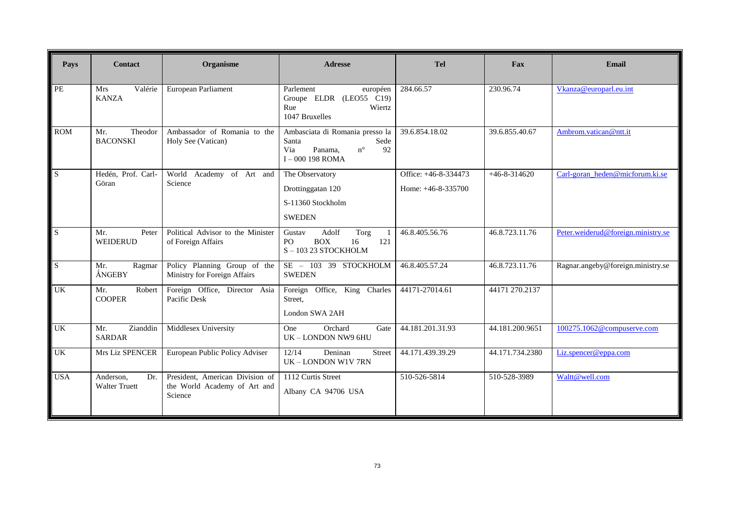| Pays | Contact | Organisme | Adresse | Tel | Fax | Email |
|---|---|---|---|---|---|---|
| PE | Mrs Valérie KANZA | European Parliament | Parlement européen Groupe ELDR (LEO55 C19) Rue Wiertz 1047 Bruxelles | 284.66.57 | 230.96.74 | Vkanza@europarl.eu.int |
| ROM | Mr. Theodor BACONSKI | Ambassador of Romania to the Holy See (Vatican) | Ambasciata di Romania presso la Santa Sede Via Panama, n° 92 I – 000 198 ROMA | 39.6.854.18.02 | 39.6.855.40.67 | Ambrom.vatican@ntt.it |
| S | Hedén, Prof. Carl-Göran | World Academy of Art and Science | The Observatory<br>Drottinggatan 120<br>S-11360 Stockholm<br>SWEDEN | Office: +46-8-334473<br>Home: +46-8-335700 | +46-8-314620 | Carl-goran_heden@micforum.ki.se |
| S | Mr. Peter WEIDERUD | Political Advisor to the Minister of Foreign Affairs | Gustav Adolf Torg 1 PO BOX 16 121 S – 103 23 STOCKHOLM | 46.8.405.56.76 | 46.8.723.11.76 | Peter.weiderud@foreign.ministry.se |
| S | Mr. Ragmar ÅNGEBY | Policy Planning Group of the Ministry for Foreign Affairs | SE – 103 39 STOCKHOLM SWEDEN | 46.8.405.57.24 | 46.8.723.11.76 | Ragnar.angeby@foreign.ministry.se |
| UK | Mr. Robert COOPER | Foreign Office, Director Asia Pacific Desk | Foreign Office, King Charles Street,<br>London SWA 2AH | 44171-27014.61 | 44171 270.2137 | |
| UK | Mr. Zianddin SARDAR | Middlesex University | One Orchard Gate UK – LONDON NW9 6HU | 44.181.201.31.93 | 44.181.200.9651 | 100275.1062@compuserve.com |
| UK | Mrs Liz SPENCER | European Public Policy Adviser | 12/14 Deninan Street UK – LONDON W1V 7RN | 44.171.439.39.29 | 44.171.734.2380 | Liz.spencer@eppa.com |
| USA | Anderson, Dr. Walter Truett | President, American Division of the World Academy of Art and Science | 1112 Curtis Street<br>Albany CA 94706 USA | 510-526-5814 | 510-528-3989 | Waltt@well.com |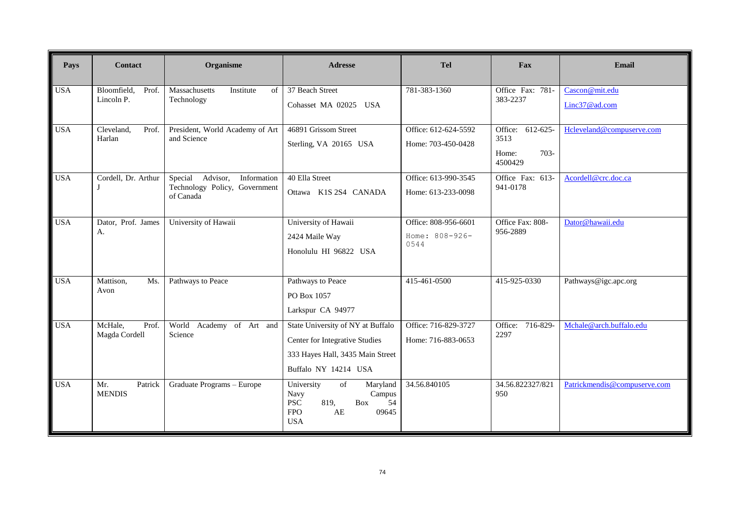| Pays | Contact | Organisme | Adresse | Tel | Fax | Email |
|---|---|---|---|---|---|---|
| USA | Bloomfield, Prof. Lincoln P. | Massachusetts Institute of Technology | 37 Beach Street<br>Cohasset MA 02025 USA | 781-383-1360 | Office Fax: 781-383-2237 | Cascon@mit.edu<br>Linc37@ad.com |
| USA | Cleveland, Prof. Harlan | President, World Academy of Art and Science | 46891 Grissom Street<br>Sterling, VA 20165 USA | Office: 612-624-5592<br>Home: 703-450-0428 | Office: 612-625-3513<br>Home: 703-4500429 | Hcleveland@compuserve.com |
| USA | Cordell, Dr. Arthur J | Special Advisor, Information Technology Policy, Government of Canada | 40 Ella Street<br>Ottawa K1S 2S4 CANADA | Office: 613-990-3545<br>Home: 613-233-0098 | Office Fax: 613-941-0178 | Acordell@crc.doc.ca |
| USA | Dator, Prof. James A. | University of Hawaii | University of Hawaii<br>2424 Maile Way<br>Honolulu HI 96822 USA | Office: 808-956-6601<br>Home: 808-926-0544 | Office Fax: 808-956-2889 | Dator@hawaii.edu |
| USA | Mattison, Ms. Avon | Pathways to Peace | Pathways to Peace<br>PO Box 1057<br>Larkspur CA 94977 | 415-461-0500 | 415-925-0330 | Pathways@igc.apc.org |
| USA | McHale, Prof. Magda Cordell | World Academy of Art and Science | State University of NY at Buffalo<br>Center for Integrative Studies<br>333 Hayes Hall, 3435 Main Street<br>Buffalo NY 14214 USA | Office: 716-829-3727<br>Home: 716-883-0653 | Office: 716-829-2297 | Mchale@arch.buffalo.edu |
| USA | Mr. Patrick MENDIS | Graduate Programs – Europe | University of Maryland Navy Campus<br>PSC 819, Box 54<br>FPO AE 09645<br>USA | 34.56.840105 | 34.56.822327/821950 | Patrickmendis@compuserve.com |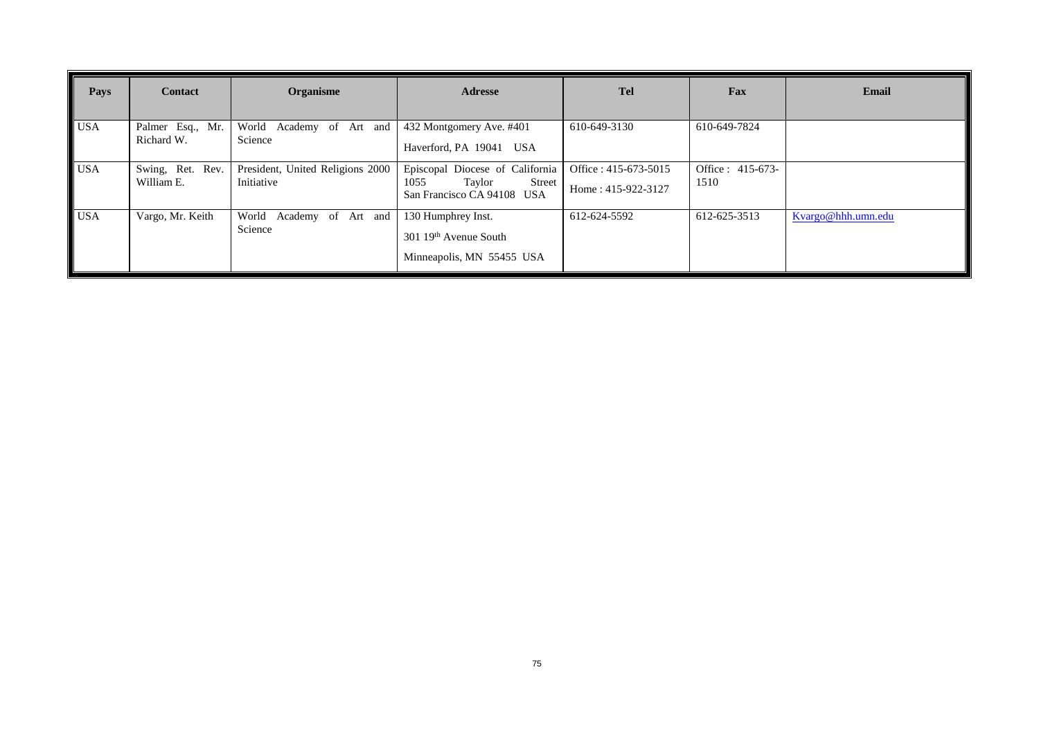| Pays | Contact | Organisme | Adresse | Tel | Fax | Email |
|---|---|---|---|---|---|---|
| USA | Palmer Esq., Mr. Richard W. | World Academy of Art and Science | 432 Montgomery Ave. #401<br>Haverford, PA 19041 USA | 610-649-3130 | 610-649-7824 | |
| USA | Swing, Ret. Rev. William E. | President, United Religions 2000 Initiative | Episcopal Diocese of California 1055 Taylor Street San Francisco CA 94108 USA | Office : 415-673-5015<br>Home : 415-922-3127 | Office : 415-673-1510 | |
| USA | Vargo, Mr. Keith | World Academy of Art and Science | 130 Humphrey Inst.<br>301 19th Avenue South<br>Minneapolis, MN 55455 USA | 612-624-5592 | 612-625-3513 | Kvargo@hhh.umn.edu |